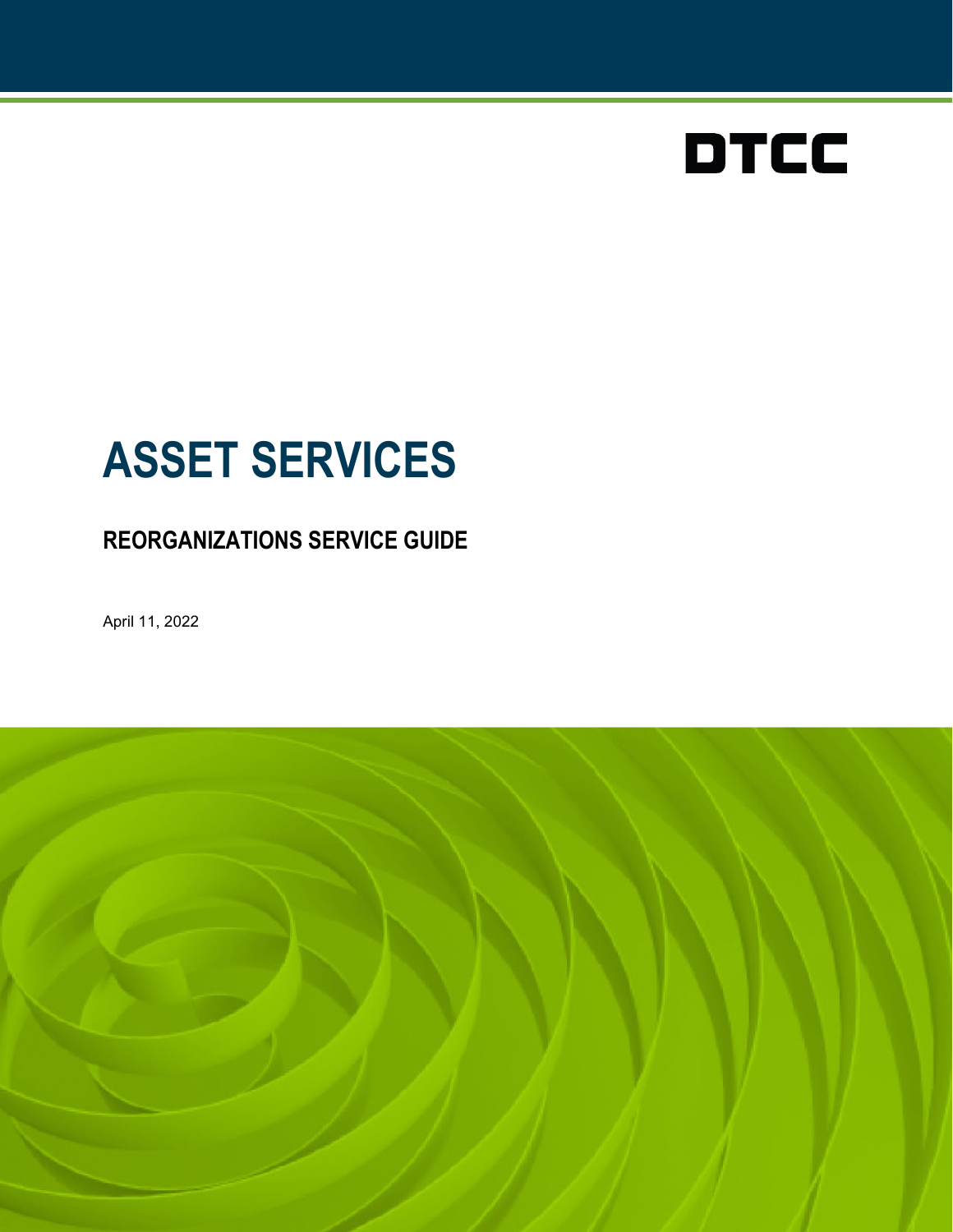DTCC

# ASSET SERVICES

## REORGANIZATIONS SERVICE GUIDE

April 11, 2022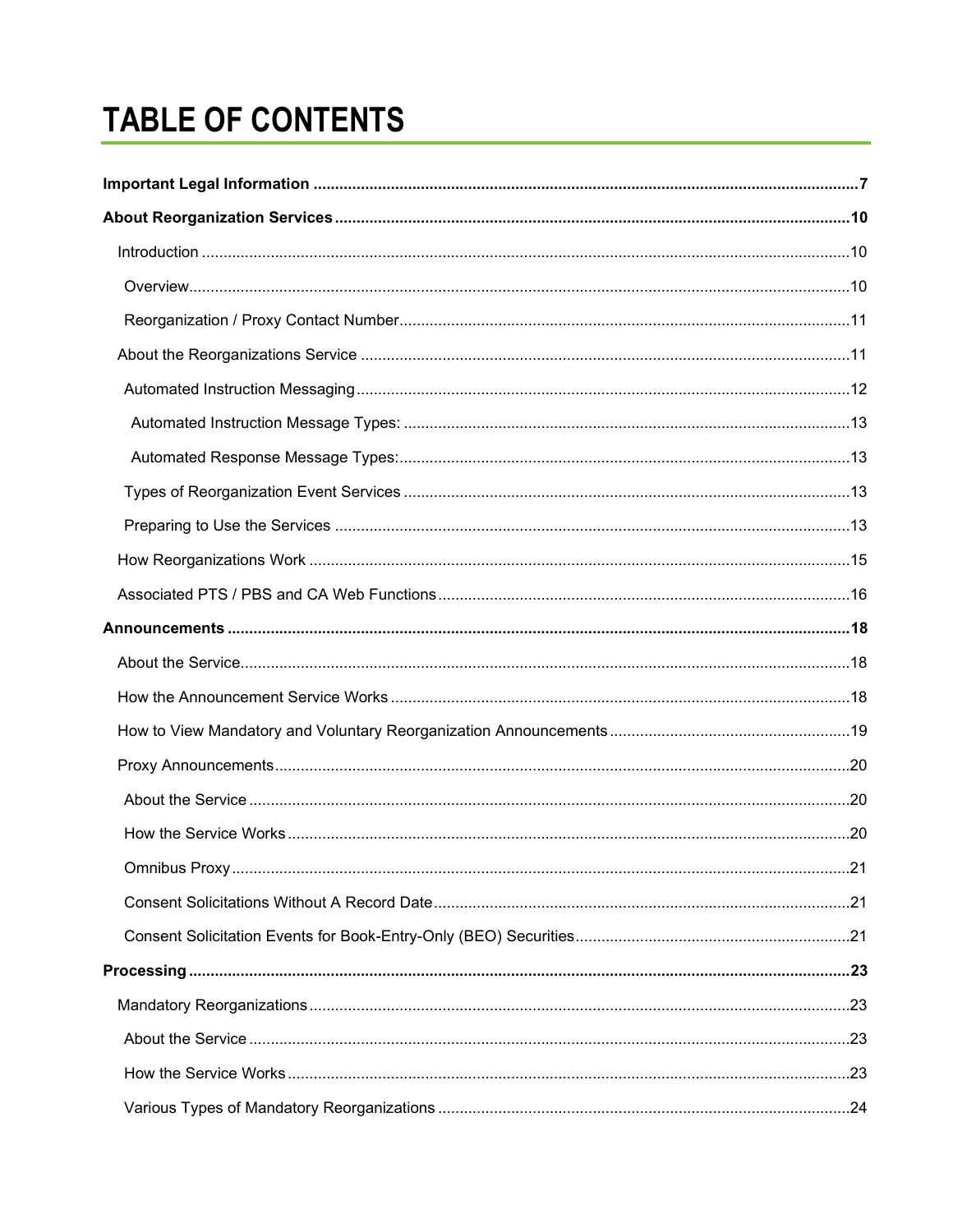# TABLE OF CONTENTS

**Important Legal Information .......... 7**

**About Reorganization Services .......... 10**

- Introduction .......... 10
  - Overview .......... 10
  - Reorganization / Proxy Contact Number .......... 11
- About the Reorganizations Service .......... 11
  - Automated Instruction Messaging .......... 12
    - Automated Instruction Message Types: .......... 13
    - Automated Response Message Types: .......... 13
  - Types of Reorganization Event Services .......... 13
  - Preparing to Use the Services .......... 13
- How Reorganizations Work .......... 15
- Associated PTS / PBS and CA Web Functions .......... 16

**Announcements .......... 18**

- About the Service .......... 18
- How the Announcement Service Works .......... 18
- How to View Mandatory and Voluntary Reorganization Announcements .......... 19
- Proxy Announcements .......... 20
  - About the Service .......... 20
  - How the Service Works .......... 20
  - Omnibus Proxy .......... 21
  - Consent Solicitations Without A Record Date .......... 21
  - Consent Solicitation Events for Book-Entry-Only (BEO) Securities .......... 21

**Processing .......... 23**

- Mandatory Reorganizations .......... 23
  - About the Service .......... 23
  - How the Service Works .......... 23
  - Various Types of Mandatory Reorganizations .......... 24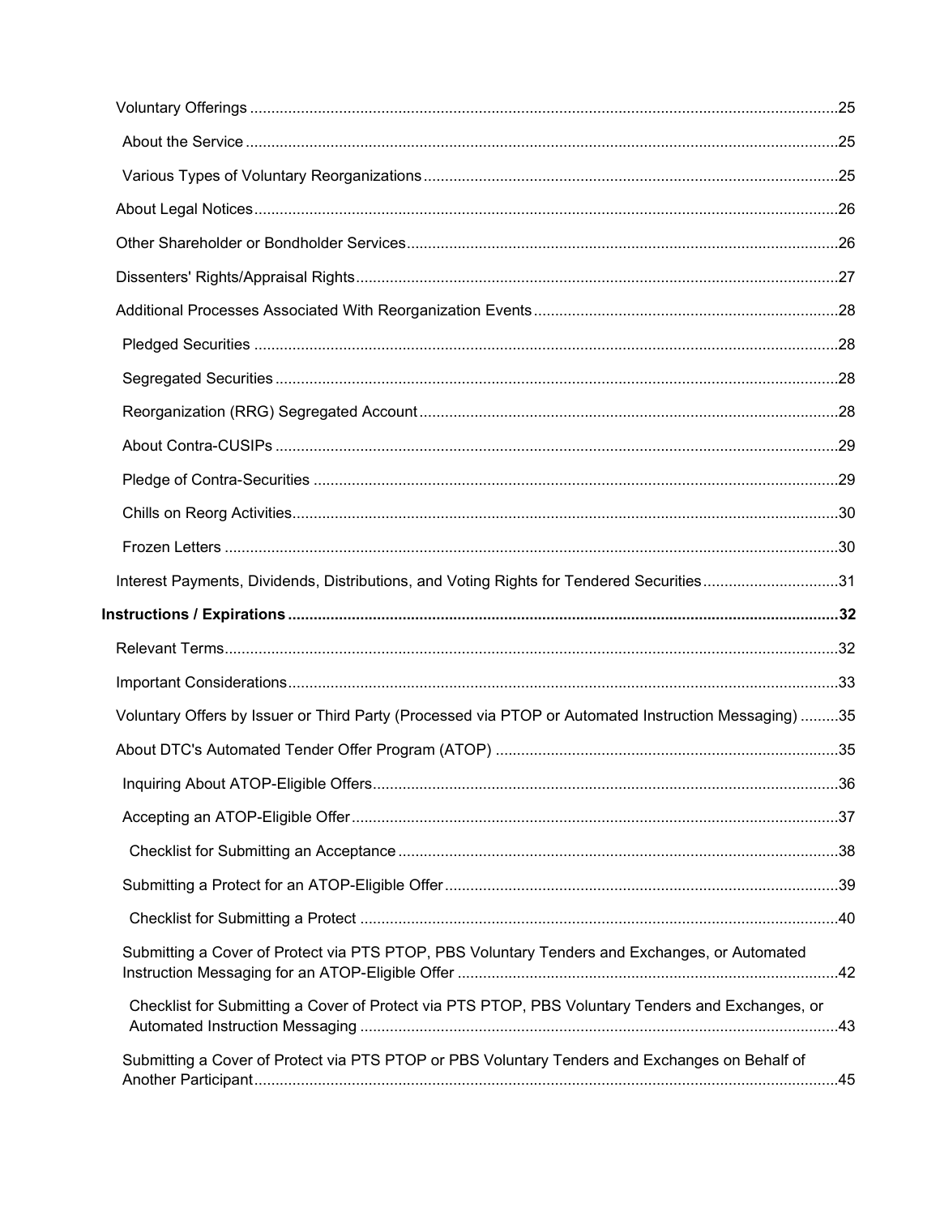Voluntary Offerings .......................................................................................................................25

About the Service .......................................................................................................................25

Various Types of Voluntary Reorganizations ..............................................................................25

About Legal Notices.........................................................................................................................26

Other Shareholder or Bondholder Services......................................................................................26

Dissenters' Rights/Appraisal Rights.................................................................................................27

Additional Processes Associated With Reorganization Events........................................................28

Pledged Securities .......................................................................................................................28

Segregated Securities..................................................................................................................28

Reorganization (RRG) Segregated Account ...............................................................................28

About Contra-CUSIPs ..................................................................................................................29

Pledge of Contra-Securities .........................................................................................................29

Chills on Reorg Activities..............................................................................................................30

Frozen Letters ..............................................................................................................................30

Interest Payments, Dividends, Distributions, and Voting Rights for Tendered Securities ................................31

**Instructions / Expirations ..................................................................................................................32**

Relevant Terms.................................................................................................................................32

Important Considerations..................................................................................................................33

Voluntary Offers by Issuer or Third Party (Processed via PTOP or Automated Instruction Messaging) .........35

About DTC's Automated Tender Offer Program (ATOP) ..................................................................35

Inquiring About ATOP-Eligible Offers...........................................................................................36

Accepting an ATOP-Eligible Offer................................................................................................37

Checklist for Submitting an Acceptance ....................................................................................38

Submitting a Protect for an ATOP-Eligible Offer...........................................................................39

Checklist for Submitting a Protect ..............................................................................................40

Submitting a Cover of Protect via PTS PTOP, PBS Voluntary Tenders and Exchanges, or Automated Instruction Messaging for an ATOP-Eligible Offer ........................................................................42

Checklist for Submitting a Cover of Protect via PTS PTOP, PBS Voluntary Tenders and Exchanges, or Automated Instruction Messaging ................................................................................................43

Submitting a Cover of Protect via PTS PTOP or PBS Voluntary Tenders and Exchanges on Behalf of Another Participant........................................................................................................................45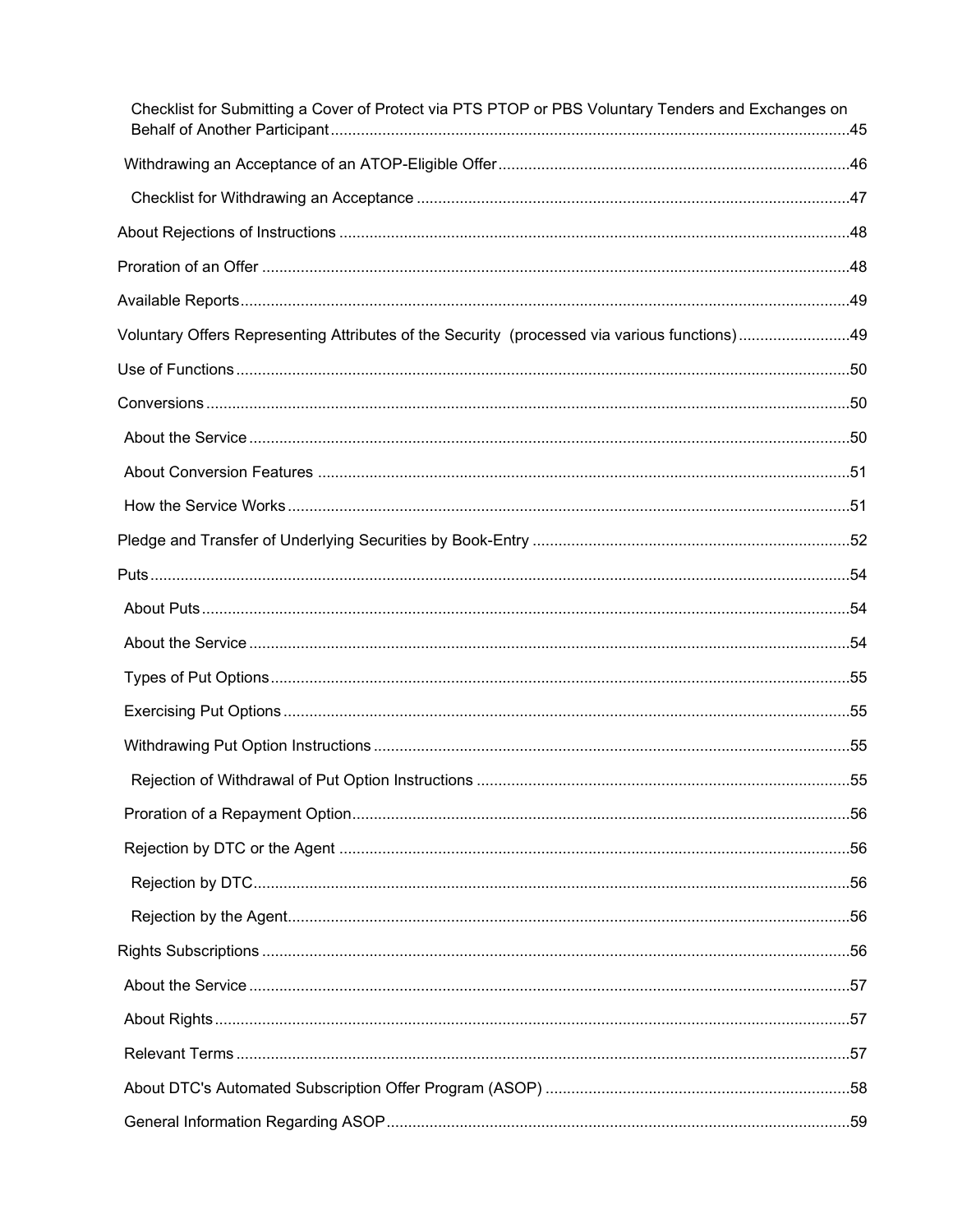Checklist for Submitting a Cover of Protect via PTS PTOP or PBS Voluntary Tenders and Exchanges on Behalf of Another Participant ........................................................................................................................ 45

Withdrawing an Acceptance of an ATOP-Eligible Offer ................................................................................. 46

Checklist for Withdrawing an Acceptance .................................................................................................... 47

About Rejections of Instructions ..................................................................................................................... 48

Proration of an Offer ........................................................................................................................................ 48

Available Reports ............................................................................................................................................. 49

Voluntary Offers Representing Attributes of the Security (processed via various functions) .......................... 49

Use of Functions .............................................................................................................................................. 50

Conversions ..................................................................................................................................................... 50

About the Service ............................................................................................................................................ 50

About Conversion Features ............................................................................................................................ 51

How the Service Works ................................................................................................................................... 51

Pledge and Transfer of Underlying Securities by Book-Entry ......................................................................... 52

Puts .................................................................................................................................................................. 54

About Puts ....................................................................................................................................................... 54

About the Service ............................................................................................................................................ 54

Types of Put Options ....................................................................................................................................... 55

Exercising Put Options .................................................................................................................................... 55

Withdrawing Put Option Instructions ............................................................................................................... 55

Rejection of Withdrawal of Put Option Instructions ......................................................................................... 55

Proration of a Repayment Option .................................................................................................................... 56

Rejection by DTC or the Agent ....................................................................................................................... 56

Rejection by DTC ............................................................................................................................................. 56

Rejection by the Agent ..................................................................................................................................... 56

Rights Subscriptions ........................................................................................................................................ 56

About the Service ............................................................................................................................................ 57

About Rights .................................................................................................................................................... 57

Relevant Terms ............................................................................................................................................... 57

About DTC's Automated Subscription Offer Program (ASOP) ....................................................................... 58

General Information Regarding ASOP ............................................................................................................ 59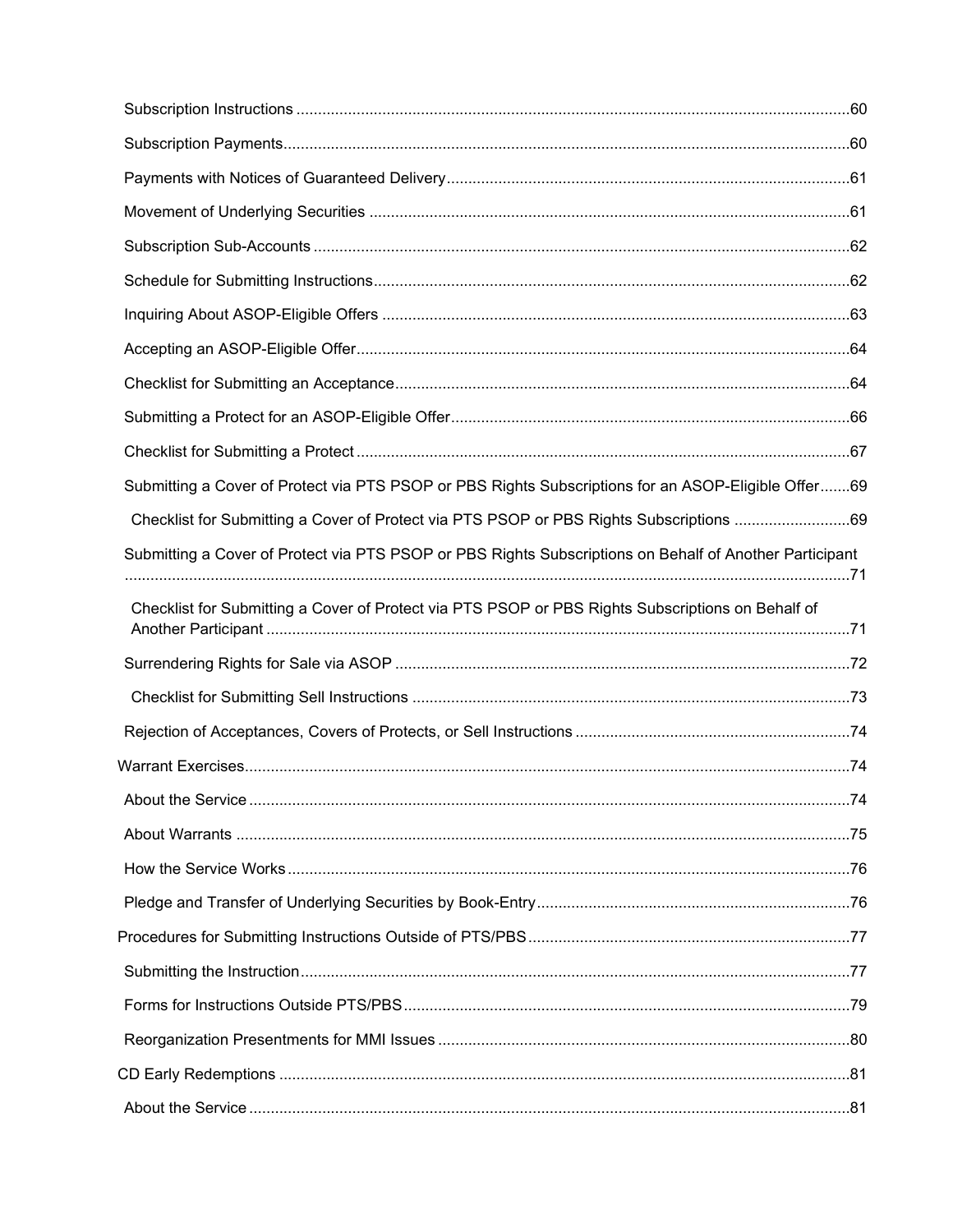Subscription Instructions ....................................................................................................................60

Subscription Payments.........................................................................................................................60

Payments with Notices of Guaranteed Delivery...................................................................................61

Movement of Underlying Securities .....................................................................................................61

Subscription Sub-Accounts ..................................................................................................................62

Schedule for Submitting Instructions....................................................................................................62

Inquiring About ASOP-Eligible Offers ..................................................................................................63

Accepting an ASOP-Eligible Offer........................................................................................................64

Checklist for Submitting an Acceptance...............................................................................................64

Submitting a Protect for an ASOP-Eligible Offer..................................................................................66

Checklist for Submitting a Protect ........................................................................................................67

Submitting a Cover of Protect via PTS PSOP or PBS Rights Subscriptions for an ASOP-Eligible Offer.......69

Checklist for Submitting a Cover of Protect via PTS PSOP or PBS Rights Subscriptions ...........................69

Submitting a Cover of Protect via PTS PSOP or PBS Rights Subscriptions on Behalf of Another Participant ......................................................................................................................................................71

Checklist for Submitting a Cover of Protect via PTS PSOP or PBS Rights Subscriptions on Behalf of Another Participant .......................................................................................................................71

Surrendering Rights for Sale via ASOP ...............................................................................................72

Checklist for Submitting Sell Instructions ............................................................................................73

Rejection of Acceptances, Covers of Protects, or Sell Instructions ......................................................74

Warrant Exercises..................................................................................................................................74

About the Service ..................................................................................................................................74

About Warrants .....................................................................................................................................75

How the Service Works .........................................................................................................................76

Pledge and Transfer of Underlying Securities by Book-Entry...............................................................76

Procedures for Submitting Instructions Outside of PTS/PBS.................................................................77

Submitting the Instruction......................................................................................................................77

Forms for Instructions Outside PTS/PBS..............................................................................................79

Reorganization Presentments for MMI Issues ......................................................................................80

CD Early Redemptions ..........................................................................................................................81

About the Service ..................................................................................................................................81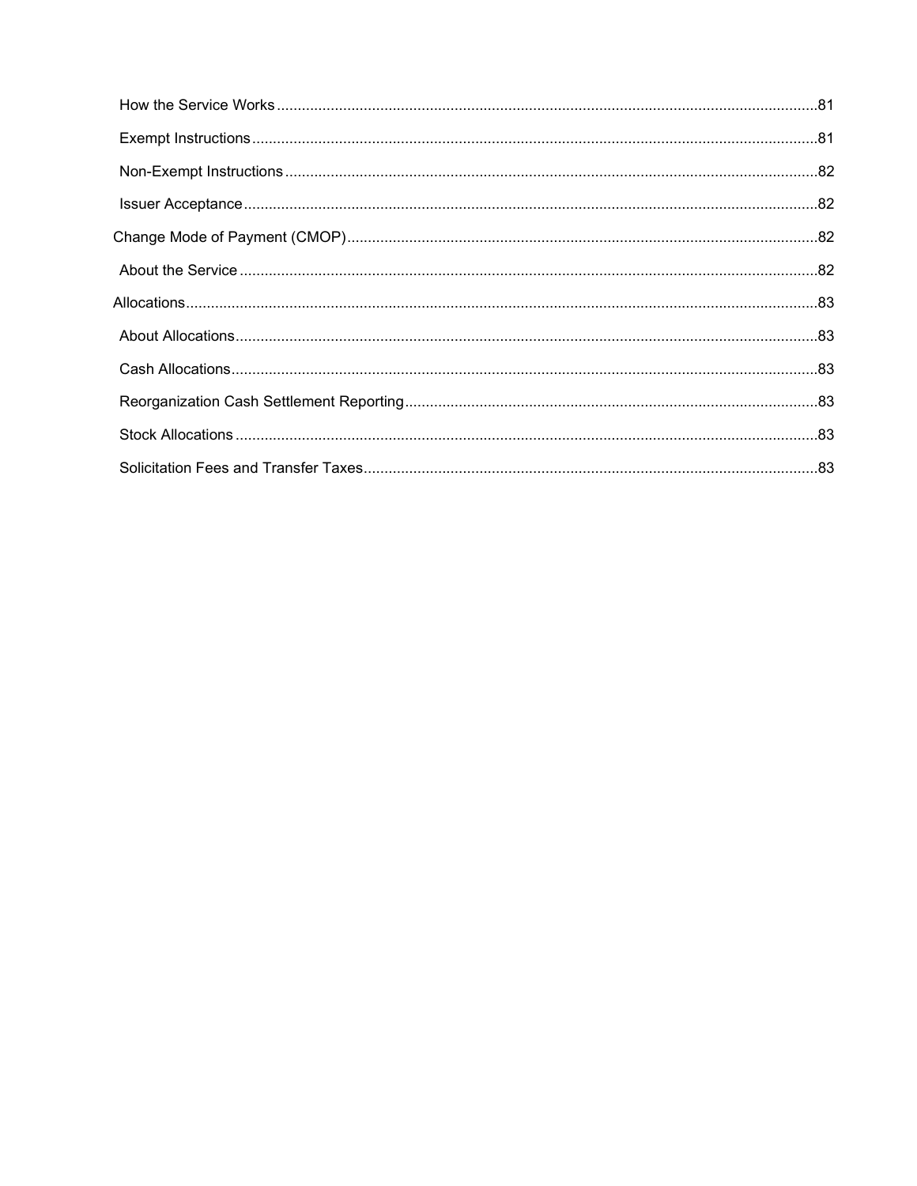- How the Service Works ..... 81
- Exempt Instructions ..... 81
- Non-Exempt Instructions ..... 82
- Issuer Acceptance ..... 82

Change Mode of Payment (CMOP) ..... 82

- About the Service ..... 82

Allocations ..... 83

- About Allocations ..... 83
- Cash Allocations ..... 83
- Reorganization Cash Settlement Reporting ..... 83
- Stock Allocations ..... 83
- Solicitation Fees and Transfer Taxes ..... 83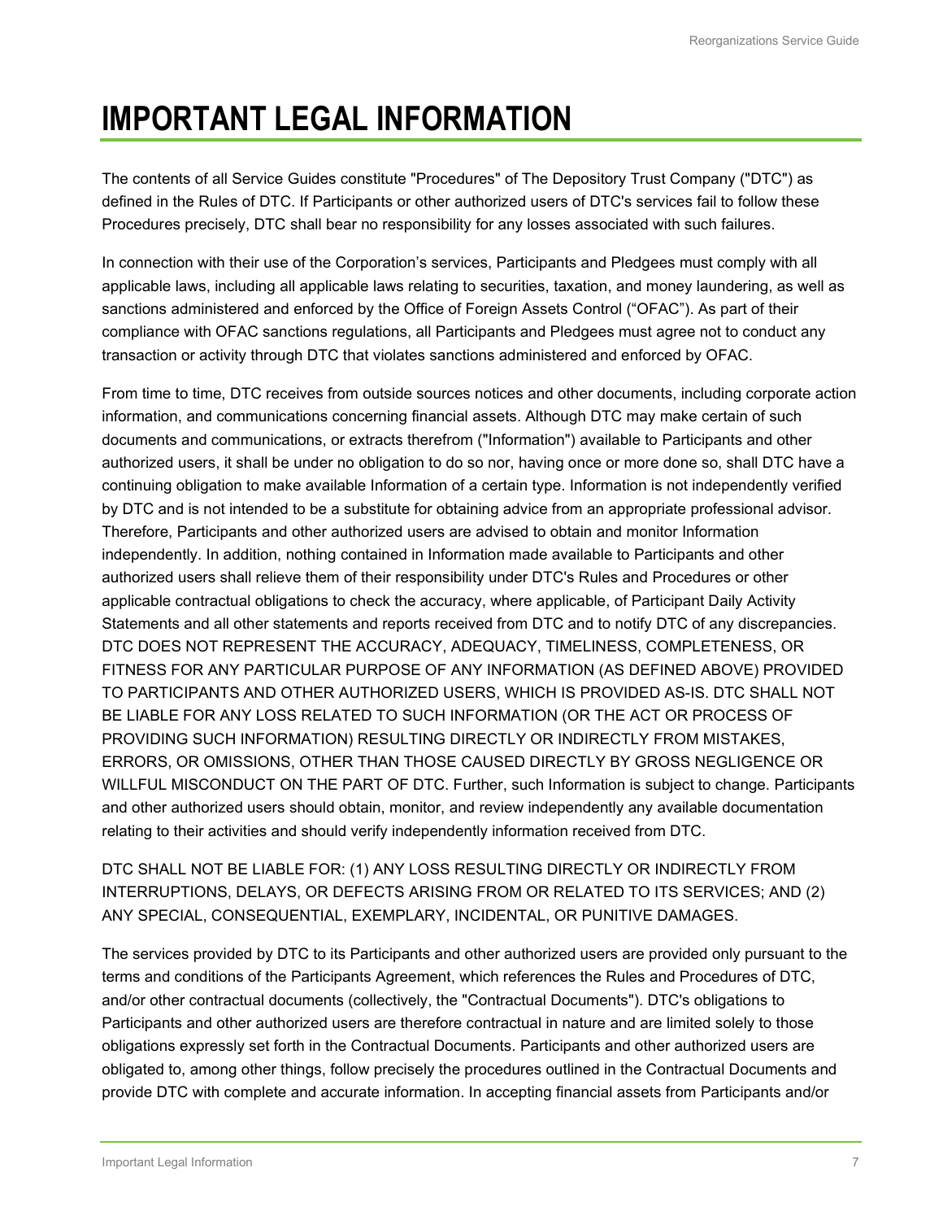# IMPORTANT LEGAL INFORMATION

The contents of all Service Guides constitute "Procedures" of The Depository Trust Company ("DTC") as defined in the Rules of DTC. If Participants or other authorized users of DTC's services fail to follow these Procedures precisely, DTC shall bear no responsibility for any losses associated with such failures.

In connection with their use of the Corporation's services, Participants and Pledgees must comply with all applicable laws, including all applicable laws relating to securities, taxation, and money laundering, as well as sanctions administered and enforced by the Office of Foreign Assets Control ("OFAC"). As part of their compliance with OFAC sanctions regulations, all Participants and Pledgees must agree not to conduct any transaction or activity through DTC that violates sanctions administered and enforced by OFAC.

From time to time, DTC receives from outside sources notices and other documents, including corporate action information, and communications concerning financial assets. Although DTC may make certain of such documents and communications, or extracts therefrom ("Information") available to Participants and other authorized users, it shall be under no obligation to do so nor, having once or more done so, shall DTC have a continuing obligation to make available Information of a certain type. Information is not independently verified by DTC and is not intended to be a substitute for obtaining advice from an appropriate professional advisor. Therefore, Participants and other authorized users are advised to obtain and monitor Information independently. In addition, nothing contained in Information made available to Participants and other authorized users shall relieve them of their responsibility under DTC's Rules and Procedures or other applicable contractual obligations to check the accuracy, where applicable, of Participant Daily Activity Statements and all other statements and reports received from DTC and to notify DTC of any discrepancies. DTC DOES NOT REPRESENT THE ACCURACY, ADEQUACY, TIMELINESS, COMPLETENESS, OR FITNESS FOR ANY PARTICULAR PURPOSE OF ANY INFORMATION (AS DEFINED ABOVE) PROVIDED TO PARTICIPANTS AND OTHER AUTHORIZED USERS, WHICH IS PROVIDED AS-IS. DTC SHALL NOT BE LIABLE FOR ANY LOSS RELATED TO SUCH INFORMATION (OR THE ACT OR PROCESS OF PROVIDING SUCH INFORMATION) RESULTING DIRECTLY OR INDIRECTLY FROM MISTAKES, ERRORS, OR OMISSIONS, OTHER THAN THOSE CAUSED DIRECTLY BY GROSS NEGLIGENCE OR WILLFUL MISCONDUCT ON THE PART OF DTC. Further, such Information is subject to change. Participants and other authorized users should obtain, monitor, and review independently any available documentation relating to their activities and should verify independently information received from DTC.

DTC SHALL NOT BE LIABLE FOR: (1) ANY LOSS RESULTING DIRECTLY OR INDIRECTLY FROM INTERRUPTIONS, DELAYS, OR DEFECTS ARISING FROM OR RELATED TO ITS SERVICES; AND (2) ANY SPECIAL, CONSEQUENTIAL, EXEMPLARY, INCIDENTAL, OR PUNITIVE DAMAGES.

The services provided by DTC to its Participants and other authorized users are provided only pursuant to the terms and conditions of the Participants Agreement, which references the Rules and Procedures of DTC, and/or other contractual documents (collectively, the "Contractual Documents"). DTC's obligations to Participants and other authorized users are therefore contractual in nature and are limited solely to those obligations expressly set forth in the Contractual Documents. Participants and other authorized users are obligated to, among other things, follow precisely the procedures outlined in the Contractual Documents and provide DTC with complete and accurate information. In accepting financial assets from Participants and/or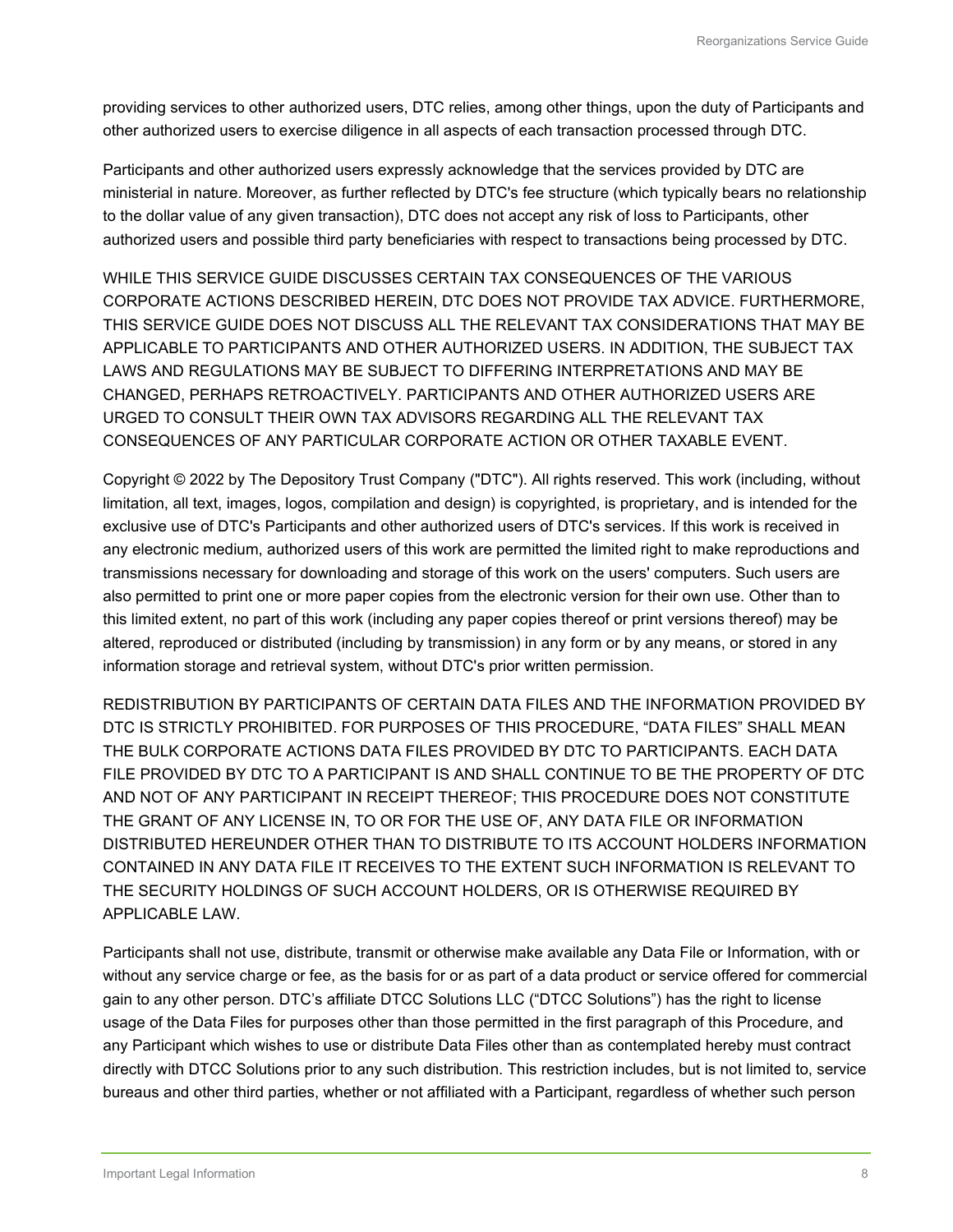providing services to other authorized users, DTC relies, among other things, upon the duty of Participants and other authorized users to exercise diligence in all aspects of each transaction processed through DTC.

Participants and other authorized users expressly acknowledge that the services provided by DTC are ministerial in nature. Moreover, as further reflected by DTC's fee structure (which typically bears no relationship to the dollar value of any given transaction), DTC does not accept any risk of loss to Participants, other authorized users and possible third party beneficiaries with respect to transactions being processed by DTC.

WHILE THIS SERVICE GUIDE DISCUSSES CERTAIN TAX CONSEQUENCES OF THE VARIOUS CORPORATE ACTIONS DESCRIBED HEREIN, DTC DOES NOT PROVIDE TAX ADVICE. FURTHERMORE, THIS SERVICE GUIDE DOES NOT DISCUSS ALL THE RELEVANT TAX CONSIDERATIONS THAT MAY BE APPLICABLE TO PARTICIPANTS AND OTHER AUTHORIZED USERS. IN ADDITION, THE SUBJECT TAX LAWS AND REGULATIONS MAY BE SUBJECT TO DIFFERING INTERPRETATIONS AND MAY BE CHANGED, PERHAPS RETROACTIVELY. PARTICIPANTS AND OTHER AUTHORIZED USERS ARE URGED TO CONSULT THEIR OWN TAX ADVISORS REGARDING ALL THE RELEVANT TAX CONSEQUENCES OF ANY PARTICULAR CORPORATE ACTION OR OTHER TAXABLE EVENT.

Copyright © 2022 by The Depository Trust Company ("DTC"). All rights reserved. This work (including, without limitation, all text, images, logos, compilation and design) is copyrighted, is proprietary, and is intended for the exclusive use of DTC's Participants and other authorized users of DTC's services. If this work is received in any electronic medium, authorized users of this work are permitted the limited right to make reproductions and transmissions necessary for downloading and storage of this work on the users' computers. Such users are also permitted to print one or more paper copies from the electronic version for their own use. Other than to this limited extent, no part of this work (including any paper copies thereof or print versions thereof) may be altered, reproduced or distributed (including by transmission) in any form or by any means, or stored in any information storage and retrieval system, without DTC's prior written permission.

REDISTRIBUTION BY PARTICIPANTS OF CERTAIN DATA FILES AND THE INFORMATION PROVIDED BY DTC IS STRICTLY PROHIBITED. FOR PURPOSES OF THIS PROCEDURE, "DATA FILES" SHALL MEAN THE BULK CORPORATE ACTIONS DATA FILES PROVIDED BY DTC TO PARTICIPANTS. EACH DATA FILE PROVIDED BY DTC TO A PARTICIPANT IS AND SHALL CONTINUE TO BE THE PROPERTY OF DTC AND NOT OF ANY PARTICIPANT IN RECEIPT THEREOF; THIS PROCEDURE DOES NOT CONSTITUTE THE GRANT OF ANY LICENSE IN, TO OR FOR THE USE OF, ANY DATA FILE OR INFORMATION DISTRIBUTED HEREUNDER OTHER THAN TO DISTRIBUTE TO ITS ACCOUNT HOLDERS INFORMATION CONTAINED IN ANY DATA FILE IT RECEIVES TO THE EXTENT SUCH INFORMATION IS RELEVANT TO THE SECURITY HOLDINGS OF SUCH ACCOUNT HOLDERS, OR IS OTHERWISE REQUIRED BY APPLICABLE LAW.

Participants shall not use, distribute, transmit or otherwise make available any Data File or Information, with or without any service charge or fee, as the basis for or as part of a data product or service offered for commercial gain to any other person. DTC's affiliate DTCC Solutions LLC ("DTCC Solutions") has the right to license usage of the Data Files for purposes other than those permitted in the first paragraph of this Procedure, and any Participant which wishes to use or distribute Data Files other than as contemplated hereby must contract directly with DTCC Solutions prior to any such distribution. This restriction includes, but is not limited to, service bureaus and other third parties, whether or not affiliated with a Participant, regardless of whether such person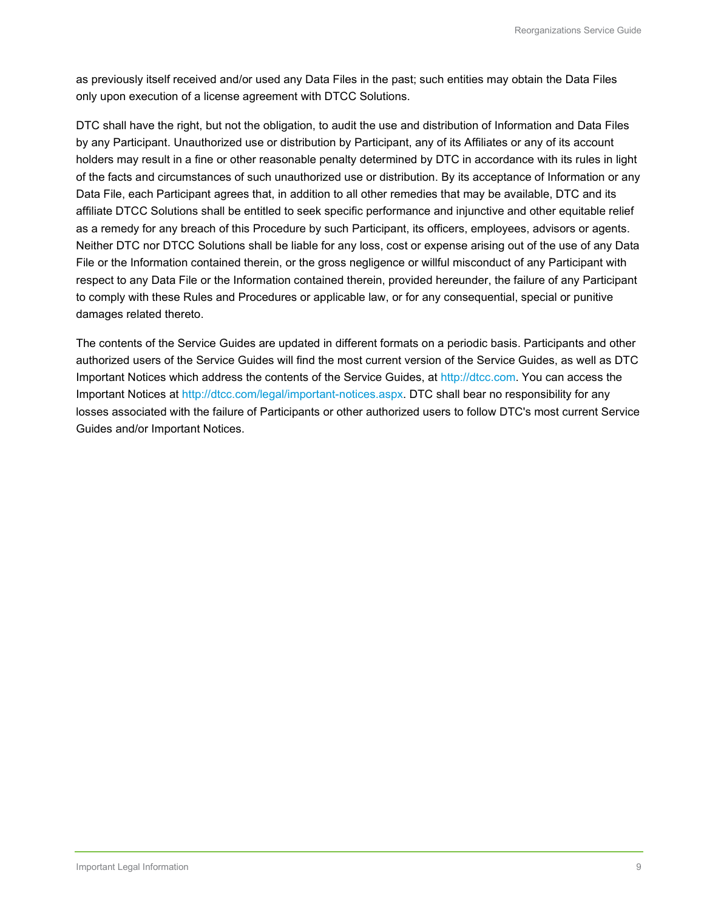as previously itself received and/or used any Data Files in the past; such entities may obtain the Data Files only upon execution of a license agreement with DTCC Solutions.

DTC shall have the right, but not the obligation, to audit the use and distribution of Information and Data Files by any Participant. Unauthorized use or distribution by Participant, any of its Affiliates or any of its account holders may result in a fine or other reasonable penalty determined by DTC in accordance with its rules in light of the facts and circumstances of such unauthorized use or distribution. By its acceptance of Information or any Data File, each Participant agrees that, in addition to all other remedies that may be available, DTC and its affiliate DTCC Solutions shall be entitled to seek specific performance and injunctive and other equitable relief as a remedy for any breach of this Procedure by such Participant, its officers, employees, advisors or agents. Neither DTC nor DTCC Solutions shall be liable for any loss, cost or expense arising out of the use of any Data File or the Information contained therein, or the gross negligence or willful misconduct of any Participant with respect to any Data File or the Information contained therein, provided hereunder, the failure of any Participant to comply with these Rules and Procedures or applicable law, or for any consequential, special or punitive damages related thereto.

The contents of the Service Guides are updated in different formats on a periodic basis. Participants and other authorized users of the Service Guides will find the most current version of the Service Guides, as well as DTC Important Notices which address the contents of the Service Guides, at http://dtcc.com. You can access the Important Notices at http://dtcc.com/legal/important-notices.aspx. DTC shall bear no responsibility for any losses associated with the failure of Participants or other authorized users to follow DTC's most current Service Guides and/or Important Notices.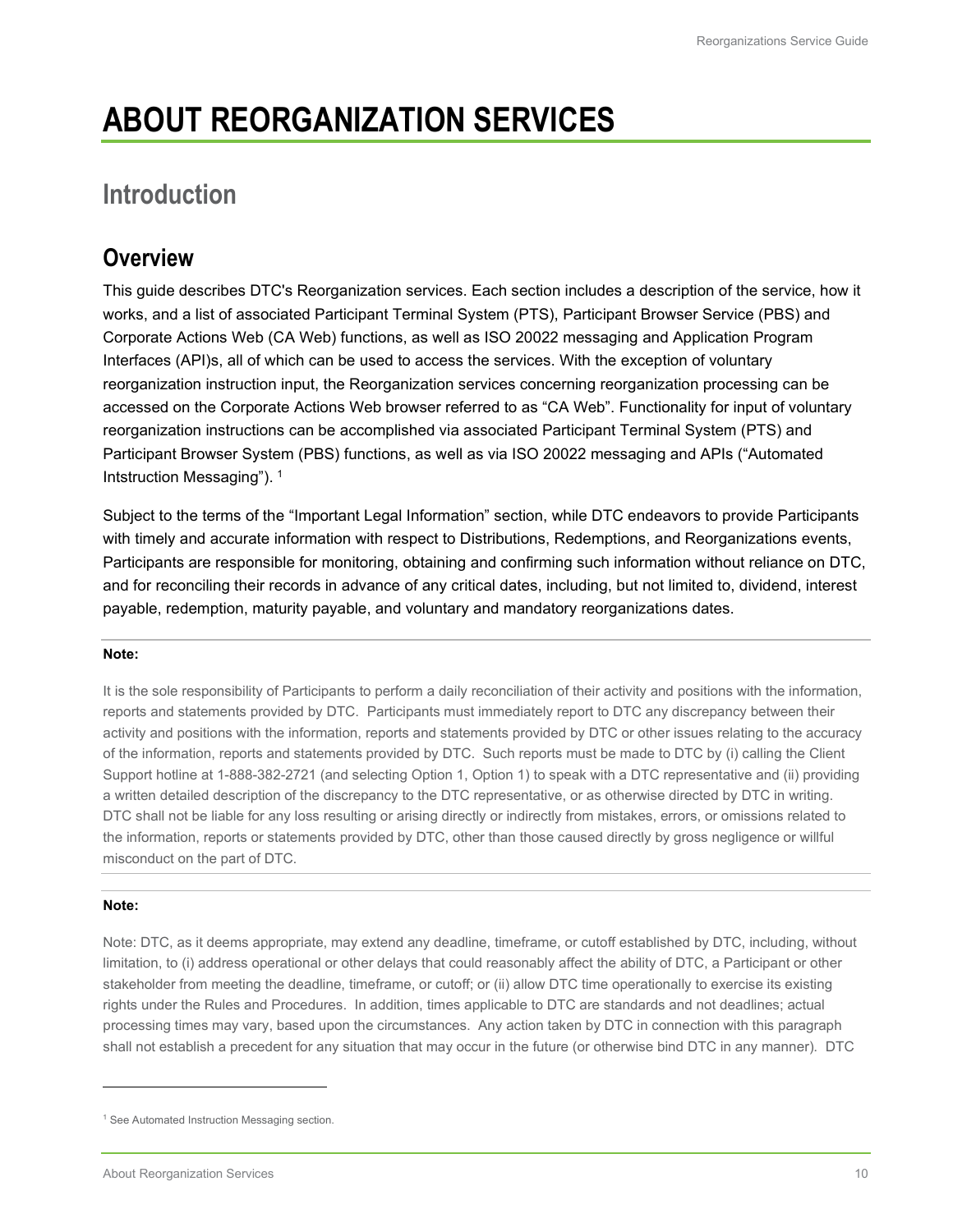# ABOUT REORGANIZATION SERVICES

## Introduction

### Overview

This guide describes DTC's Reorganization services. Each section includes a description of the service, how it works, and a list of associated Participant Terminal System (PTS), Participant Browser Service (PBS) and Corporate Actions Web (CA Web) functions, as well as ISO 20022 messaging and Application Program Interfaces (API)s, all of which can be used to access the services. With the exception of voluntary reorganization instruction input, the Reorganization services concerning reorganization processing can be accessed on the Corporate Actions Web browser referred to as "CA Web". Functionality for input of voluntary reorganization instructions can be accomplished via associated Participant Terminal System (PTS) and Participant Browser System (PBS) functions, as well as via ISO 20022 messaging and APIs ("Automated Intstruction Messaging"). [1]

Subject to the terms of the "Important Legal Information" section, while DTC endeavors to provide Participants with timely and accurate information with respect to Distributions, Redemptions, and Reorganizations events, Participants are responsible for monitoring, obtaining and confirming such information without reliance on DTC, and for reconciling their records in advance of any critical dates, including, but not limited to, dividend, interest payable, redemption, maturity payable, and voluntary and mandatory reorganizations dates.

**Note:**

It is the sole responsibility of Participants to perform a daily reconciliation of their activity and positions with the information, reports and statements provided by DTC. Participants must immediately report to DTC any discrepancy between their activity and positions with the information, reports and statements provided by DTC or other issues relating to the accuracy of the information, reports and statements provided by DTC. Such reports must be made to DTC by (i) calling the Client Support hotline at 1-888-382-2721 (and selecting Option 1, Option 1) to speak with a DTC representative and (ii) providing a written detailed description of the discrepancy to the DTC representative, or as otherwise directed by DTC in writing. DTC shall not be liable for any loss resulting or arising directly or indirectly from mistakes, errors, or omissions related to the information, reports or statements provided by DTC, other than those caused directly by gross negligence or willful misconduct on the part of DTC.

**Note:**

Note: DTC, as it deems appropriate, may extend any deadline, timeframe, or cutoff established by DTC, including, without limitation, to (i) address operational or other delays that could reasonably affect the ability of DTC, a Participant or other stakeholder from meeting the deadline, timeframe, or cutoff; or (ii) allow DTC time operationally to exercise its existing rights under the Rules and Procedures. In addition, times applicable to DTC are standards and not deadlines; actual processing times may vary, based upon the circumstances. Any action taken by DTC in connection with this paragraph shall not establish a precedent for any situation that may occur in the future (or otherwise bind DTC in any manner). DTC

[1] See Automated Instruction Messaging section.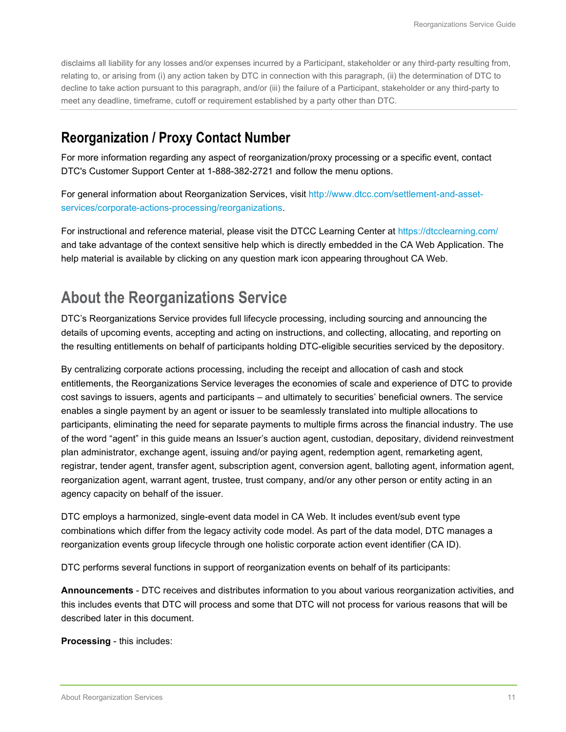disclaims all liability for any losses and/or expenses incurred by a Participant, stakeholder or any third-party resulting from, relating to, or arising from (i) any action taken by DTC in connection with this paragraph, (ii) the determination of DTC to decline to take action pursuant to this paragraph, and/or (iii) the failure of a Participant, stakeholder or any third-party to meet any deadline, timeframe, cutoff or requirement established by a party other than DTC.

## Reorganization / Proxy Contact Number

For more information regarding any aspect of reorganization/proxy processing or a specific event, contact DTC's Customer Support Center at 1-888-382-2721 and follow the menu options.

For general information about Reorganization Services, visit http://www.dtcc.com/settlement-and-asset-services/corporate-actions-processing/reorganizations.

For instructional and reference material, please visit the DTCC Learning Center at https://dtcclearning.com/ and take advantage of the context sensitive help which is directly embedded in the CA Web Application. The help material is available by clicking on any question mark icon appearing throughout CA Web.

# About the Reorganizations Service

DTC's Reorganizations Service provides full lifecycle processing, including sourcing and announcing the details of upcoming events, accepting and acting on instructions, and collecting, allocating, and reporting on the resulting entitlements on behalf of participants holding DTC-eligible securities serviced by the depository.

By centralizing corporate actions processing, including the receipt and allocation of cash and stock entitlements, the Reorganizations Service leverages the economies of scale and experience of DTC to provide cost savings to issuers, agents and participants – and ultimately to securities' beneficial owners. The service enables a single payment by an agent or issuer to be seamlessly translated into multiple allocations to participants, eliminating the need for separate payments to multiple firms across the financial industry. The use of the word "agent" in this guide means an Issuer's auction agent, custodian, depositary, dividend reinvestment plan administrator, exchange agent, issuing and/or paying agent, redemption agent, remarketing agent, registrar, tender agent, transfer agent, subscription agent, conversion agent, balloting agent, information agent, reorganization agent, warrant agent, trustee, trust company, and/or any other person or entity acting in an agency capacity on behalf of the issuer.

DTC employs a harmonized, single-event data model in CA Web. It includes event/sub event type combinations which differ from the legacy activity code model. As part of the data model, DTC manages a reorganization events group lifecycle through one holistic corporate action event identifier (CA ID).

DTC performs several functions in support of reorganization events on behalf of its participants:

**Announcements** - DTC receives and distributes information to you about various reorganization activities, and this includes events that DTC will process and some that DTC will not process for various reasons that will be described later in this document.

**Processing** - this includes: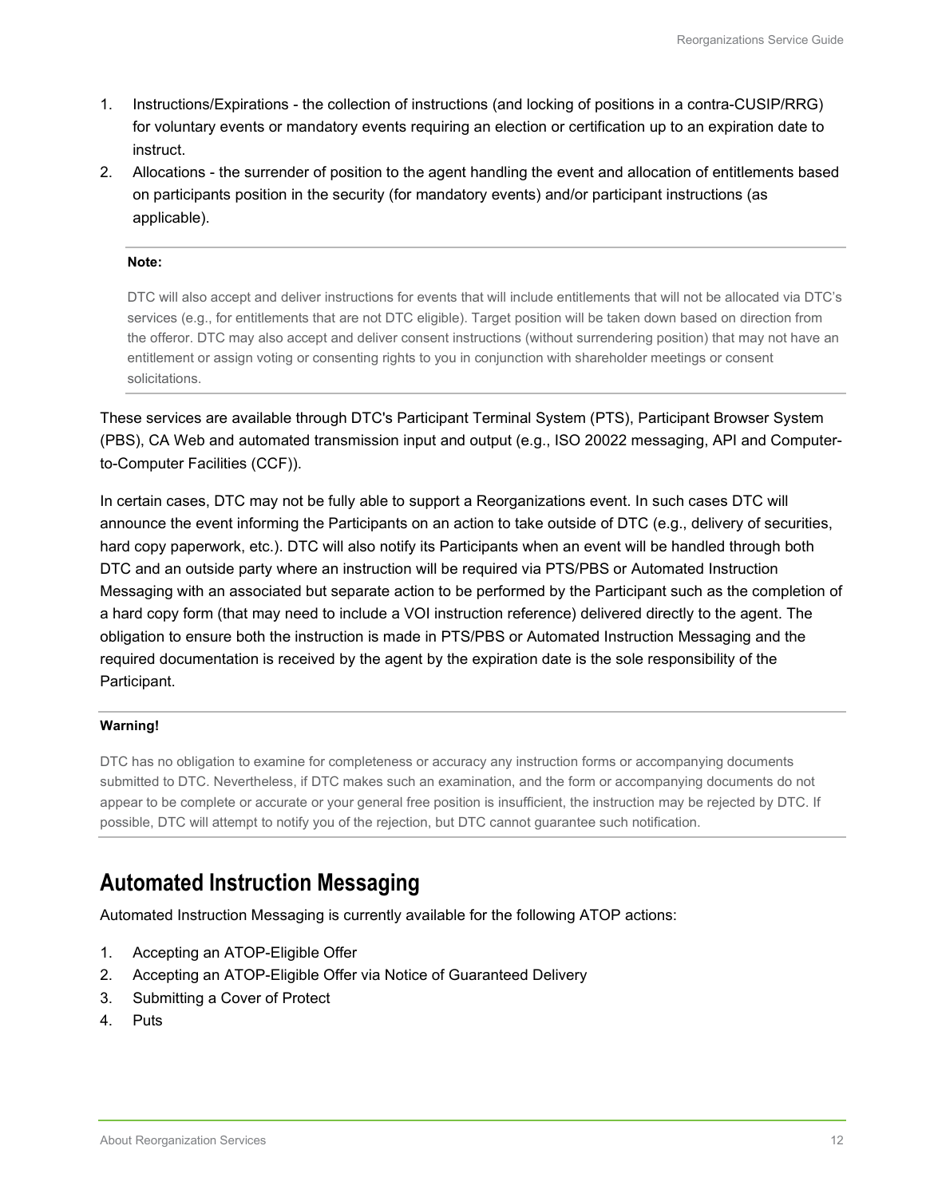1. Instructions/Expirations - the collection of instructions (and locking of positions in a contra-CUSIP/RRG) for voluntary events or mandatory events requiring an election or certification up to an expiration date to instruct.
2. Allocations - the surrender of position to the agent handling the event and allocation of entitlements based on participants position in the security (for mandatory events) and/or participant instructions (as applicable).

**Note:**

DTC will also accept and deliver instructions for events that will include entitlements that will not be allocated via DTC's services (e.g., for entitlements that are not DTC eligible). Target position will be taken down based on direction from the offeror. DTC may also accept and deliver consent instructions (without surrendering position) that may not have an entitlement or assign voting or consenting rights to you in conjunction with shareholder meetings or consent solicitations.

These services are available through DTC's Participant Terminal System (PTS), Participant Browser System (PBS), CA Web and automated transmission input and output (e.g., ISO 20022 messaging, API and Computer-to-Computer Facilities (CCF)).

In certain cases, DTC may not be fully able to support a Reorganizations event. In such cases DTC will announce the event informing the Participants on an action to take outside of DTC (e.g., delivery of securities, hard copy paperwork, etc.). DTC will also notify its Participants when an event will be handled through both DTC and an outside party where an instruction will be required via PTS/PBS or Automated Instruction Messaging with an associated but separate action to be performed by the Participant such as the completion of a hard copy form (that may need to include a VOI instruction reference) delivered directly to the agent. The obligation to ensure both the instruction is made in PTS/PBS or Automated Instruction Messaging and the required documentation is received by the agent by the expiration date is the sole responsibility of the Participant.

**Warning!**

DTC has no obligation to examine for completeness or accuracy any instruction forms or accompanying documents submitted to DTC. Nevertheless, if DTC makes such an examination, and the form or accompanying documents do not appear to be complete or accurate or your general free position is insufficient, the instruction may be rejected by DTC. If possible, DTC will attempt to notify you of the rejection, but DTC cannot guarantee such notification.

## Automated Instruction Messaging

Automated Instruction Messaging is currently available for the following ATOP actions:

1. Accepting an ATOP-Eligible Offer
2. Accepting an ATOP-Eligible Offer via Notice of Guaranteed Delivery
3. Submitting a Cover of Protect
4. Puts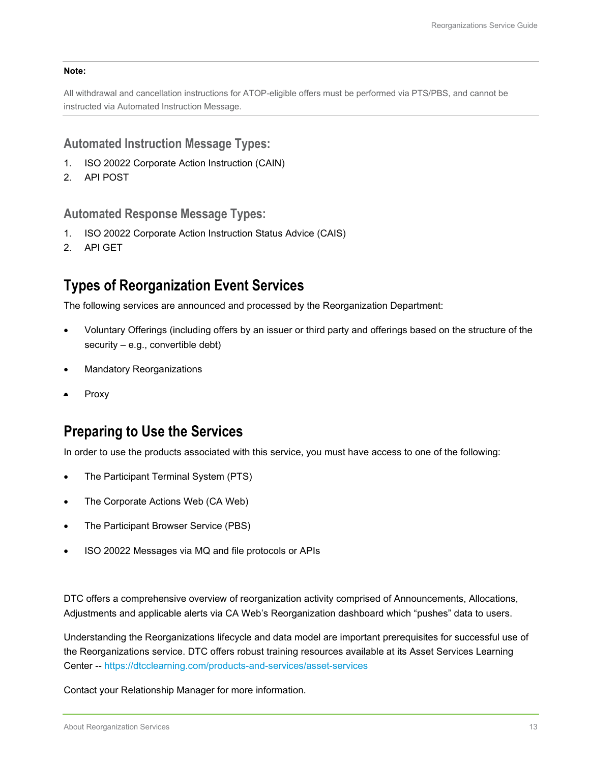**Note:**

All withdrawal and cancellation instructions for ATOP-eligible offers must be performed via PTS/PBS, and cannot be instructed via Automated Instruction Message.

### Automated Instruction Message Types:

1. ISO 20022 Corporate Action Instruction (CAIN)
2. API POST

### Automated Response Message Types:

1. ISO 20022 Corporate Action Instruction Status Advice (CAIS)
2. API GET

## Types of Reorganization Event Services

The following services are announced and processed by the Reorganization Department:

- Voluntary Offerings (including offers by an issuer or third party and offerings based on the structure of the security – e.g., convertible debt)
- Mandatory Reorganizations
- Proxy

## Preparing to Use the Services

In order to use the products associated with this service, you must have access to one of the following:

- The Participant Terminal System (PTS)
- The Corporate Actions Web (CA Web)
- The Participant Browser Service (PBS)
- ISO 20022 Messages via MQ and file protocols or APIs

DTC offers a comprehensive overview of reorganization activity comprised of Announcements, Allocations, Adjustments and applicable alerts via CA Web's Reorganization dashboard which "pushes" data to users.

Understanding the Reorganizations lifecycle and data model are important prerequisites for successful use of the Reorganizations service. DTC offers robust training resources available at its Asset Services Learning Center -- https://dtcclearning.com/products-and-services/asset-services

Contact your Relationship Manager for more information.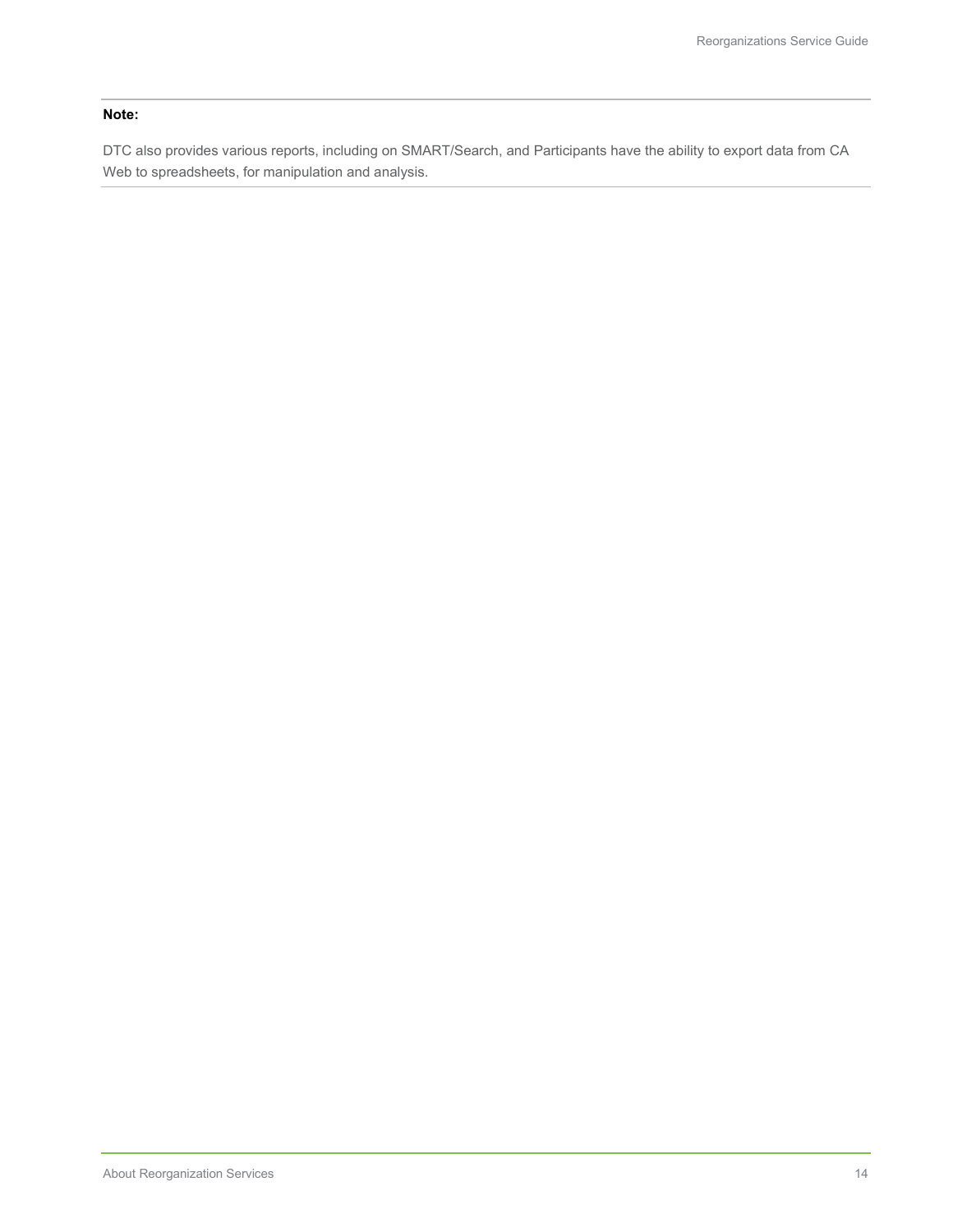**Note:**

DTC also provides various reports, including on SMART/Search, and Participants have the ability to export data from CA Web to spreadsheets, for manipulation and analysis.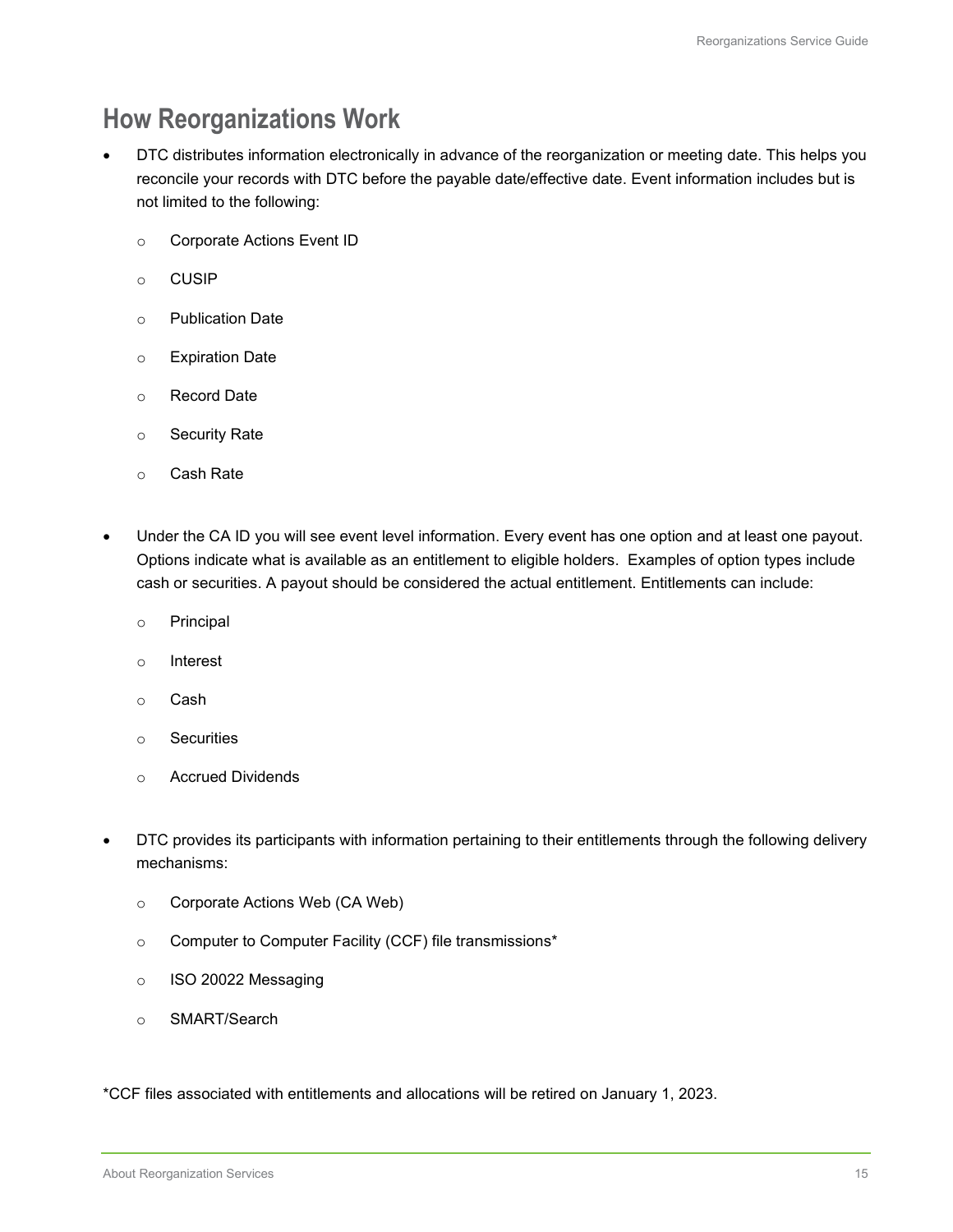## How Reorganizations Work

- DTC distributes information electronically in advance of the reorganization or meeting date. This helps you reconcile your records with DTC before the payable date/effective date. Event information includes but is not limited to the following:
    - Corporate Actions Event ID
    - CUSIP
    - Publication Date
    - Expiration Date
    - Record Date
    - Security Rate
    - Cash Rate
- Under the CA ID you will see event level information. Every event has one option and at least one payout. Options indicate what is available as an entitlement to eligible holders. Examples of option types include cash or securities. A payout should be considered the actual entitlement. Entitlements can include:
    - Principal
    - Interest
    - Cash
    - Securities
    - Accrued Dividends
- DTC provides its participants with information pertaining to their entitlements through the following delivery mechanisms:
    - Corporate Actions Web (CA Web)
    - Computer to Computer Facility (CCF) file transmissions*
    - ISO 20022 Messaging
    - SMART/Search

*CCF files associated with entitlements and allocations will be retired on January 1, 2023.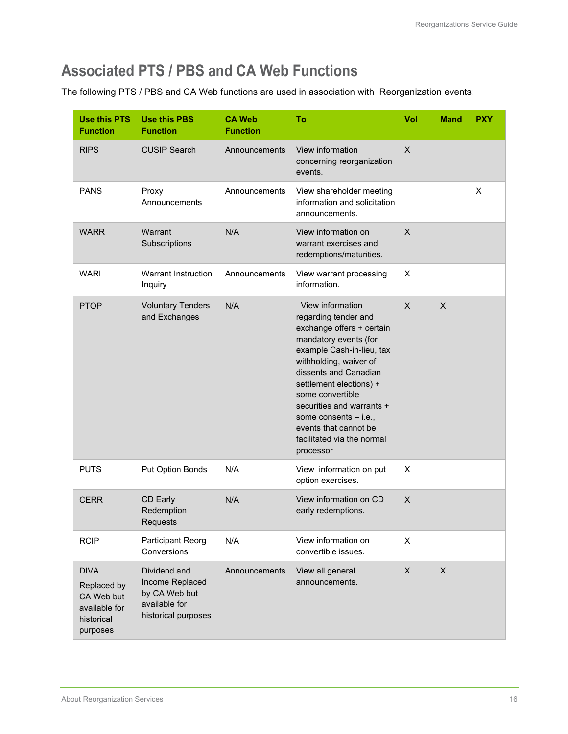## Associated PTS / PBS and CA Web Functions

The following PTS / PBS and CA Web functions are used in association with Reorganization events:

| Use this PTS Function | Use this PBS Function | CA Web Function | To | Vol | Mand | PXY |
|---|---|---|---|---|---|---|
| RIPS | CUSIP Search | Announcements | View information concerning reorganization events. | X | | |
| PANS | Proxy Announcements | Announcements | View shareholder meeting information and solicitation announcements. | | | X |
| WARR | Warrant Subscriptions | N/A | View information on warrant exercises and redemptions/maturities. | X | | |
| WARI | Warrant Instruction Inquiry | Announcements | View warrant processing information. | X | | |
| PTOP | Voluntary Tenders and Exchanges | N/A | View information regarding tender and exchange offers + certain mandatory events (for example Cash-in-lieu, tax withholding, waiver of dissents and Canadian settlement elections) + some convertible securities and warrants + some consents – i.e., events that cannot be facilitated via the normal processor | X | X | |
| PUTS | Put Option Bonds | N/A | View information on put option exercises. | X | | |
| CERR | CD Early Redemption Requests | N/A | View information on CD early redemptions. | X | | |
| RCIP | Participant Reorg Conversions | N/A | View information on convertible issues. | X | | |
| DIVA<br>Replaced by CA Web but available for historical purposes | Dividend and Income Replaced by CA Web but available for historical purposes | Announcements | View all general announcements. | X | X | |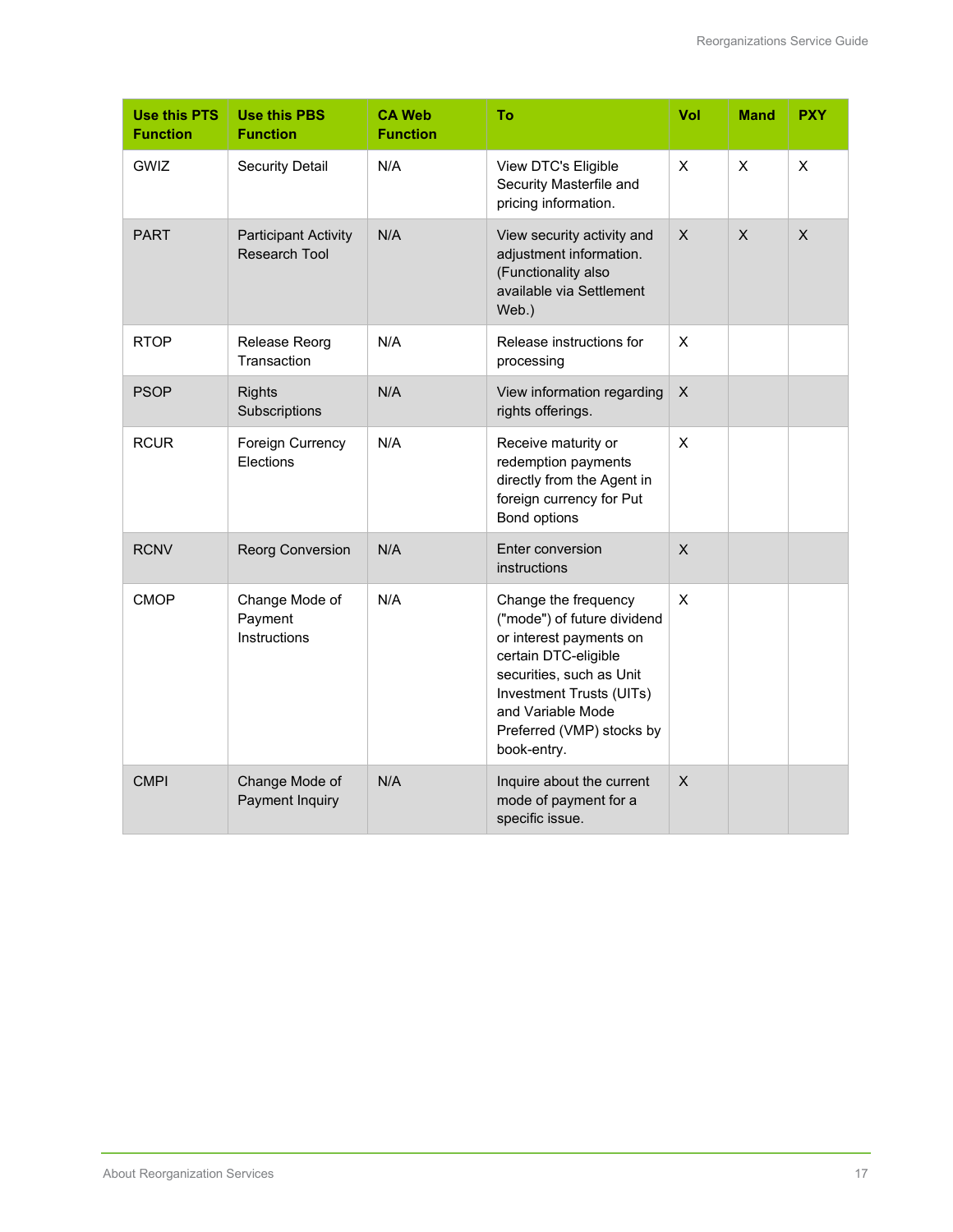| Use this PTS Function | Use this PBS Function | CA Web Function | To | Vol | Mand | PXY |
|---|---|---|---|---|---|---|
| GWIZ | Security Detail | N/A | View DTC's Eligible Security Masterfile and pricing information. | X | X | X |
| PART | Participant Activity Research Tool | N/A | View security activity and adjustment information. (Functionality also available via Settlement Web.) | X | X | X |
| RTOP | Release Reorg Transaction | N/A | Release instructions for processing | X | | |
| PSOP | Rights Subscriptions | N/A | View information regarding rights offerings. | X | | |
| RCUR | Foreign Currency Elections | N/A | Receive maturity or redemption payments directly from the Agent in foreign currency for Put Bond options | X | | |
| RCNV | Reorg Conversion | N/A | Enter conversion instructions | X | | |
| CMOP | Change Mode of Payment Instructions | N/A | Change the frequency ("mode") of future dividend or interest payments on certain DTC-eligible securities, such as Unit Investment Trusts (UITs) and Variable Mode Preferred (VMP) stocks by book-entry. | X | | |
| CMPI | Change Mode of Payment Inquiry | N/A | Inquire about the current mode of payment for a specific issue. | X | | |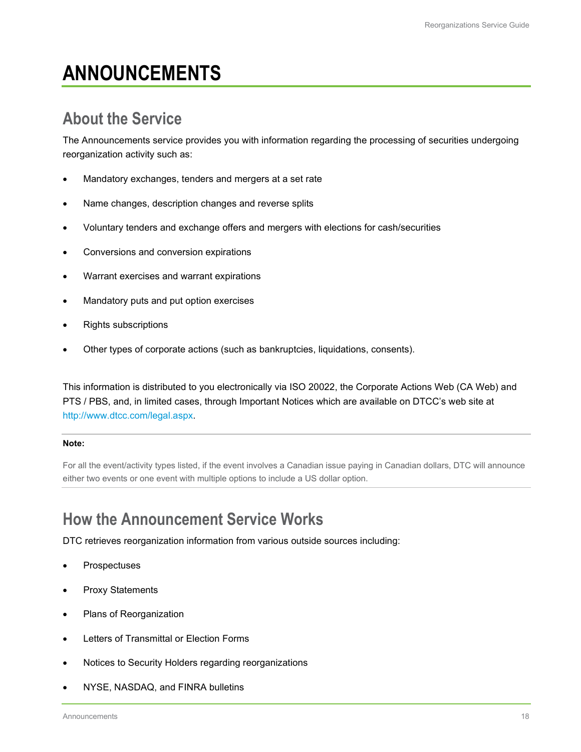# ANNOUNCEMENTS

## About the Service

The Announcements service provides you with information regarding the processing of securities undergoing reorganization activity such as:

- Mandatory exchanges, tenders and mergers at a set rate
- Name changes, description changes and reverse splits
- Voluntary tenders and exchange offers and mergers with elections for cash/securities
- Conversions and conversion expirations
- Warrant exercises and warrant expirations
- Mandatory puts and put option exercises
- Rights subscriptions
- Other types of corporate actions (such as bankruptcies, liquidations, consents).

This information is distributed to you electronically via ISO 20022, the Corporate Actions Web (CA Web) and PTS / PBS, and, in limited cases, through Important Notices which are available on DTCC's web site at http://www.dtcc.com/legal.aspx.

**Note:**

For all the event/activity types listed, if the event involves a Canadian issue paying in Canadian dollars, DTC will announce either two events or one event with multiple options to include a US dollar option.

## How the Announcement Service Works

DTC retrieves reorganization information from various outside sources including:

- Prospectuses
- Proxy Statements
- Plans of Reorganization
- Letters of Transmittal or Election Forms
- Notices to Security Holders regarding reorganizations
- NYSE, NASDAQ, and FINRA bulletins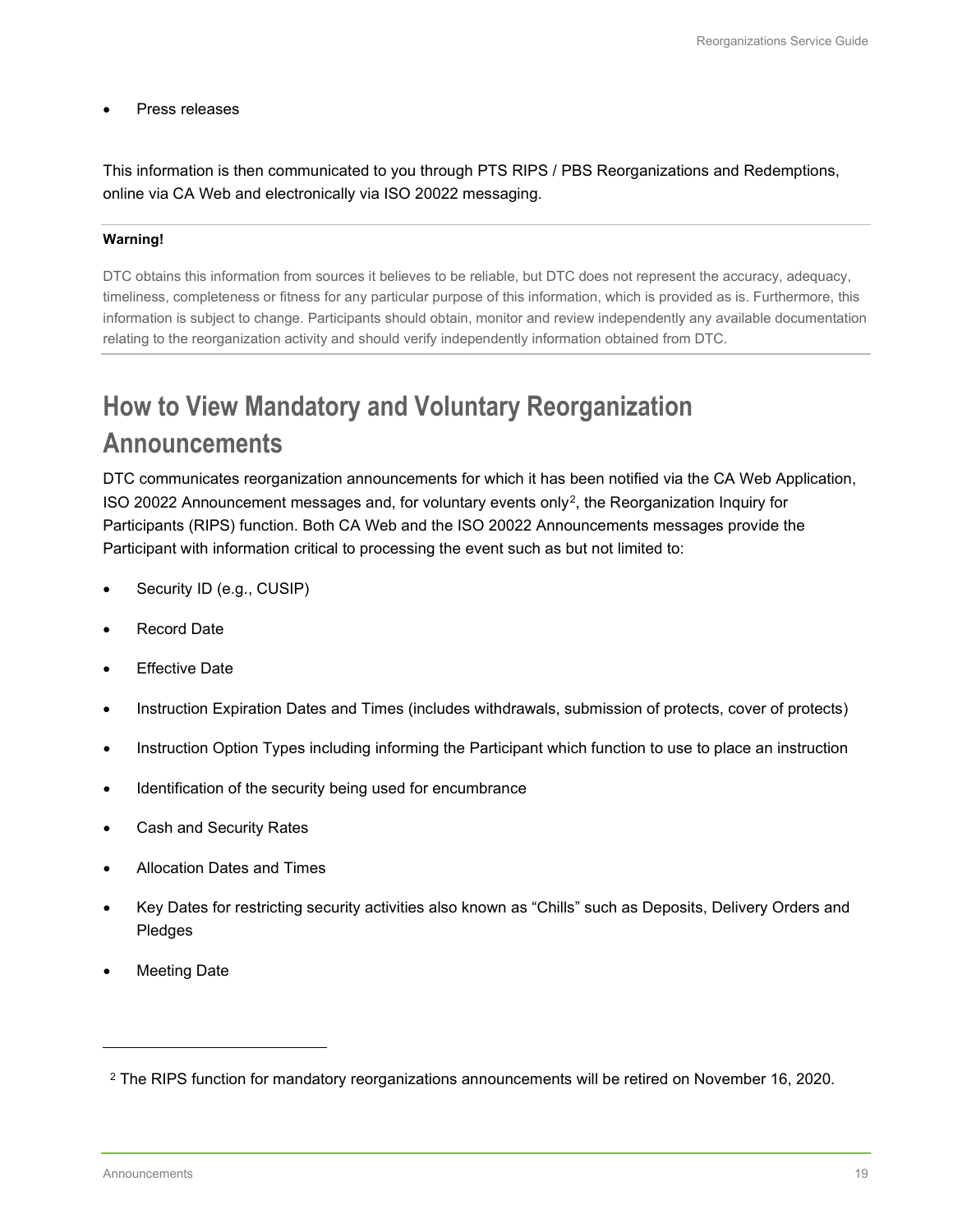- Press releases

This information is then communicated to you through PTS RIPS / PBS Reorganizations and Redemptions, online via CA Web and electronically via ISO 20022 messaging.

**Warning!**

DTC obtains this information from sources it believes to be reliable, but DTC does not represent the accuracy, adequacy, timeliness, completeness or fitness for any particular purpose of this information, which is provided as is. Furthermore, this information is subject to change. Participants should obtain, monitor and review independently any available documentation relating to the reorganization activity and should verify independently information obtained from DTC.

## How to View Mandatory and Voluntary Reorganization Announcements

DTC communicates reorganization announcements for which it has been notified via the CA Web Application, ISO 20022 Announcement messages and, for voluntary events only[2], the Reorganization Inquiry for Participants (RIPS) function. Both CA Web and the ISO 20022 Announcements messages provide the Participant with information critical to processing the event such as but not limited to:

- Security ID (e.g., CUSIP)
- Record Date
- Effective Date
- Instruction Expiration Dates and Times (includes withdrawals, submission of protects, cover of protects)
- Instruction Option Types including informing the Participant which function to use to place an instruction
- Identification of the security being used for encumbrance
- Cash and Security Rates
- Allocation Dates and Times
- Key Dates for restricting security activities also known as “Chills” such as Deposits, Delivery Orders and Pledges
- Meeting Date

[2] The RIPS function for mandatory reorganizations announcements will be retired on November 16, 2020.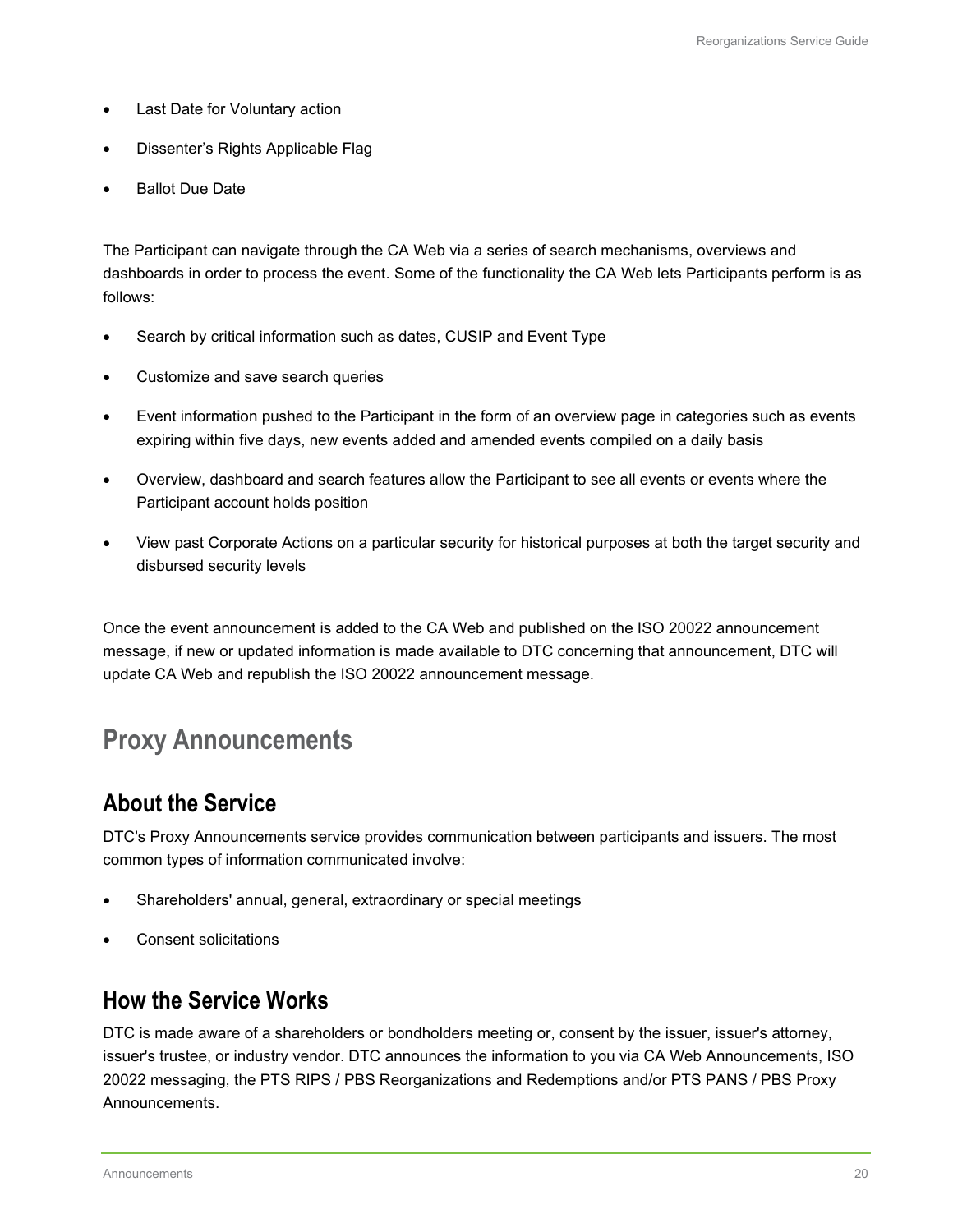- Last Date for Voluntary action
- Dissenter's Rights Applicable Flag
- Ballot Due Date

The Participant can navigate through the CA Web via a series of search mechanisms, overviews and dashboards in order to process the event. Some of the functionality the CA Web lets Participants perform is as follows:

- Search by critical information such as dates, CUSIP and Event Type
- Customize and save search queries
- Event information pushed to the Participant in the form of an overview page in categories such as events expiring within five days, new events added and amended events compiled on a daily basis
- Overview, dashboard and search features allow the Participant to see all events or events where the Participant account holds position
- View past Corporate Actions on a particular security for historical purposes at both the target security and disbursed security levels

Once the event announcement is added to the CA Web and published on the ISO 20022 announcement message, if new or updated information is made available to DTC concerning that announcement, DTC will update CA Web and republish the ISO 20022 announcement message.

# Proxy Announcements

## About the Service

DTC's Proxy Announcements service provides communication between participants and issuers. The most common types of information communicated involve:

- Shareholders' annual, general, extraordinary or special meetings
- Consent solicitations

## How the Service Works

DTC is made aware of a shareholders or bondholders meeting or, consent by the issuer, issuer's attorney, issuer's trustee, or industry vendor. DTC announces the information to you via CA Web Announcements, ISO 20022 messaging, the PTS RIPS / PBS Reorganizations and Redemptions and/or PTS PANS / PBS Proxy Announcements.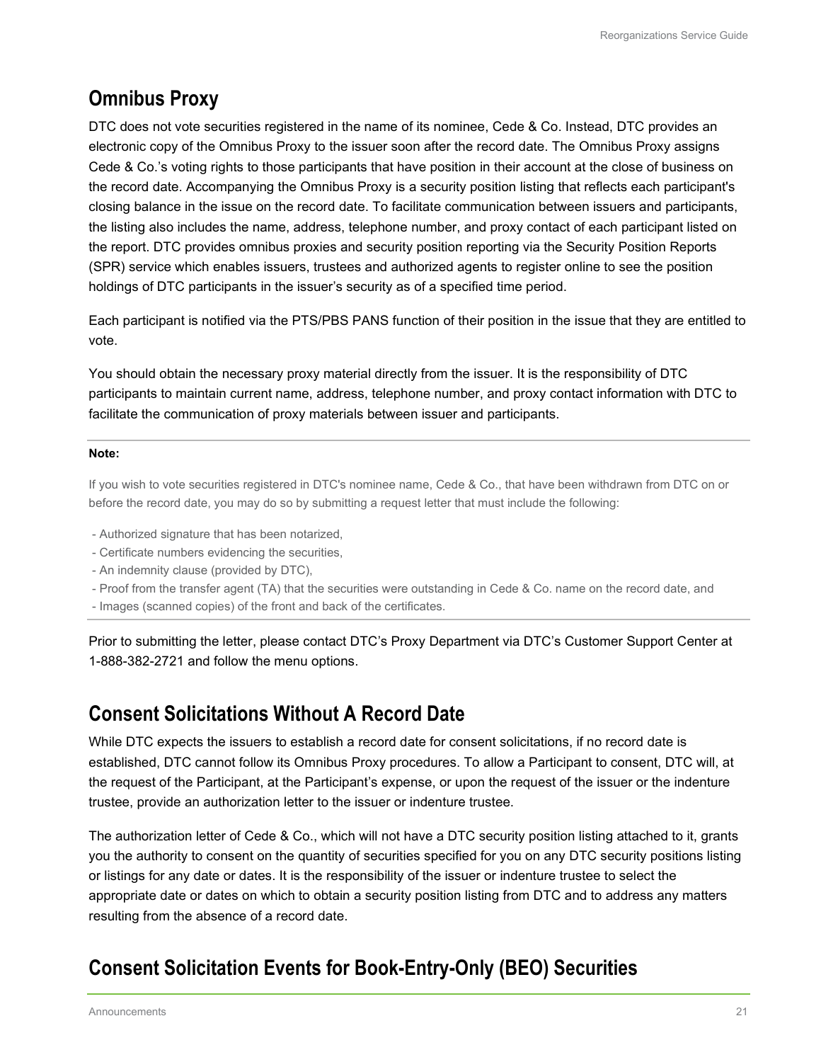## Omnibus Proxy

DTC does not vote securities registered in the name of its nominee, Cede & Co. Instead, DTC provides an electronic copy of the Omnibus Proxy to the issuer soon after the record date. The Omnibus Proxy assigns Cede & Co.'s voting rights to those participants that have position in their account at the close of business on the record date. Accompanying the Omnibus Proxy is a security position listing that reflects each participant's closing balance in the issue on the record date. To facilitate communication between issuers and participants, the listing also includes the name, address, telephone number, and proxy contact of each participant listed on the report. DTC provides omnibus proxies and security position reporting via the Security Position Reports (SPR) service which enables issuers, trustees and authorized agents to register online to see the position holdings of DTC participants in the issuer's security as of a specified time period.

Each participant is notified via the PTS/PBS PANS function of their position in the issue that they are entitled to vote.

You should obtain the necessary proxy material directly from the issuer. It is the responsibility of DTC participants to maintain current name, address, telephone number, and proxy contact information with DTC to facilitate the communication of proxy materials between issuer and participants.

---

**Note:**

If you wish to vote securities registered in DTC's nominee name, Cede & Co., that have been withdrawn from DTC on or before the record date, you may do so by submitting a request letter that must include the following:

- Authorized signature that has been notarized,
- Certificate numbers evidencing the securities,
- An indemnity clause (provided by DTC),
- Proof from the transfer agent (TA) that the securities were outstanding in Cede & Co. name on the record date, and
- Images (scanned copies) of the front and back of the certificates.

---

Prior to submitting the letter, please contact DTC's Proxy Department via DTC's Customer Support Center at 1-888-382-2721 and follow the menu options.

## Consent Solicitations Without A Record Date

While DTC expects the issuers to establish a record date for consent solicitations, if no record date is established, DTC cannot follow its Omnibus Proxy procedures. To allow a Participant to consent, DTC will, at the request of the Participant, at the Participant's expense, or upon the request of the issuer or the indenture trustee, provide an authorization letter to the issuer or indenture trustee.

The authorization letter of Cede & Co., which will not have a DTC security position listing attached to it, grants you the authority to consent on the quantity of securities specified for you on any DTC security positions listing or listings for any date or dates. It is the responsibility of the issuer or indenture trustee to select the appropriate date or dates on which to obtain a security position listing from DTC and to address any matters resulting from the absence of a record date.

## Consent Solicitation Events for Book-Entry-Only (BEO) Securities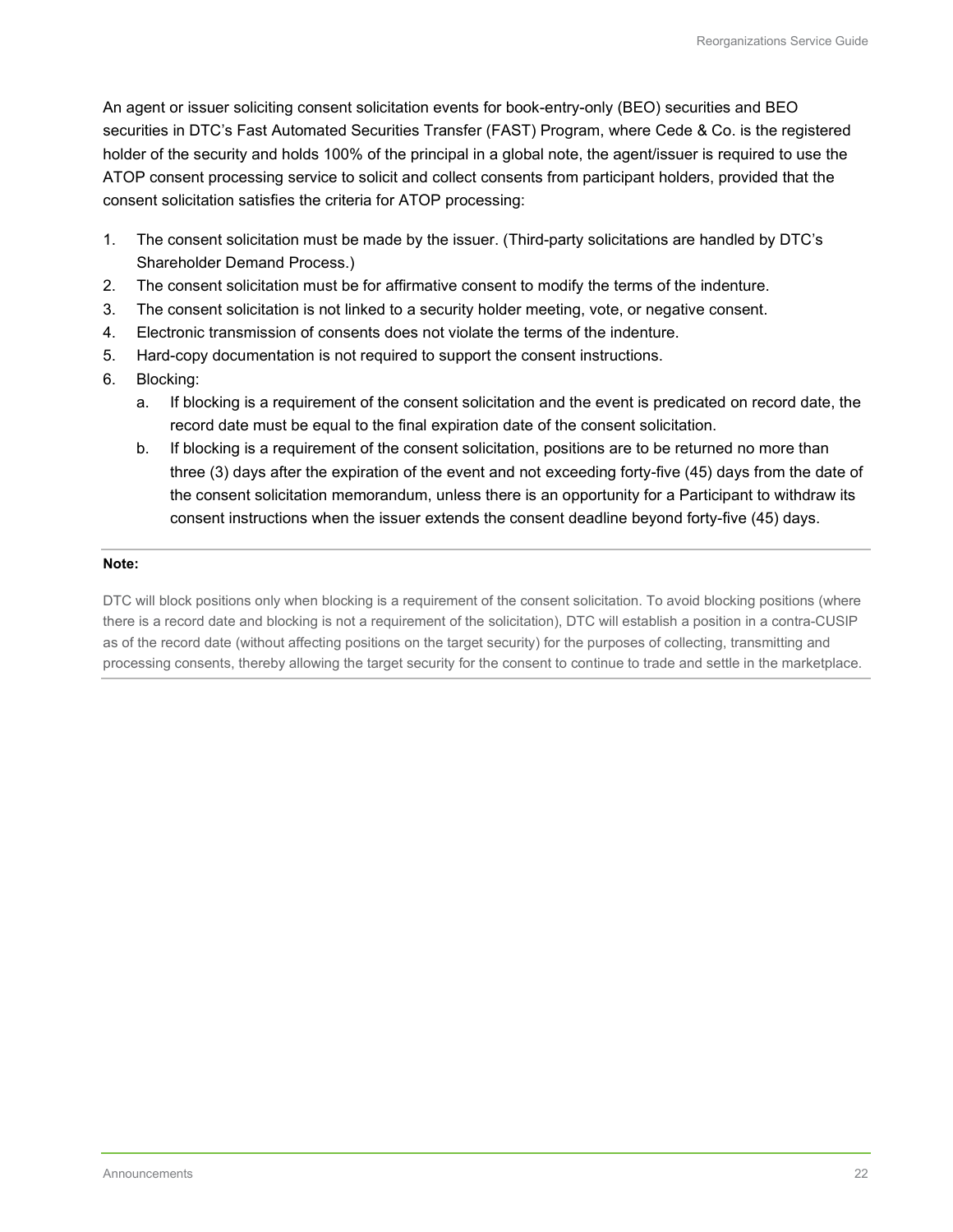An agent or issuer soliciting consent solicitation events for book-entry-only (BEO) securities and BEO securities in DTC's Fast Automated Securities Transfer (FAST) Program, where Cede & Co. is the registered holder of the security and holds 100% of the principal in a global note, the agent/issuer is required to use the ATOP consent processing service to solicit and collect consents from participant holders, provided that the consent solicitation satisfies the criteria for ATOP processing:

1. The consent solicitation must be made by the issuer. (Third-party solicitations are handled by DTC's Shareholder Demand Process.)
2. The consent solicitation must be for affirmative consent to modify the terms of the indenture.
3. The consent solicitation is not linked to a security holder meeting, vote, or negative consent.
4. Electronic transmission of consents does not violate the terms of the indenture.
5. Hard-copy documentation is not required to support the consent instructions.
6. Blocking:
   a. If blocking is a requirement of the consent solicitation and the event is predicated on record date, the record date must be equal to the final expiration date of the consent solicitation.
   b. If blocking is a requirement of the consent solicitation, positions are to be returned no more than three (3) days after the expiration of the event and not exceeding forty-five (45) days from the date of the consent solicitation memorandum, unless there is an opportunity for a Participant to withdraw its consent instructions when the issuer extends the consent deadline beyond forty-five (45) days.

**Note:**

DTC will block positions only when blocking is a requirement of the consent solicitation. To avoid blocking positions (where there is a record date and blocking is not a requirement of the solicitation), DTC will establish a position in a contra-CUSIP as of the record date (without affecting positions on the target security) for the purposes of collecting, transmitting and processing consents, thereby allowing the target security for the consent to continue to trade and settle in the marketplace.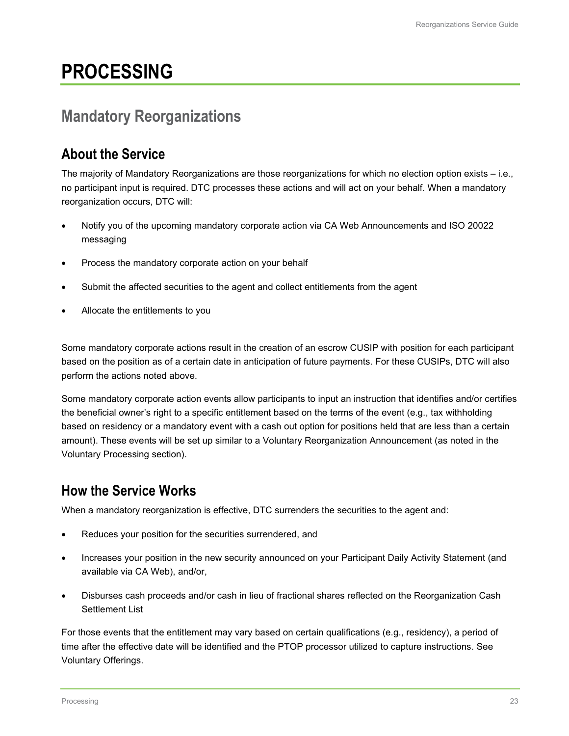# PROCESSING

## Mandatory Reorganizations

### About the Service

The majority of Mandatory Reorganizations are those reorganizations for which no election option exists – i.e., no participant input is required. DTC processes these actions and will act on your behalf. When a mandatory reorganization occurs, DTC will:

- Notify you of the upcoming mandatory corporate action via CA Web Announcements and ISO 20022 messaging
- Process the mandatory corporate action on your behalf
- Submit the affected securities to the agent and collect entitlements from the agent
- Allocate the entitlements to you

Some mandatory corporate actions result in the creation of an escrow CUSIP with position for each participant based on the position as of a certain date in anticipation of future payments. For these CUSIPs, DTC will also perform the actions noted above.

Some mandatory corporate action events allow participants to input an instruction that identifies and/or certifies the beneficial owner's right to a specific entitlement based on the terms of the event (e.g., tax withholding based on residency or a mandatory event with a cash out option for positions held that are less than a certain amount). These events will be set up similar to a Voluntary Reorganization Announcement (as noted in the Voluntary Processing section).

### How the Service Works

When a mandatory reorganization is effective, DTC surrenders the securities to the agent and:

- Reduces your position for the securities surrendered, and
- Increases your position in the new security announced on your Participant Daily Activity Statement (and available via CA Web), and/or,
- Disburses cash proceeds and/or cash in lieu of fractional shares reflected on the Reorganization Cash Settlement List

For those events that the entitlement may vary based on certain qualifications (e.g., residency), a period of time after the effective date will be identified and the PTOP processor utilized to capture instructions. See Voluntary Offerings.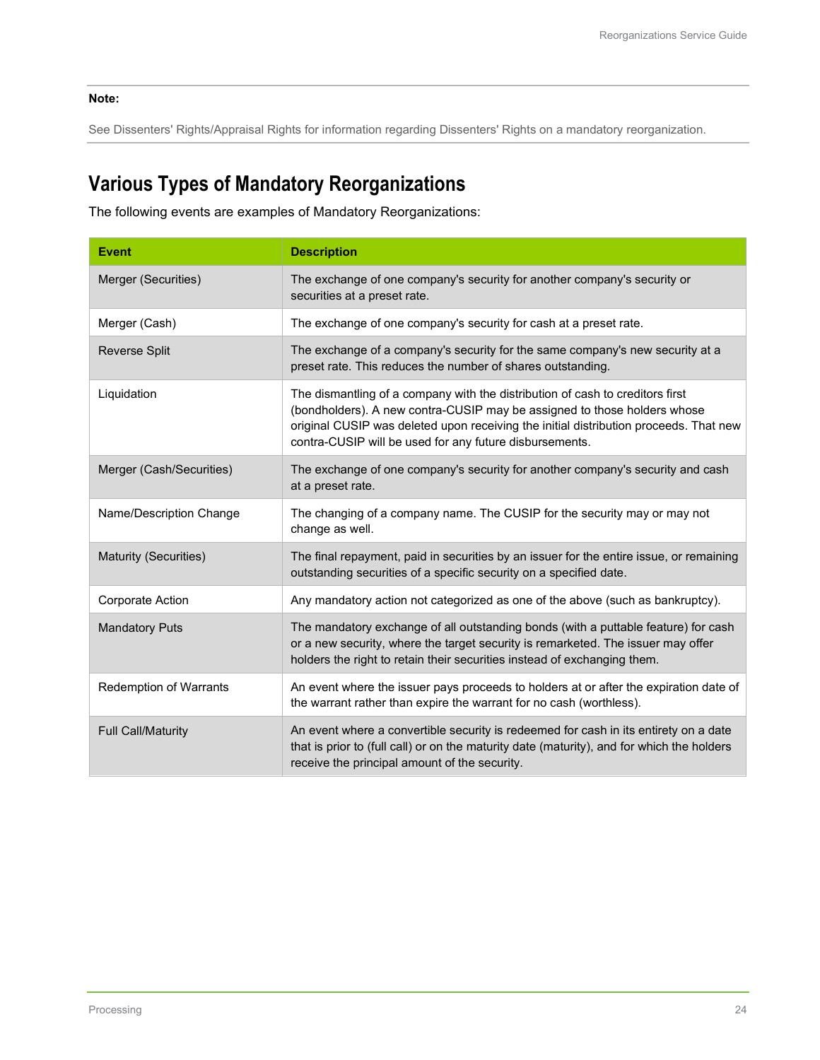**Note:**

See Dissenters' Rights/Appraisal Rights for information regarding Dissenters' Rights on a mandatory reorganization.

## Various Types of Mandatory Reorganizations

The following events are examples of Mandatory Reorganizations:

| Event | Description |
|---|---|
| Merger (Securities) | The exchange of one company's security for another company's security or securities at a preset rate. |
| Merger (Cash) | The exchange of one company's security for cash at a preset rate. |
| Reverse Split | The exchange of a company's security for the same company's new security at a preset rate. This reduces the number of shares outstanding. |
| Liquidation | The dismantling of a company with the distribution of cash to creditors first (bondholders). A new contra-CUSIP may be assigned to those holders whose original CUSIP was deleted upon receiving the initial distribution proceeds. That new contra-CUSIP will be used for any future disbursements. |
| Merger (Cash/Securities) | The exchange of one company's security for another company's security and cash at a preset rate. |
| Name/Description Change | The changing of a company name. The CUSIP for the security may or may not change as well. |
| Maturity (Securities) | The final repayment, paid in securities by an issuer for the entire issue, or remaining outstanding securities of a specific security on a specified date. |
| Corporate Action | Any mandatory action not categorized as one of the above (such as bankruptcy). |
| Mandatory Puts | The mandatory exchange of all outstanding bonds (with a puttable feature) for cash or a new security, where the target security is remarketed. The issuer may offer holders the right to retain their securities instead of exchanging them. |
| Redemption of Warrants | An event where the issuer pays proceeds to holders at or after the expiration date of the warrant rather than expire the warrant for no cash (worthless). |
| Full Call/Maturity | An event where a convertible security is redeemed for cash in its entirety on a date that is prior to (full call) or on the maturity date (maturity), and for which the holders receive the principal amount of the security. |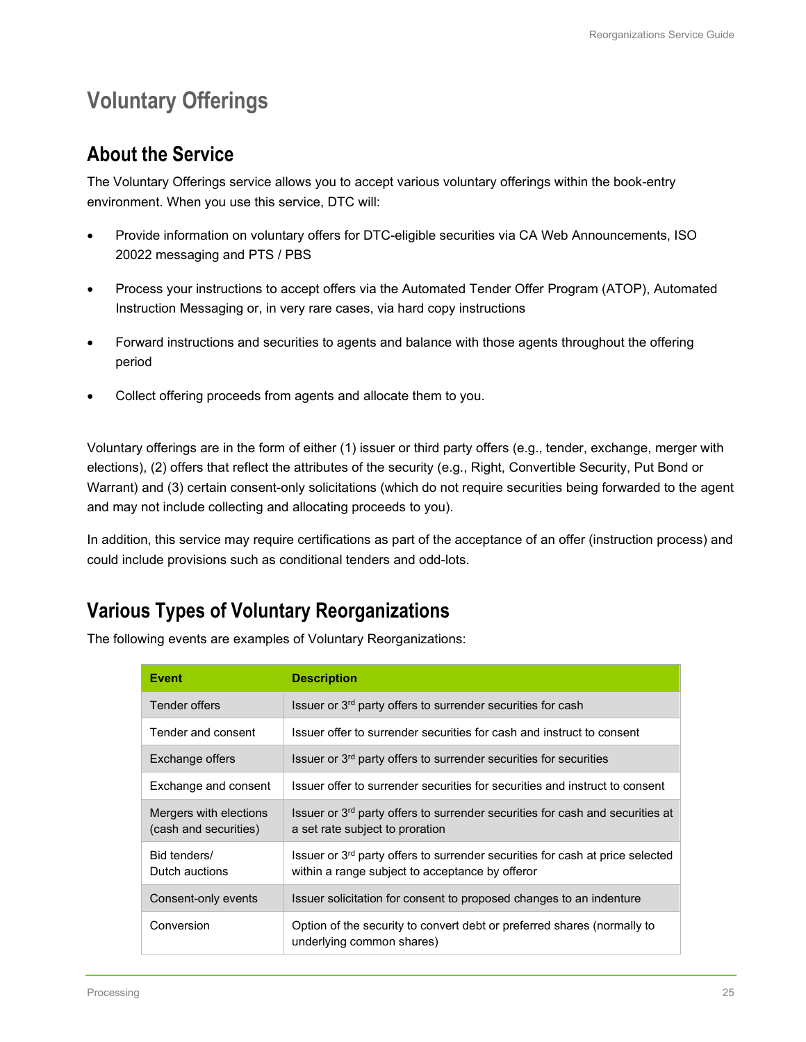# Voluntary Offerings

## About the Service

The Voluntary Offerings service allows you to accept various voluntary offerings within the book-entry environment. When you use this service, DTC will:

- Provide information on voluntary offers for DTC-eligible securities via CA Web Announcements, ISO 20022 messaging and PTS / PBS
- Process your instructions to accept offers via the Automated Tender Offer Program (ATOP), Automated Instruction Messaging or, in very rare cases, via hard copy instructions
- Forward instructions and securities to agents and balance with those agents throughout the offering period
- Collect offering proceeds from agents and allocate them to you.

Voluntary offerings are in the form of either (1) issuer or third party offers (e.g., tender, exchange, merger with elections), (2) offers that reflect the attributes of the security (e.g., Right, Convertible Security, Put Bond or Warrant) and (3) certain consent-only solicitations (which do not require securities being forwarded to the agent and may not include collecting and allocating proceeds to you).

In addition, this service may require certifications as part of the acceptance of an offer (instruction process) and could include provisions such as conditional tenders and odd-lots.

## Various Types of Voluntary Reorganizations

The following events are examples of Voluntary Reorganizations:

| Event | Description |
|---|---|
| Tender offers | Issuer or 3rd party offers to surrender securities for cash |
| Tender and consent | Issuer offer to surrender securities for cash and instruct to consent |
| Exchange offers | Issuer or 3rd party offers to surrender securities for securities |
| Exchange and consent | Issuer offer to surrender securities for securities and instruct to consent |
| Mergers with elections (cash and securities) | Issuer or 3rd party offers to surrender securities for cash and securities at a set rate subject to proration |
| Bid tenders/ Dutch auctions | Issuer or 3rd party offers to surrender securities for cash at price selected within a range subject to acceptance by offeror |
| Consent-only events | Issuer solicitation for consent to proposed changes to an indenture |
| Conversion | Option of the security to convert debt or preferred shares (normally to underlying common shares) |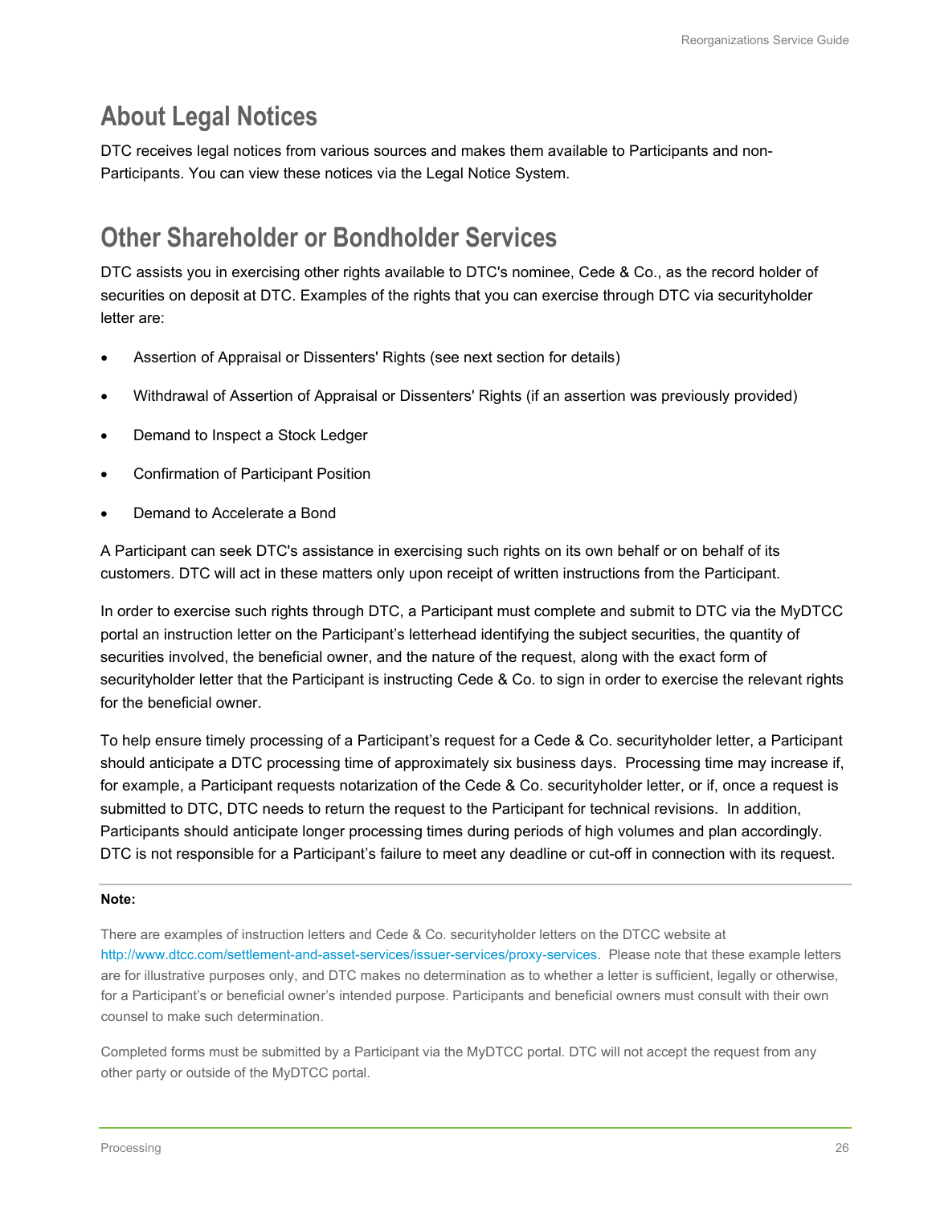## About Legal Notices

DTC receives legal notices from various sources and makes them available to Participants and non-Participants. You can view these notices via the Legal Notice System.

## Other Shareholder or Bondholder Services

DTC assists you in exercising other rights available to DTC's nominee, Cede & Co., as the record holder of securities on deposit at DTC. Examples of the rights that you can exercise through DTC via securityholder letter are:

- Assertion of Appraisal or Dissenters' Rights (see next section for details)
- Withdrawal of Assertion of Appraisal or Dissenters' Rights (if an assertion was previously provided)
- Demand to Inspect a Stock Ledger
- Confirmation of Participant Position
- Demand to Accelerate a Bond

A Participant can seek DTC's assistance in exercising such rights on its own behalf or on behalf of its customers. DTC will act in these matters only upon receipt of written instructions from the Participant.

In order to exercise such rights through DTC, a Participant must complete and submit to DTC via the MyDTCC portal an instruction letter on the Participant's letterhead identifying the subject securities, the quantity of securities involved, the beneficial owner, and the nature of the request, along with the exact form of securityholder letter that the Participant is instructing Cede & Co. to sign in order to exercise the relevant rights for the beneficial owner.

To help ensure timely processing of a Participant's request for a Cede & Co. securityholder letter, a Participant should anticipate a DTC processing time of approximately six business days. Processing time may increase if, for example, a Participant requests notarization of the Cede & Co. securityholder letter, or if, once a request is submitted to DTC, DTC needs to return the request to the Participant for technical revisions. In addition, Participants should anticipate longer processing times during periods of high volumes and plan accordingly. DTC is not responsible for a Participant's failure to meet any deadline or cut-off in connection with its request.

**Note:**

There are examples of instruction letters and Cede & Co. securityholder letters on the DTCC website at http://www.dtcc.com/settlement-and-asset-services/issuer-services/proxy-services. Please note that these example letters are for illustrative purposes only, and DTC makes no determination as to whether a letter is sufficient, legally or otherwise, for a Participant's or beneficial owner's intended purpose. Participants and beneficial owners must consult with their own counsel to make such determination.

Completed forms must be submitted by a Participant via the MyDTCC portal. DTC will not accept the request from any other party or outside of the MyDTCC portal.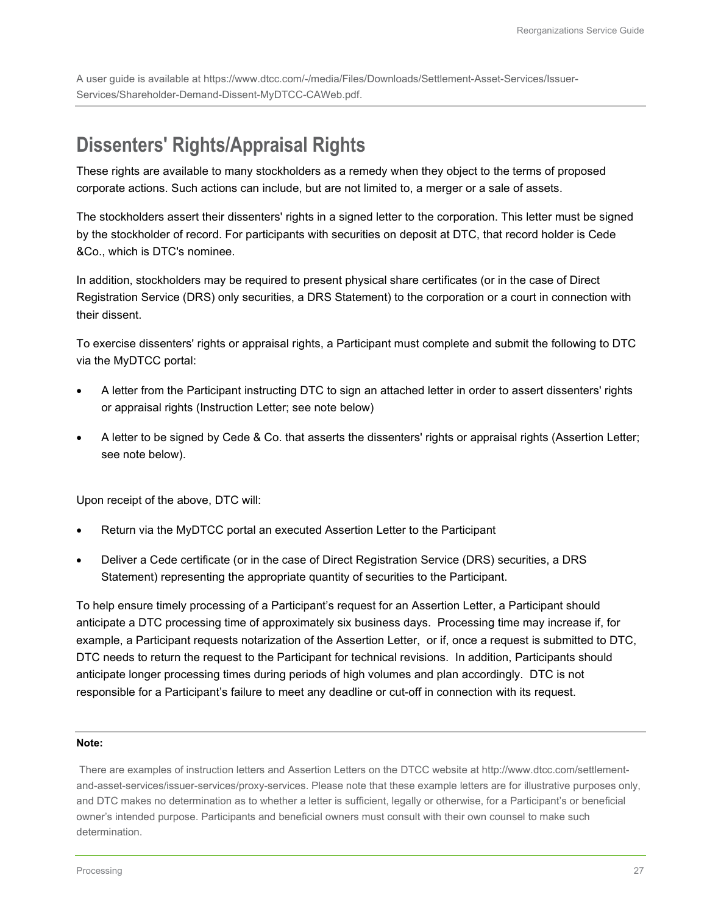A user guide is available at https://www.dtcc.com/-/media/Files/Downloads/Settlement-Asset-Services/Issuer-Services/Shareholder-Demand-Dissent-MyDTCC-CAWeb.pdf.

## Dissenters' Rights/Appraisal Rights

These rights are available to many stockholders as a remedy when they object to the terms of proposed corporate actions. Such actions can include, but are not limited to, a merger or a sale of assets.

The stockholders assert their dissenters' rights in a signed letter to the corporation. This letter must be signed by the stockholder of record. For participants with securities on deposit at DTC, that record holder is Cede &Co., which is DTC's nominee.

In addition, stockholders may be required to present physical share certificates (or in the case of Direct Registration Service (DRS) only securities, a DRS Statement) to the corporation or a court in connection with their dissent.

To exercise dissenters' rights or appraisal rights, a Participant must complete and submit the following to DTC via the MyDTCC portal:

- A letter from the Participant instructing DTC to sign an attached letter in order to assert dissenters' rights or appraisal rights (Instruction Letter; see note below)
- A letter to be signed by Cede & Co. that asserts the dissenters' rights or appraisal rights (Assertion Letter; see note below).

Upon receipt of the above, DTC will:

- Return via the MyDTCC portal an executed Assertion Letter to the Participant
- Deliver a Cede certificate (or in the case of Direct Registration Service (DRS) securities, a DRS Statement) representing the appropriate quantity of securities to the Participant.

To help ensure timely processing of a Participant's request for an Assertion Letter, a Participant should anticipate a DTC processing time of approximately six business days. Processing time may increase if, for example, a Participant requests notarization of the Assertion Letter, or if, once a request is submitted to DTC, DTC needs to return the request to the Participant for technical revisions. In addition, Participants should anticipate longer processing times during periods of high volumes and plan accordingly. DTC is not responsible for a Participant's failure to meet any deadline or cut-off in connection with its request.

**Note:**

There are examples of instruction letters and Assertion Letters on the DTCC website at http://www.dtcc.com/settlement-and-asset-services/issuer-services/proxy-services. Please note that these example letters are for illustrative purposes only, and DTC makes no determination as to whether a letter is sufficient, legally or otherwise, for a Participant's or beneficial owner's intended purpose. Participants and beneficial owners must consult with their own counsel to make such determination.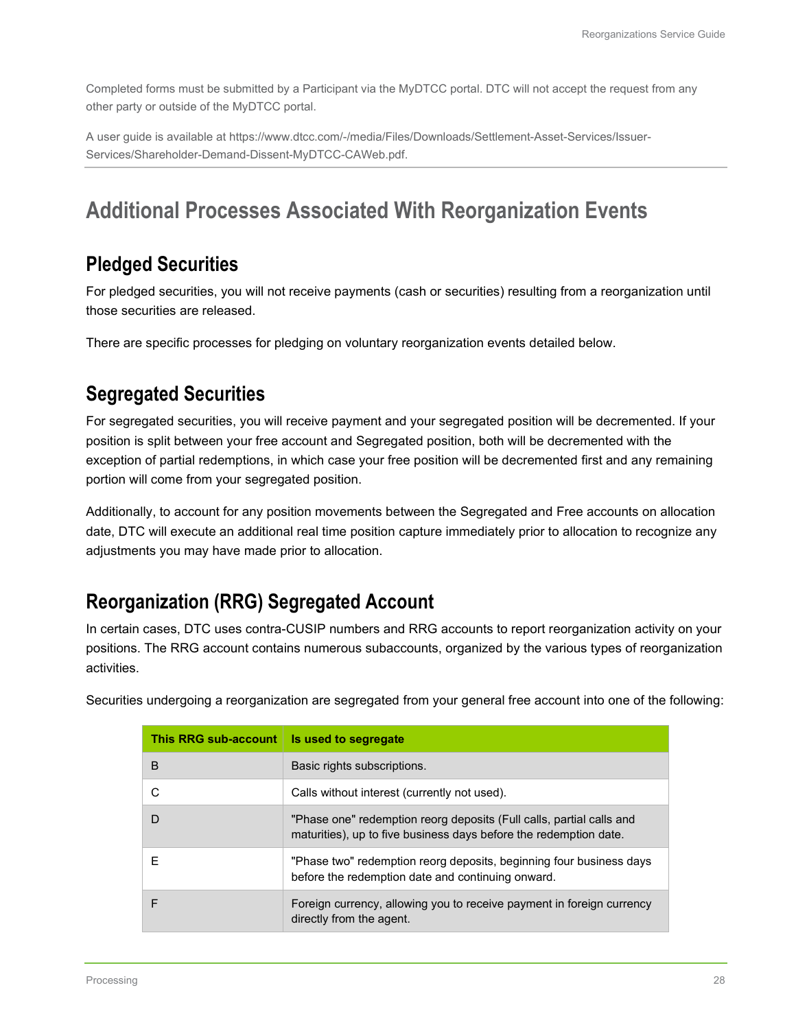Completed forms must be submitted by a Participant via the MyDTCC portal. DTC will not accept the request from any other party or outside of the MyDTCC portal.

A user guide is available at https://www.dtcc.com/-/media/Files/Downloads/Settlement-Asset-Services/Issuer-Services/Shareholder-Demand-Dissent-MyDTCC-CAWeb.pdf.

# Additional Processes Associated With Reorganization Events

## Pledged Securities

For pledged securities, you will not receive payments (cash or securities) resulting from a reorganization until those securities are released.

There are specific processes for pledging on voluntary reorganization events detailed below.

## Segregated Securities

For segregated securities, you will receive payment and your segregated position will be decremented. If your position is split between your free account and Segregated position, both will be decremented with the exception of partial redemptions, in which case your free position will be decremented first and any remaining portion will come from your segregated position.

Additionally, to account for any position movements between the Segregated and Free accounts on allocation date, DTC will execute an additional real time position capture immediately prior to allocation to recognize any adjustments you may have made prior to allocation.

## Reorganization (RRG) Segregated Account

In certain cases, DTC uses contra-CUSIP numbers and RRG accounts to report reorganization activity on your positions. The RRG account contains numerous subaccounts, organized by the various types of reorganization activities.

Securities undergoing a reorganization are segregated from your general free account into one of the following:

| This RRG sub-account | Is used to segregate |
|---|---|
| B | Basic rights subscriptions. |
| C | Calls without interest (currently not used). |
| D | "Phase one" redemption reorg deposits (Full calls, partial calls and maturities), up to five business days before the redemption date. |
| E | "Phase two" redemption reorg deposits, beginning four business days before the redemption date and continuing onward. |
| F | Foreign currency, allowing you to receive payment in foreign currency directly from the agent. |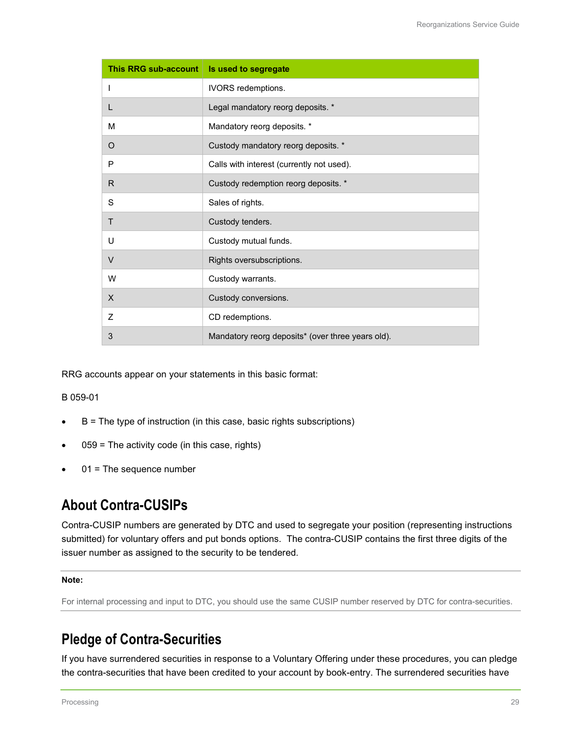| This RRG sub-account | Is used to segregate |
|---|---|
| I | IVORS redemptions. |
| L | Legal mandatory reorg deposits. * |
| M | Mandatory reorg deposits. * |
| O | Custody mandatory reorg deposits. * |
| P | Calls with interest (currently not used). |
| R | Custody redemption reorg deposits. * |
| S | Sales of rights. |
| T | Custody tenders. |
| U | Custody mutual funds. |
| V | Rights oversubscriptions. |
| W | Custody warrants. |
| X | Custody conversions. |
| Z | CD redemptions. |
| 3 | Mandatory reorg deposits* (over three years old). |

RRG accounts appear on your statements in this basic format:

B 059-01

- B = The type of instruction (in this case, basic rights subscriptions)
- 059 = The activity code (in this case, rights)
- 01 = The sequence number

## About Contra-CUSIPs

Contra-CUSIP numbers are generated by DTC and used to segregate your position (representing instructions submitted) for voluntary offers and put bonds options. The contra-CUSIP contains the first three digits of the issuer number as assigned to the security to be tendered.

**Note:**

For internal processing and input to DTC, you should use the same CUSIP number reserved by DTC for contra-securities.

## Pledge of Contra-Securities

If you have surrendered securities in response to a Voluntary Offering under these procedures, you can pledge the contra-securities that have been credited to your account by book-entry. The surrendered securities have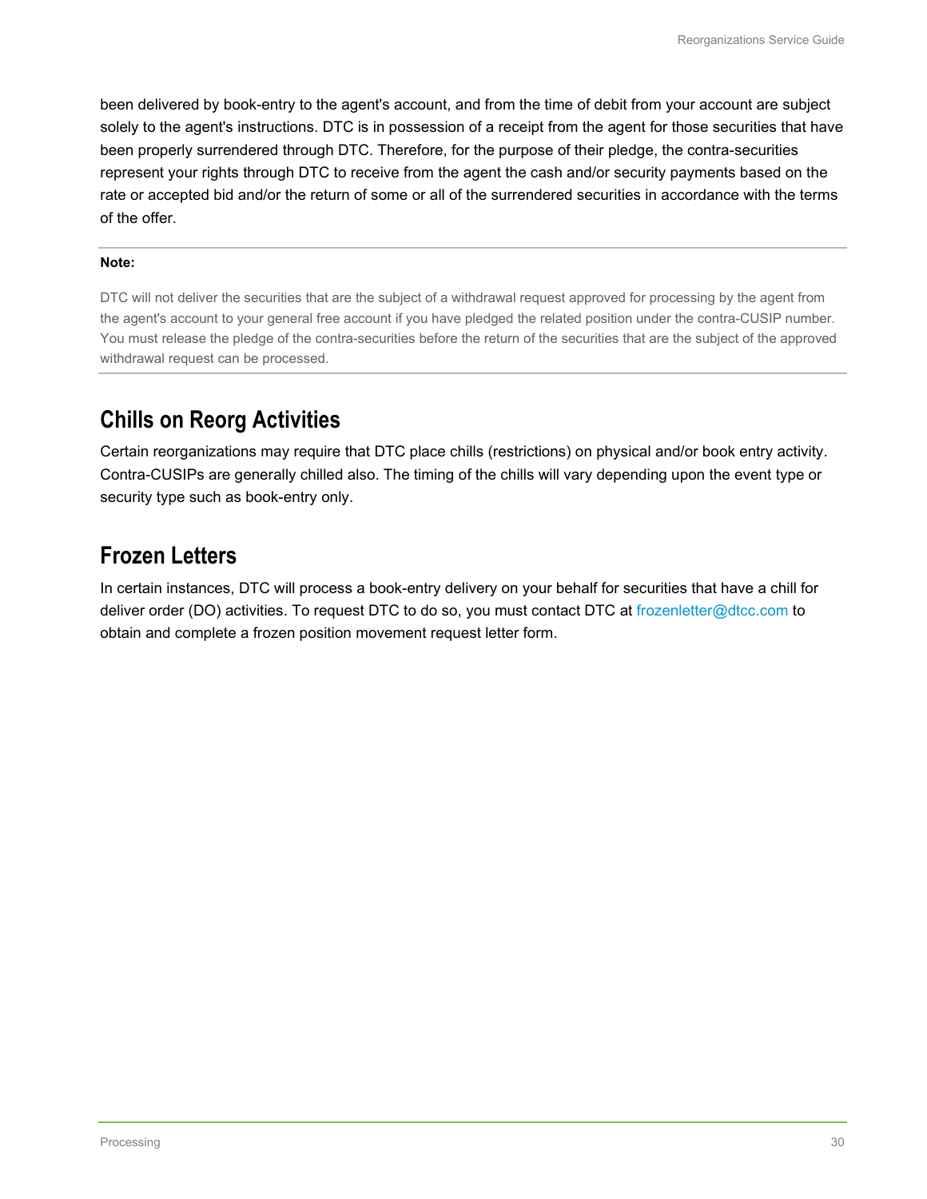been delivered by book-entry to the agent's account, and from the time of debit from your account are subject solely to the agent's instructions. DTC is in possession of a receipt from the agent for those securities that have been properly surrendered through DTC. Therefore, for the purpose of their pledge, the contra-securities represent your rights through DTC to receive from the agent the cash and/or security payments based on the rate or accepted bid and/or the return of some or all of the surrendered securities in accordance with the terms of the offer.

---

**Note:**

DTC will not deliver the securities that are the subject of a withdrawal request approved for processing by the agent from the agent's account to your general free account if you have pledged the related position under the contra-CUSIP number. You must release the pledge of the contra-securities before the return of the securities that are the subject of the approved withdrawal request can be processed.

---

## Chills on Reorg Activities

Certain reorganizations may require that DTC place chills (restrictions) on physical and/or book entry activity. Contra-CUSIPs are generally chilled also. The timing of the chills will vary depending upon the event type or security type such as book-entry only.

## Frozen Letters

In certain instances, DTC will process a book-entry delivery on your behalf for securities that have a chill for deliver order (DO) activities. To request DTC to do so, you must contact DTC at frozenletter@dtcc.com to obtain and complete a frozen position movement request letter form.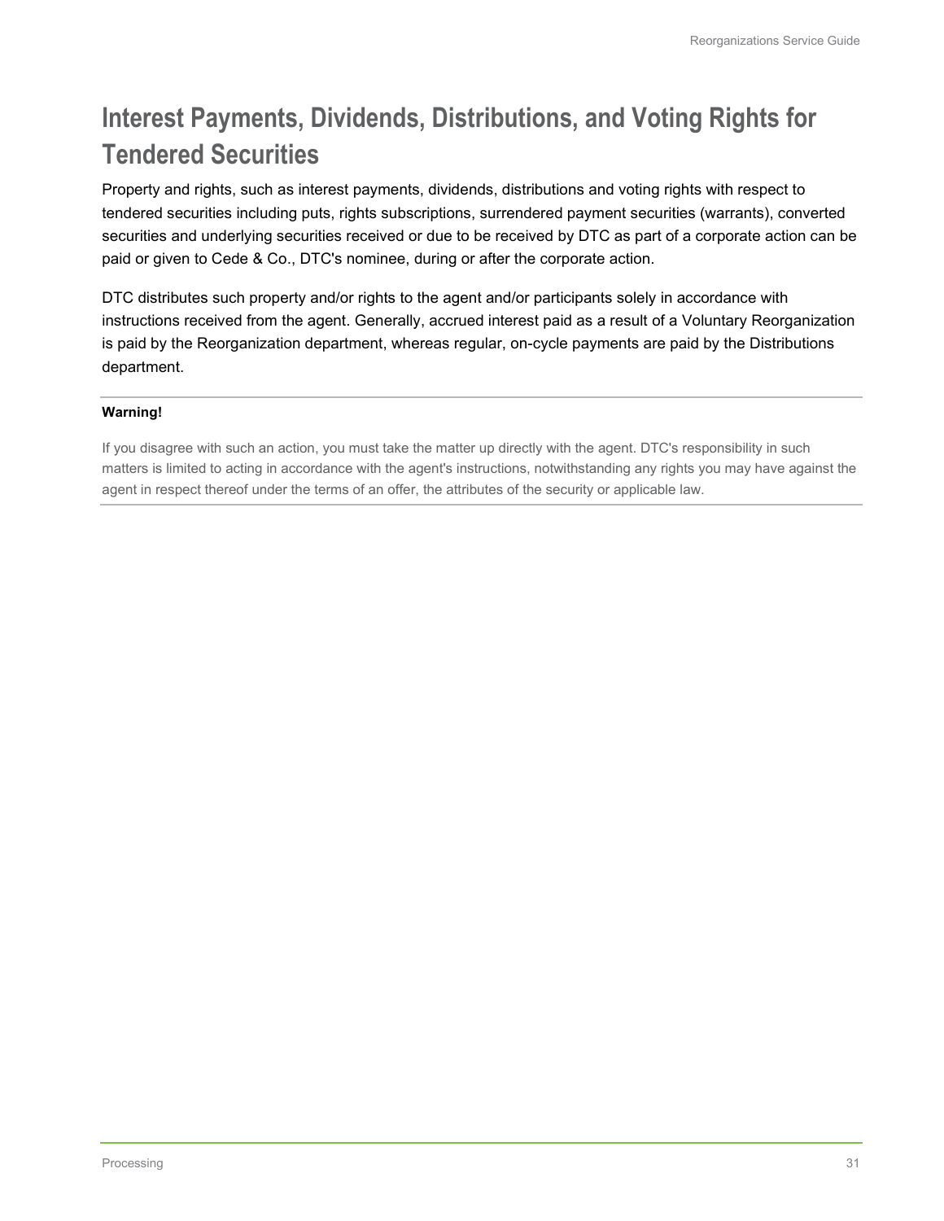## Interest Payments, Dividends, Distributions, and Voting Rights for Tendered Securities

Property and rights, such as interest payments, dividends, distributions and voting rights with respect to tendered securities including puts, rights subscriptions, surrendered payment securities (warrants), converted securities and underlying securities received or due to be received by DTC as part of a corporate action can be paid or given to Cede & Co., DTC's nominee, during or after the corporate action.

DTC distributes such property and/or rights to the agent and/or participants solely in accordance with instructions received from the agent. Generally, accrued interest paid as a result of a Voluntary Reorganization is paid by the Reorganization department, whereas regular, on-cycle payments are paid by the Distributions department.

**Warning!**

If you disagree with such an action, you must take the matter up directly with the agent. DTC's responsibility in such matters is limited to acting in accordance with the agent's instructions, notwithstanding any rights you may have against the agent in respect thereof under the terms of an offer, the attributes of the security or applicable law.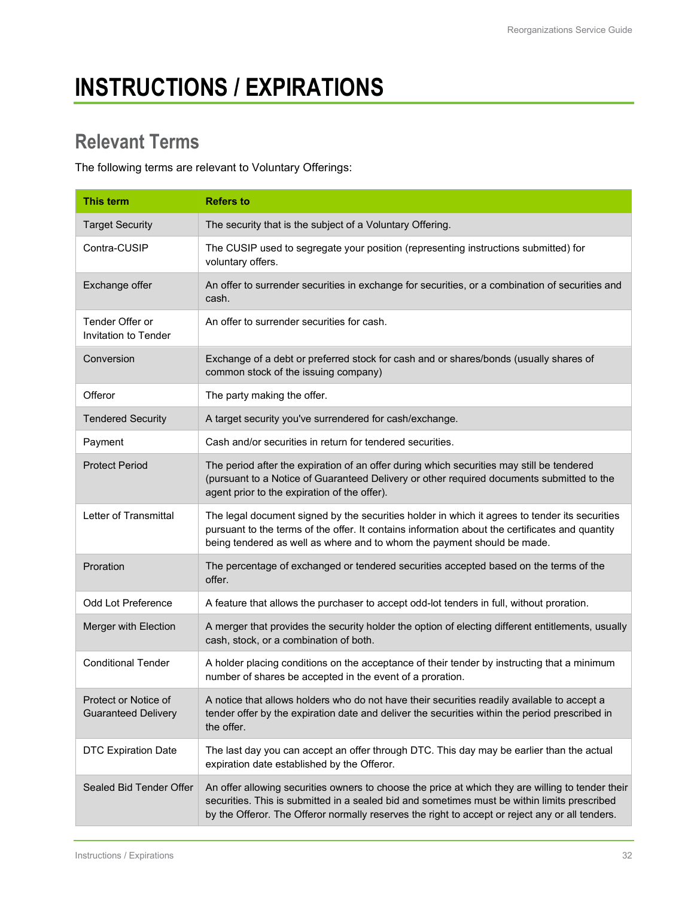# INSTRUCTIONS / EXPIRATIONS

## Relevant Terms

The following terms are relevant to Voluntary Offerings:

| This term | Refers to |
|---|---|
| Target Security | The security that is the subject of a Voluntary Offering. |
| Contra-CUSIP | The CUSIP used to segregate your position (representing instructions submitted) for voluntary offers. |
| Exchange offer | An offer to surrender securities in exchange for securities, or a combination of securities and cash. |
| Tender Offer or Invitation to Tender | An offer to surrender securities for cash. |
| Conversion | Exchange of a debt or preferred stock for cash and or shares/bonds (usually shares of common stock of the issuing company) |
| Offeror | The party making the offer. |
| Tendered Security | A target security you've surrendered for cash/exchange. |
| Payment | Cash and/or securities in return for tendered securities. |
| Protect Period | The period after the expiration of an offer during which securities may still be tendered (pursuant to a Notice of Guaranteed Delivery or other required documents submitted to the agent prior to the expiration of the offer). |
| Letter of Transmittal | The legal document signed by the securities holder in which it agrees to tender its securities pursuant to the terms of the offer. It contains information about the certificates and quantity being tendered as well as where and to whom the payment should be made. |
| Proration | The percentage of exchanged or tendered securities accepted based on the terms of the offer. |
| Odd Lot Preference | A feature that allows the purchaser to accept odd-lot tenders in full, without proration. |
| Merger with Election | A merger that provides the security holder the option of electing different entitlements, usually cash, stock, or a combination of both. |
| Conditional Tender | A holder placing conditions on the acceptance of their tender by instructing that a minimum number of shares be accepted in the event of a proration. |
| Protect or Notice of Guaranteed Delivery | A notice that allows holders who do not have their securities readily available to accept a tender offer by the expiration date and deliver the securities within the period prescribed in the offer. |
| DTC Expiration Date | The last day you can accept an offer through DTC. This day may be earlier than the actual expiration date established by the Offeror. |
| Sealed Bid Tender Offer | An offer allowing securities owners to choose the price at which they are willing to tender their securities. This is submitted in a sealed bid and sometimes must be within limits prescribed by the Offeror. The Offeror normally reserves the right to accept or reject any or all tenders. |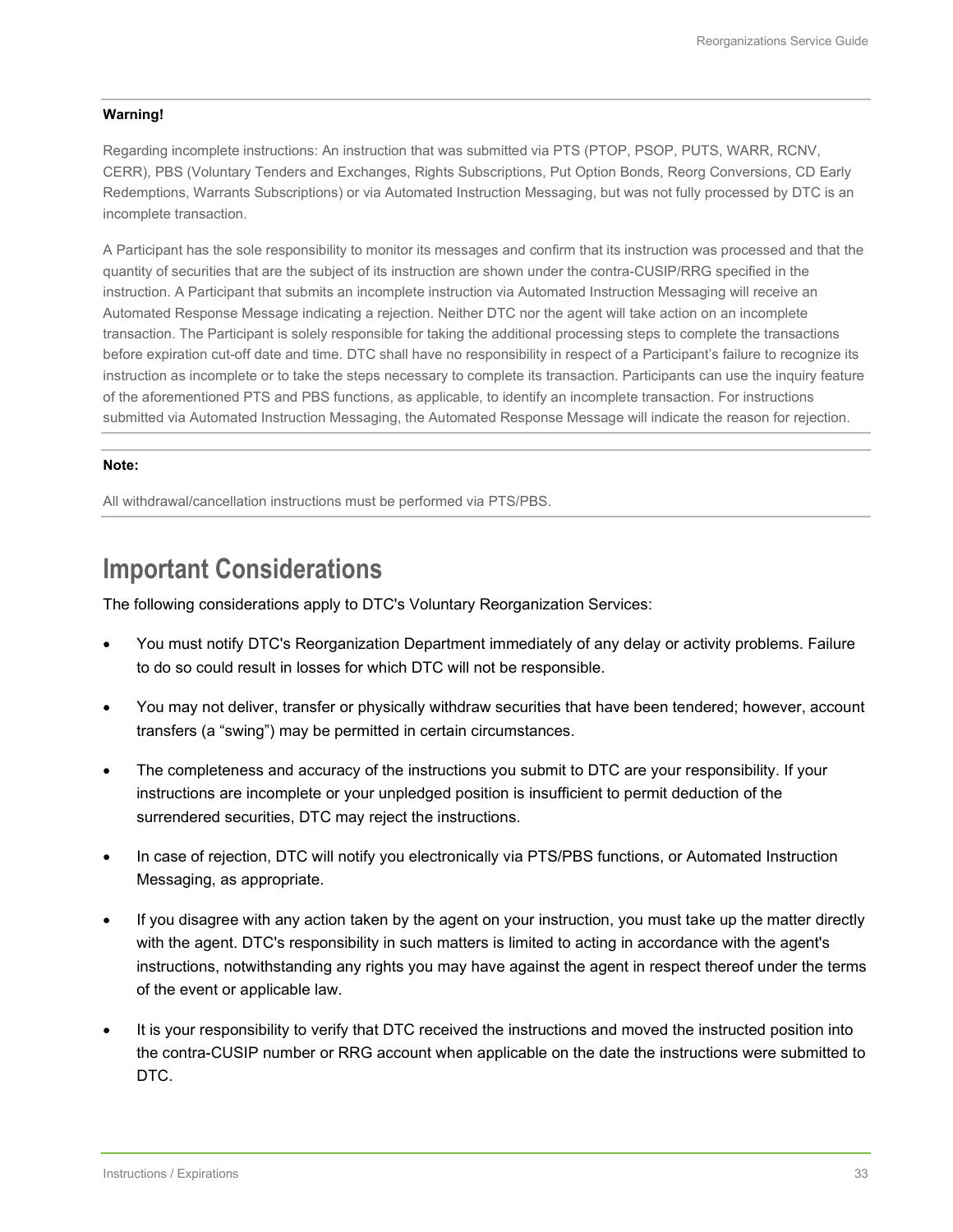**Warning!**

Regarding incomplete instructions: An instruction that was submitted via PTS (PTOP, PSOP, PUTS, WARR, RCNV, CERR), PBS (Voluntary Tenders and Exchanges, Rights Subscriptions, Put Option Bonds, Reorg Conversions, CD Early Redemptions, Warrants Subscriptions) or via Automated Instruction Messaging, but was not fully processed by DTC is an incomplete transaction.

A Participant has the sole responsibility to monitor its messages and confirm that its instruction was processed and that the quantity of securities that are the subject of its instruction are shown under the contra-CUSIP/RRG specified in the instruction. A Participant that submits an incomplete instruction via Automated Instruction Messaging will receive an Automated Response Message indicating a rejection. Neither DTC nor the agent will take action on an incomplete transaction. The Participant is solely responsible for taking the additional processing steps to complete the transactions before expiration cut-off date and time. DTC shall have no responsibility in respect of a Participant's failure to recognize its instruction as incomplete or to take the steps necessary to complete its transaction. Participants can use the inquiry feature of the aforementioned PTS and PBS functions, as applicable, to identify an incomplete transaction. For instructions submitted via Automated Instruction Messaging, the Automated Response Message will indicate the reason for rejection.

**Note:**

All withdrawal/cancellation instructions must be performed via PTS/PBS.

# Important Considerations

The following considerations apply to DTC's Voluntary Reorganization Services:

- You must notify DTC's Reorganization Department immediately of any delay or activity problems. Failure to do so could result in losses for which DTC will not be responsible.
- You may not deliver, transfer or physically withdraw securities that have been tendered; however, account transfers (a "swing") may be permitted in certain circumstances.
- The completeness and accuracy of the instructions you submit to DTC are your responsibility. If your instructions are incomplete or your unpledged position is insufficient to permit deduction of the surrendered securities, DTC may reject the instructions.
- In case of rejection, DTC will notify you electronically via PTS/PBS functions, or Automated Instruction Messaging, as appropriate.
- If you disagree with any action taken by the agent on your instruction, you must take up the matter directly with the agent. DTC's responsibility in such matters is limited to acting in accordance with the agent's instructions, notwithstanding any rights you may have against the agent in respect thereof under the terms of the event or applicable law.
- It is your responsibility to verify that DTC received the instructions and moved the instructed position into the contra-CUSIP number or RRG account when applicable on the date the instructions were submitted to DTC.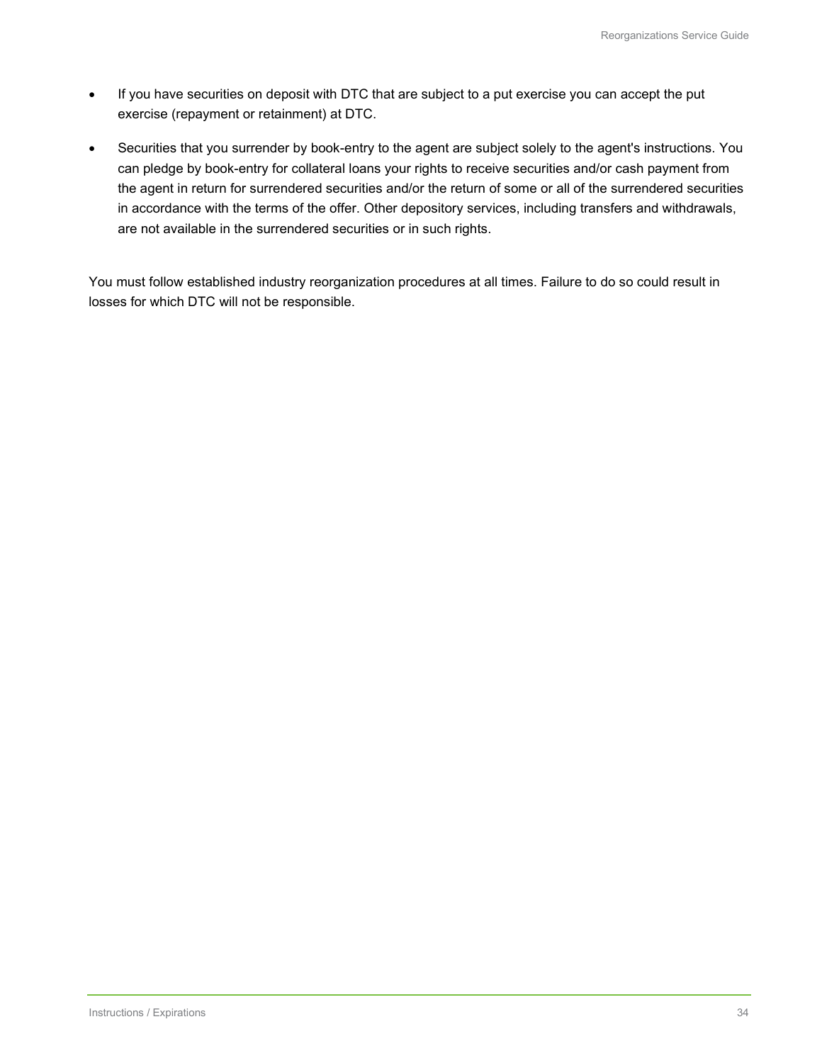- If you have securities on deposit with DTC that are subject to a put exercise you can accept the put exercise (repayment or retainment) at DTC.
- Securities that you surrender by book-entry to the agent are subject solely to the agent's instructions. You can pledge by book-entry for collateral loans your rights to receive securities and/or cash payment from the agent in return for surrendered securities and/or the return of some or all of the surrendered securities in accordance with the terms of the offer. Other depository services, including transfers and withdrawals, are not available in the surrendered securities or in such rights.

You must follow established industry reorganization procedures at all times. Failure to do so could result in losses for which DTC will not be responsible.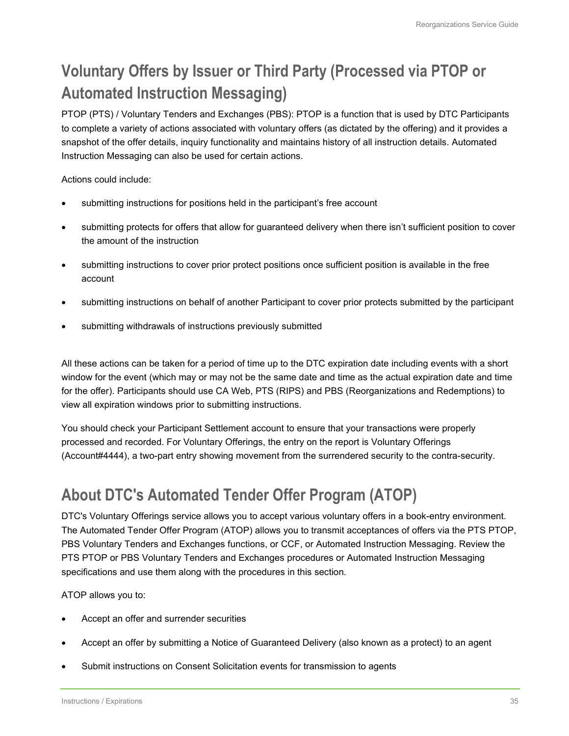## Voluntary Offers by Issuer or Third Party (Processed via PTOP or Automated Instruction Messaging)

PTOP (PTS) / Voluntary Tenders and Exchanges (PBS): PTOP is a function that is used by DTC Participants to complete a variety of actions associated with voluntary offers (as dictated by the offering) and it provides a snapshot of the offer details, inquiry functionality and maintains history of all instruction details. Automated Instruction Messaging can also be used for certain actions.

Actions could include:

- submitting instructions for positions held in the participant's free account
- submitting protects for offers that allow for guaranteed delivery when there isn't sufficient position to cover the amount of the instruction
- submitting instructions to cover prior protect positions once sufficient position is available in the free account
- submitting instructions on behalf of another Participant to cover prior protects submitted by the participant
- submitting withdrawals of instructions previously submitted

All these actions can be taken for a period of time up to the DTC expiration date including events with a short window for the event (which may or may not be the same date and time as the actual expiration date and time for the offer). Participants should use CA Web, PTS (RIPS) and PBS (Reorganizations and Redemptions) to view all expiration windows prior to submitting instructions.

You should check your Participant Settlement account to ensure that your transactions were properly processed and recorded. For Voluntary Offerings, the entry on the report is Voluntary Offerings (Account#4444), a two-part entry showing movement from the surrendered security to the contra-security.

## About DTC's Automated Tender Offer Program (ATOP)

DTC's Voluntary Offerings service allows you to accept various voluntary offers in a book-entry environment. The Automated Tender Offer Program (ATOP) allows you to transmit acceptances of offers via the PTS PTOP, PBS Voluntary Tenders and Exchanges functions, or CCF, or Automated Instruction Messaging. Review the PTS PTOP or PBS Voluntary Tenders and Exchanges procedures or Automated Instruction Messaging specifications and use them along with the procedures in this section.

ATOP allows you to:

- Accept an offer and surrender securities
- Accept an offer by submitting a Notice of Guaranteed Delivery (also known as a protect) to an agent
- Submit instructions on Consent Solicitation events for transmission to agents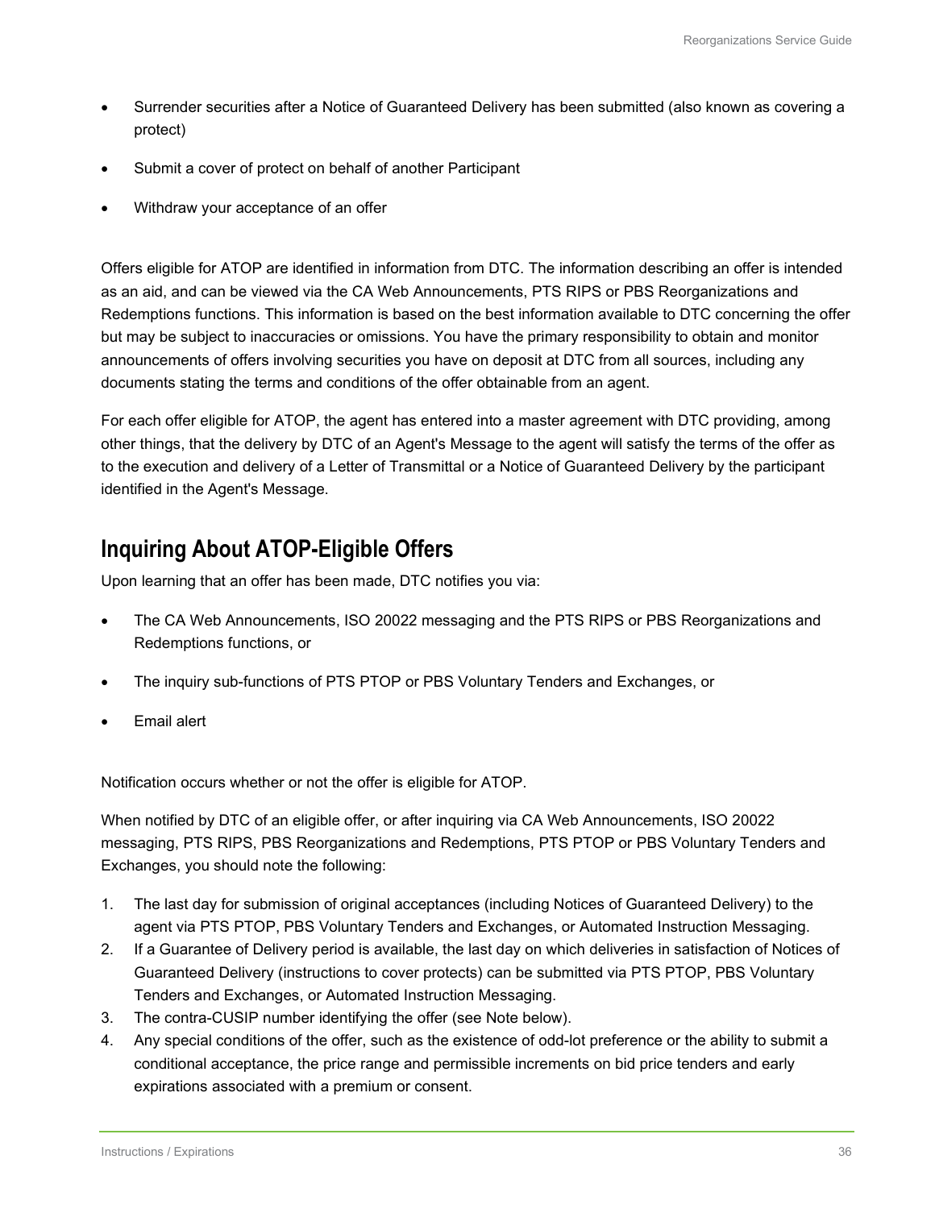- Surrender securities after a Notice of Guaranteed Delivery has been submitted (also known as covering a protect)
- Submit a cover of protect on behalf of another Participant
- Withdraw your acceptance of an offer

Offers eligible for ATOP are identified in information from DTC. The information describing an offer is intended as an aid, and can be viewed via the CA Web Announcements, PTS RIPS or PBS Reorganizations and Redemptions functions. This information is based on the best information available to DTC concerning the offer but may be subject to inaccuracies or omissions. You have the primary responsibility to obtain and monitor announcements of offers involving securities you have on deposit at DTC from all sources, including any documents stating the terms and conditions of the offer obtainable from an agent.

For each offer eligible for ATOP, the agent has entered into a master agreement with DTC providing, among other things, that the delivery by DTC of an Agent's Message to the agent will satisfy the terms of the offer as to the execution and delivery of a Letter of Transmittal or a Notice of Guaranteed Delivery by the participant identified in the Agent's Message.

## Inquiring About ATOP-Eligible Offers

Upon learning that an offer has been made, DTC notifies you via:

- The CA Web Announcements, ISO 20022 messaging and the PTS RIPS or PBS Reorganizations and Redemptions functions, or
- The inquiry sub-functions of PTS PTOP or PBS Voluntary Tenders and Exchanges, or
- Email alert

Notification occurs whether or not the offer is eligible for ATOP.

When notified by DTC of an eligible offer, or after inquiring via CA Web Announcements, ISO 20022 messaging, PTS RIPS, PBS Reorganizations and Redemptions, PTS PTOP or PBS Voluntary Tenders and Exchanges, you should note the following:

1. The last day for submission of original acceptances (including Notices of Guaranteed Delivery) to the agent via PTS PTOP, PBS Voluntary Tenders and Exchanges, or Automated Instruction Messaging.
2. If a Guarantee of Delivery period is available, the last day on which deliveries in satisfaction of Notices of Guaranteed Delivery (instructions to cover protects) can be submitted via PTS PTOP, PBS Voluntary Tenders and Exchanges, or Automated Instruction Messaging.
3. The contra-CUSIP number identifying the offer (see Note below).
4. Any special conditions of the offer, such as the existence of odd-lot preference or the ability to submit a conditional acceptance, the price range and permissible increments on bid price tenders and early expirations associated with a premium or consent.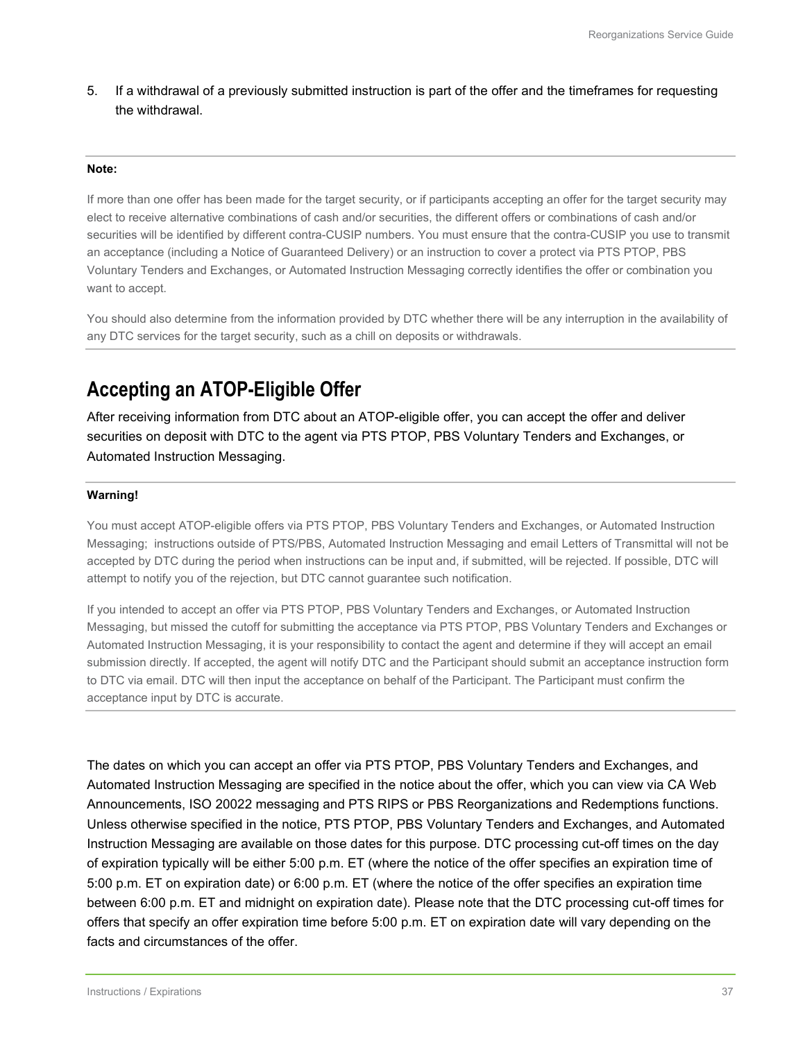5. If a withdrawal of a previously submitted instruction is part of the offer and the timeframes for requesting the withdrawal.

**Note:**

If more than one offer has been made for the target security, or if participants accepting an offer for the target security may elect to receive alternative combinations of cash and/or securities, the different offers or combinations of cash and/or securities will be identified by different contra-CUSIP numbers. You must ensure that the contra-CUSIP you use to transmit an acceptance (including a Notice of Guaranteed Delivery) or an instruction to cover a protect via PTS PTOP, PBS Voluntary Tenders and Exchanges, or Automated Instruction Messaging correctly identifies the offer or combination you want to accept.

You should also determine from the information provided by DTC whether there will be any interruption in the availability of any DTC services for the target security, such as a chill on deposits or withdrawals.

## Accepting an ATOP-Eligible Offer

After receiving information from DTC about an ATOP-eligible offer, you can accept the offer and deliver securities on deposit with DTC to the agent via PTS PTOP, PBS Voluntary Tenders and Exchanges, or Automated Instruction Messaging.

**Warning!**

You must accept ATOP-eligible offers via PTS PTOP, PBS Voluntary Tenders and Exchanges, or Automated Instruction Messaging; instructions outside of PTS/PBS, Automated Instruction Messaging and email Letters of Transmittal will not be accepted by DTC during the period when instructions can be input and, if submitted, will be rejected. If possible, DTC will attempt to notify you of the rejection, but DTC cannot guarantee such notification.

If you intended to accept an offer via PTS PTOP, PBS Voluntary Tenders and Exchanges, or Automated Instruction Messaging, but missed the cutoff for submitting the acceptance via PTS PTOP, PBS Voluntary Tenders and Exchanges or Automated Instruction Messaging, it is your responsibility to contact the agent and determine if they will accept an email submission directly. If accepted, the agent will notify DTC and the Participant should submit an acceptance instruction form to DTC via email. DTC will then input the acceptance on behalf of the Participant. The Participant must confirm the acceptance input by DTC is accurate.

The dates on which you can accept an offer via PTS PTOP, PBS Voluntary Tenders and Exchanges, and Automated Instruction Messaging are specified in the notice about the offer, which you can view via CA Web Announcements, ISO 20022 messaging and PTS RIPS or PBS Reorganizations and Redemptions functions. Unless otherwise specified in the notice, PTS PTOP, PBS Voluntary Tenders and Exchanges, and Automated Instruction Messaging are available on those dates for this purpose. DTC processing cut-off times on the day of expiration typically will be either 5:00 p.m. ET (where the notice of the offer specifies an expiration time of 5:00 p.m. ET on expiration date) or 6:00 p.m. ET (where the notice of the offer specifies an expiration time between 6:00 p.m. ET and midnight on expiration date). Please note that the DTC processing cut-off times for offers that specify an offer expiration time before 5:00 p.m. ET on expiration date will vary depending on the facts and circumstances of the offer.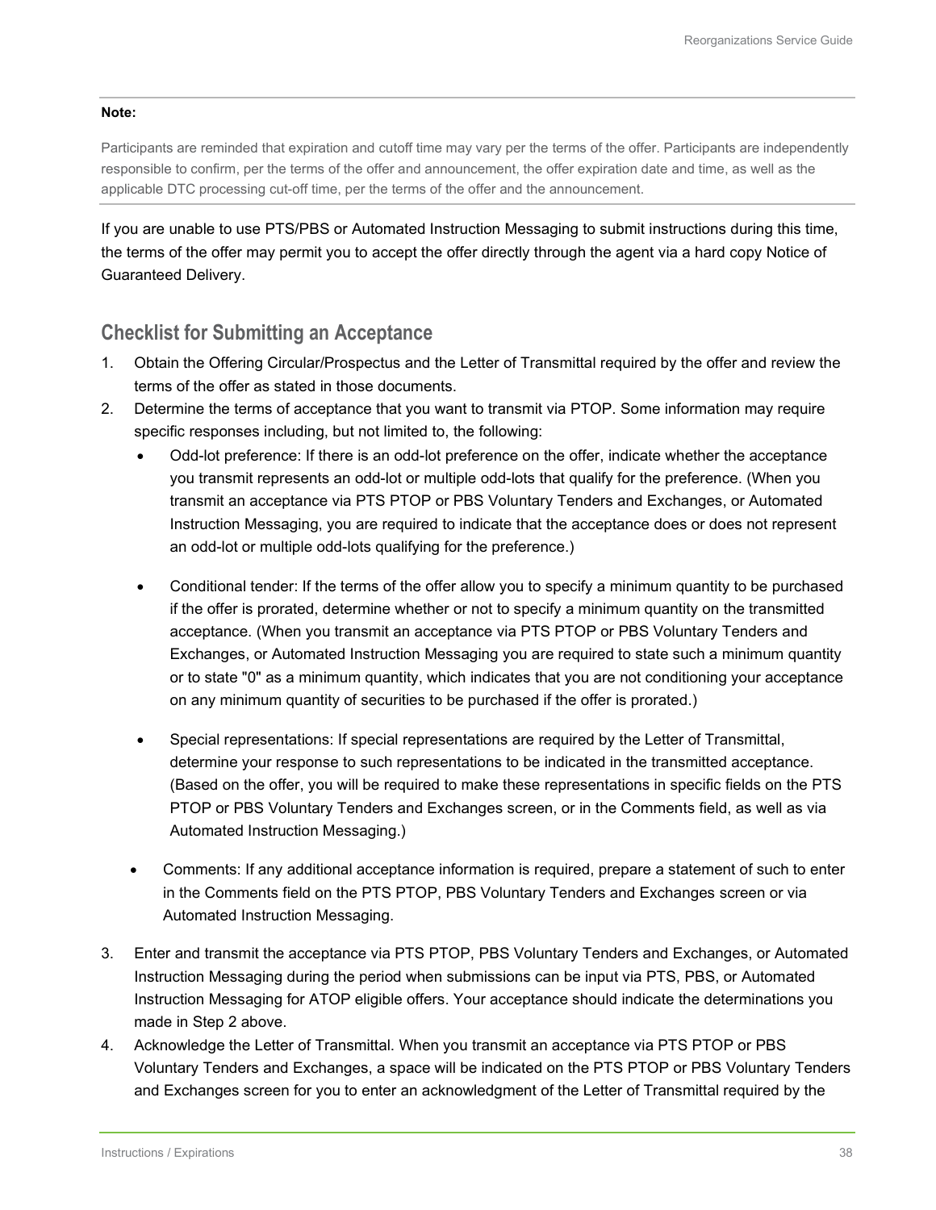**Note:**

Participants are reminded that expiration and cutoff time may vary per the terms of the offer. Participants are independently responsible to confirm, per the terms of the offer and announcement, the offer expiration date and time, as well as the applicable DTC processing cut-off time, per the terms of the offer and the announcement.

---

If you are unable to use PTS/PBS or Automated Instruction Messaging to submit instructions during this time, the terms of the offer may permit you to accept the offer directly through the agent via a hard copy Notice of Guaranteed Delivery.

## Checklist for Submitting an Acceptance

1. Obtain the Offering Circular/Prospectus and the Letter of Transmittal required by the offer and review the terms of the offer as stated in those documents.
2. Determine the terms of acceptance that you want to transmit via PTOP. Some information may require specific responses including, but not limited to, the following:
   - Odd-lot preference: If there is an odd-lot preference on the offer, indicate whether the acceptance you transmit represents an odd-lot or multiple odd-lots that qualify for the preference. (When you transmit an acceptance via PTS PTOP or PBS Voluntary Tenders and Exchanges, or Automated Instruction Messaging, you are required to indicate that the acceptance does or does not represent an odd-lot or multiple odd-lots qualifying for the preference.)
   - Conditional tender: If the terms of the offer allow you to specify a minimum quantity to be purchased if the offer is prorated, determine whether or not to specify a minimum quantity on the transmitted acceptance. (When you transmit an acceptance via PTS PTOP or PBS Voluntary Tenders and Exchanges, or Automated Instruction Messaging you are required to state such a minimum quantity or to state "0" as a minimum quantity, which indicates that you are not conditioning your acceptance on any minimum quantity of securities to be purchased if the offer is prorated.)
   - Special representations: If special representations are required by the Letter of Transmittal, determine your response to such representations to be indicated in the transmitted acceptance. (Based on the offer, you will be required to make these representations in specific fields on the PTS PTOP or PBS Voluntary Tenders and Exchanges screen, or in the Comments field, as well as via Automated Instruction Messaging.)
   - Comments: If any additional acceptance information is required, prepare a statement of such to enter in the Comments field on the PTS PTOP, PBS Voluntary Tenders and Exchanges screen or via Automated Instruction Messaging.
3. Enter and transmit the acceptance via PTS PTOP, PBS Voluntary Tenders and Exchanges, or Automated Instruction Messaging during the period when submissions can be input via PTS, PBS, or Automated Instruction Messaging for ATOP eligible offers. Your acceptance should indicate the determinations you made in Step 2 above.
4. Acknowledge the Letter of Transmittal. When you transmit an acceptance via PTS PTOP or PBS Voluntary Tenders and Exchanges, a space will be indicated on the PTS PTOP or PBS Voluntary Tenders and Exchanges screen for you to enter an acknowledgment of the Letter of Transmittal required by the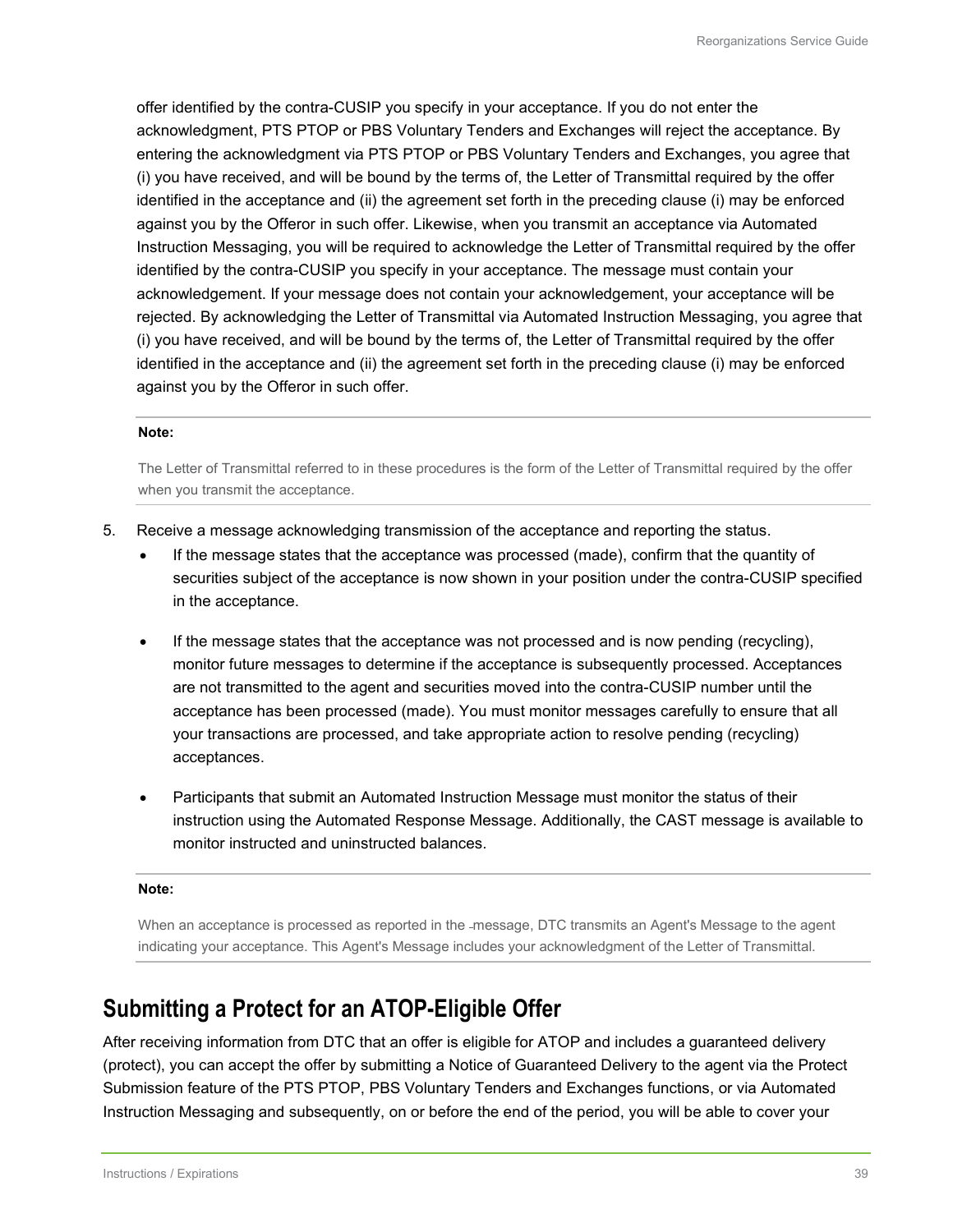offer identified by the contra-CUSIP you specify in your acceptance. If you do not enter the acknowledgment, PTS PTOP or PBS Voluntary Tenders and Exchanges will reject the acceptance. By entering the acknowledgment via PTS PTOP or PBS Voluntary Tenders and Exchanges, you agree that (i) you have received, and will be bound by the terms of, the Letter of Transmittal required by the offer identified in the acceptance and (ii) the agreement set forth in the preceding clause (i) may be enforced against you by the Offeror in such offer. Likewise, when you transmit an acceptance via Automated Instruction Messaging, you will be required to acknowledge the Letter of Transmittal required by the offer identified by the contra-CUSIP you specify in your acceptance. The message must contain your acknowledgement. If your message does not contain your acknowledgement, your acceptance will be rejected. By acknowledging the Letter of Transmittal via Automated Instruction Messaging, you agree that (i) you have received, and will be bound by the terms of, the Letter of Transmittal required by the offer identified in the acceptance and (ii) the agreement set forth in the preceding clause (i) may be enforced against you by the Offeror in such offer.

**Note:**

The Letter of Transmittal referred to in these procedures is the form of the Letter of Transmittal required by the offer when you transmit the acceptance.

5. Receive a message acknowledging transmission of the acceptance and reporting the status.
   - If the message states that the acceptance was processed (made), confirm that the quantity of securities subject of the acceptance is now shown in your position under the contra-CUSIP specified in the acceptance.
   - If the message states that the acceptance was not processed and is now pending (recycling), monitor future messages to determine if the acceptance is subsequently processed. Acceptances are not transmitted to the agent and securities moved into the contra-CUSIP number until the acceptance has been processed (made). You must monitor messages carefully to ensure that all your transactions are processed, and take appropriate action to resolve pending (recycling) acceptances.
   - Participants that submit an Automated Instruction Message must monitor the status of their instruction using the Automated Response Message. Additionally, the CAST message is available to monitor instructed and uninstructed balances.

**Note:**

When an acceptance is processed as reported in the -message, DTC transmits an Agent's Message to the agent indicating your acceptance. This Agent's Message includes your acknowledgment of the Letter of Transmittal.

## Submitting a Protect for an ATOP-Eligible Offer

After receiving information from DTC that an offer is eligible for ATOP and includes a guaranteed delivery (protect), you can accept the offer by submitting a Notice of Guaranteed Delivery to the agent via the Protect Submission feature of the PTS PTOP, PBS Voluntary Tenders and Exchanges functions, or via Automated Instruction Messaging and subsequently, on or before the end of the period, you will be able to cover your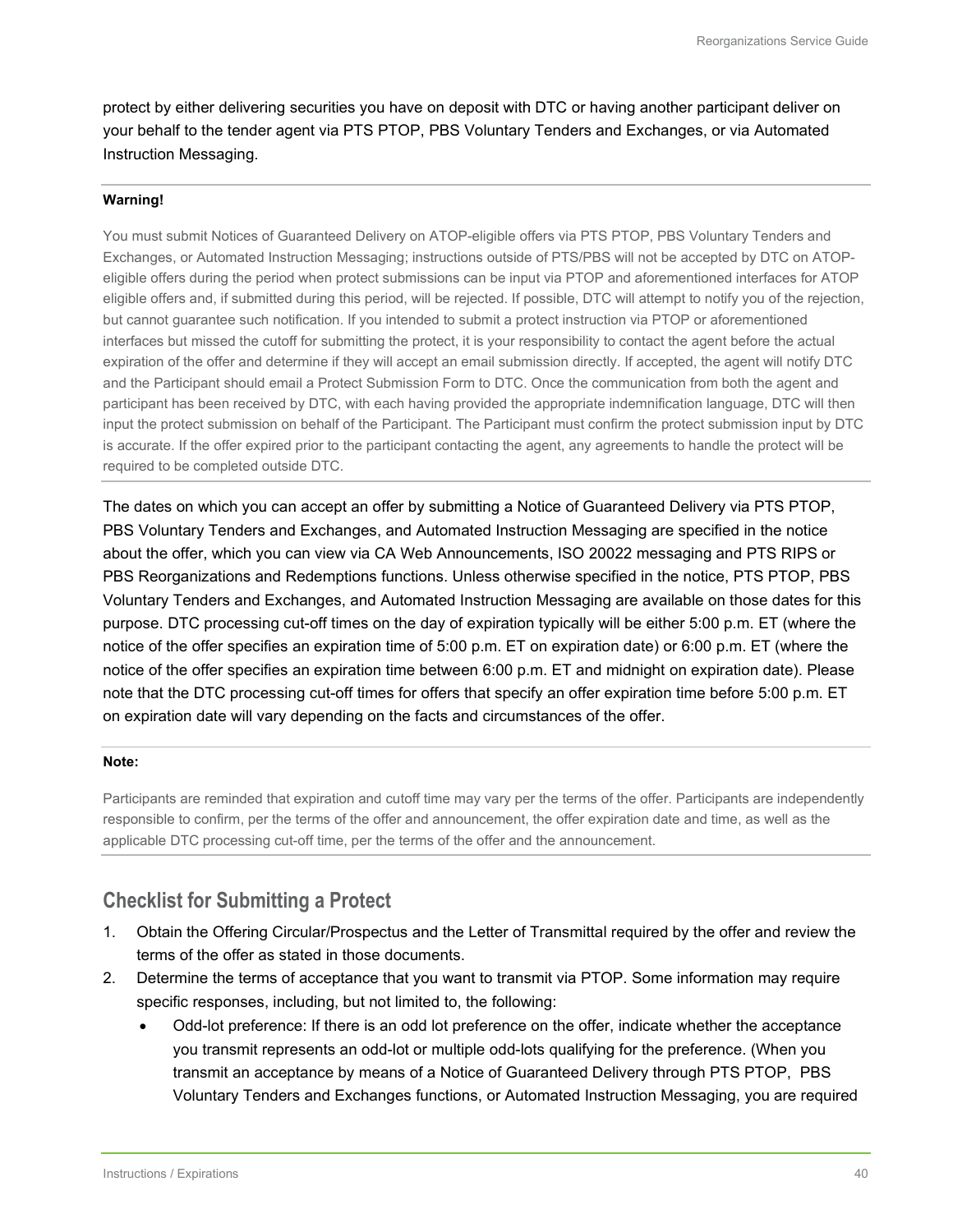protect by either delivering securities you have on deposit with DTC or having another participant deliver on your behalf to the tender agent via PTS PTOP, PBS Voluntary Tenders and Exchanges, or via Automated Instruction Messaging.

---

**Warning!**

You must submit Notices of Guaranteed Delivery on ATOP-eligible offers via PTS PTOP, PBS Voluntary Tenders and Exchanges, or Automated Instruction Messaging; instructions outside of PTS/PBS will not be accepted by DTC on ATOP-eligible offers during the period when protect submissions can be input via PTOP and aforementioned interfaces for ATOP eligible offers and, if submitted during this period, will be rejected. If possible, DTC will attempt to notify you of the rejection, but cannot guarantee such notification. If you intended to submit a protect instruction via PTOP or aforementioned interfaces but missed the cutoff for submitting the protect, it is your responsibility to contact the agent before the actual expiration of the offer and determine if they will accept an email submission directly. If accepted, the agent will notify DTC and the Participant should email a Protect Submission Form to DTC. Once the communication from both the agent and participant has been received by DTC, with each having provided the appropriate indemnification language, DTC will then input the protect submission on behalf of the Participant. The Participant must confirm the protect submission input by DTC is accurate. If the offer expired prior to the participant contacting the agent, any agreements to handle the protect will be required to be completed outside DTC.

---

The dates on which you can accept an offer by submitting a Notice of Guaranteed Delivery via PTS PTOP, PBS Voluntary Tenders and Exchanges, and Automated Instruction Messaging are specified in the notice about the offer, which you can view via CA Web Announcements, ISO 20022 messaging and PTS RIPS or PBS Reorganizations and Redemptions functions. Unless otherwise specified in the notice, PTS PTOP, PBS Voluntary Tenders and Exchanges, and Automated Instruction Messaging are available on those dates for this purpose. DTC processing cut-off times on the day of expiration typically will be either 5:00 p.m. ET (where the notice of the offer specifies an expiration time of 5:00 p.m. ET on expiration date) or 6:00 p.m. ET (where the notice of the offer specifies an expiration time between 6:00 p.m. ET and midnight on expiration date). Please note that the DTC processing cut-off times for offers that specify an offer expiration time before 5:00 p.m. ET on expiration date will vary depending on the facts and circumstances of the offer.

---

**Note:**

Participants are reminded that expiration and cutoff time may vary per the terms of the offer. Participants are independently responsible to confirm, per the terms of the offer and announcement, the offer expiration date and time, as well as the applicable DTC processing cut-off time, per the terms of the offer and the announcement.

---

## Checklist for Submitting a Protect

1. Obtain the Offering Circular/Prospectus and the Letter of Transmittal required by the offer and review the terms of the offer as stated in those documents.
2. Determine the terms of acceptance that you want to transmit via PTOP. Some information may require specific responses, including, but not limited to, the following:
   - Odd-lot preference: If there is an odd lot preference on the offer, indicate whether the acceptance you transmit represents an odd-lot or multiple odd-lots qualifying for the preference. (When you transmit an acceptance by means of a Notice of Guaranteed Delivery through PTS PTOP, PBS Voluntary Tenders and Exchanges functions, or Automated Instruction Messaging, you are required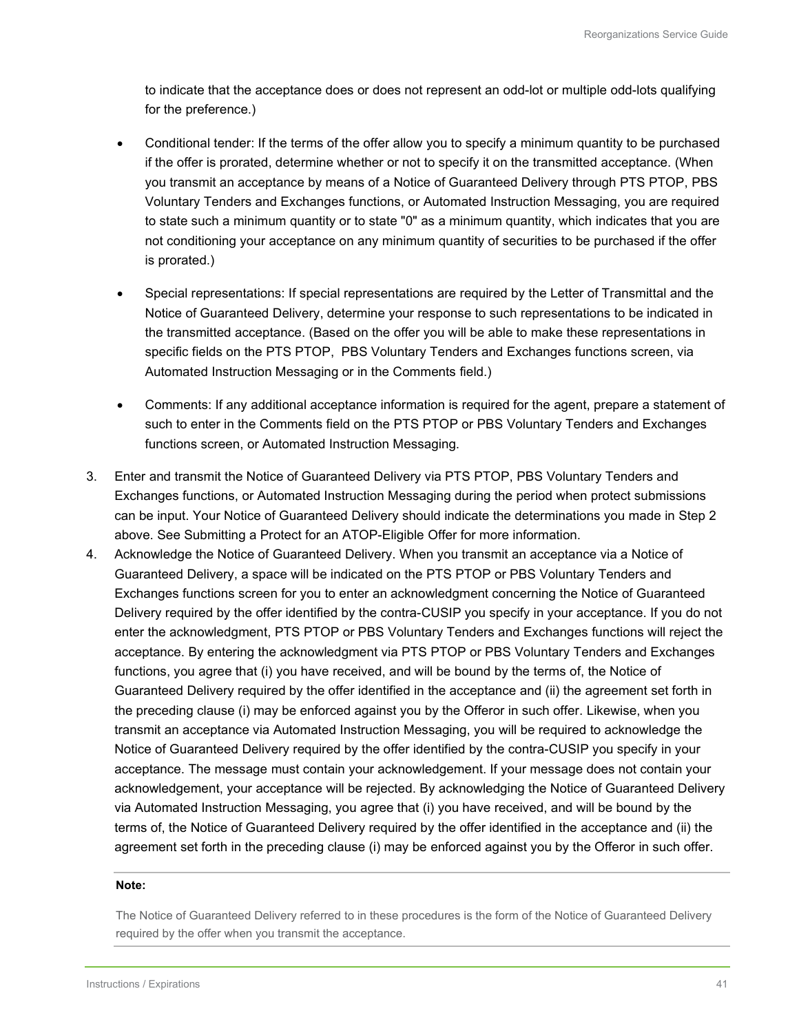to indicate that the acceptance does or does not represent an odd-lot or multiple odd-lots qualifying for the preference.)

- Conditional tender: If the terms of the offer allow you to specify a minimum quantity to be purchased if the offer is prorated, determine whether or not to specify it on the transmitted acceptance. (When you transmit an acceptance by means of a Notice of Guaranteed Delivery through PTS PTOP, PBS Voluntary Tenders and Exchanges functions, or Automated Instruction Messaging, you are required to state such a minimum quantity or to state "0" as a minimum quantity, which indicates that you are not conditioning your acceptance on any minimum quantity of securities to be purchased if the offer is prorated.)
- Special representations: If special representations are required by the Letter of Transmittal and the Notice of Guaranteed Delivery, determine your response to such representations to be indicated in the transmitted acceptance. (Based on the offer you will be able to make these representations in specific fields on the PTS PTOP, PBS Voluntary Tenders and Exchanges functions screen, via Automated Instruction Messaging or in the Comments field.)
- Comments: If any additional acceptance information is required for the agent, prepare a statement of such to enter in the Comments field on the PTS PTOP or PBS Voluntary Tenders and Exchanges functions screen, or Automated Instruction Messaging.

3. Enter and transmit the Notice of Guaranteed Delivery via PTS PTOP, PBS Voluntary Tenders and Exchanges functions, or Automated Instruction Messaging during the period when protect submissions can be input. Your Notice of Guaranteed Delivery should indicate the determinations you made in Step 2 above. See Submitting a Protect for an ATOP-Eligible Offer for more information.
4. Acknowledge the Notice of Guaranteed Delivery. When you transmit an acceptance via a Notice of Guaranteed Delivery, a space will be indicated on the PTS PTOP or PBS Voluntary Tenders and Exchanges functions screen for you to enter an acknowledgment concerning the Notice of Guaranteed Delivery required by the offer identified by the contra-CUSIP you specify in your acceptance. If you do not enter the acknowledgment, PTS PTOP or PBS Voluntary Tenders and Exchanges functions will reject the acceptance. By entering the acknowledgment via PTS PTOP or PBS Voluntary Tenders and Exchanges functions, you agree that (i) you have received, and will be bound by the terms of, the Notice of Guaranteed Delivery required by the offer identified in the acceptance and (ii) the agreement set forth in the preceding clause (i) may be enforced against you by the Offeror in such offer. Likewise, when you transmit an acceptance via Automated Instruction Messaging, you will be required to acknowledge the Notice of Guaranteed Delivery required by the offer identified by the contra-CUSIP you specify in your acceptance. The message must contain your acknowledgement. If your message does not contain your acknowledgement, your acceptance will be rejected. By acknowledging the Notice of Guaranteed Delivery via Automated Instruction Messaging, you agree that (i) you have received, and will be bound by the terms of, the Notice of Guaranteed Delivery required by the offer identified in the acceptance and (ii) the agreement set forth in the preceding clause (i) may be enforced against you by the Offeror in such offer.

**Note:**

The Notice of Guaranteed Delivery referred to in these procedures is the form of the Notice of Guaranteed Delivery required by the offer when you transmit the acceptance.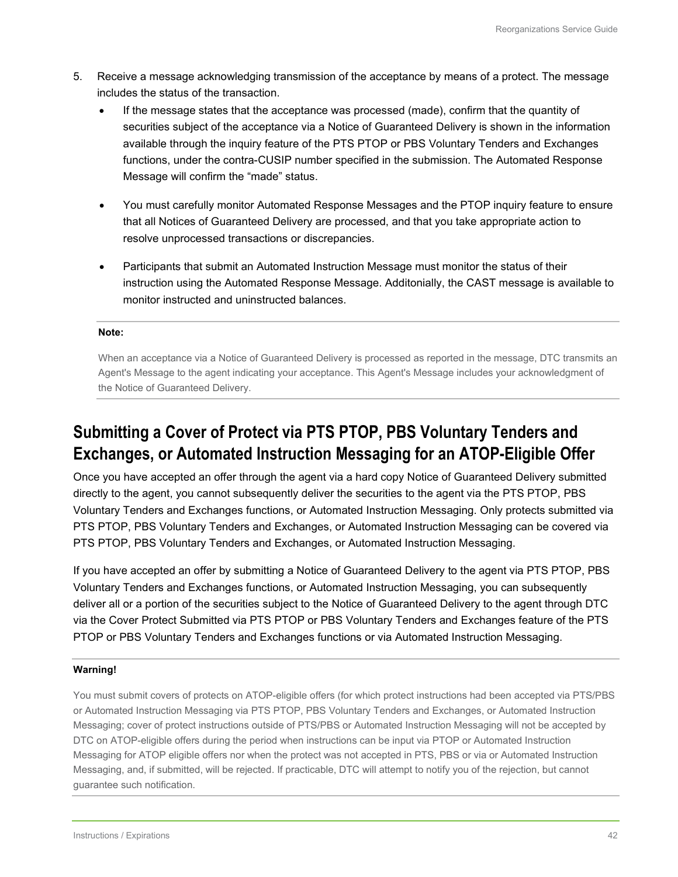5. Receive a message acknowledging transmission of the acceptance by means of a protect. The message includes the status of the transaction.
   - If the message states that the acceptance was processed (made), confirm that the quantity of securities subject of the acceptance via a Notice of Guaranteed Delivery is shown in the information available through the inquiry feature of the PTS PTOP or PBS Voluntary Tenders and Exchanges functions, under the contra-CUSIP number specified in the submission. The Automated Response Message will confirm the "made" status.
   - You must carefully monitor Automated Response Messages and the PTOP inquiry feature to ensure that all Notices of Guaranteed Delivery are processed, and that you take appropriate action to resolve unprocessed transactions or discrepancies.
   - Participants that submit an Automated Instruction Message must monitor the status of their instruction using the Automated Response Message. Additonially, the CAST message is available to monitor instructed and uninstructed balances.

**Note:**

When an acceptance via a Notice of Guaranteed Delivery is processed as reported in the message, DTC transmits an Agent's Message to the agent indicating your acceptance. This Agent's Message includes your acknowledgment of the Notice of Guaranteed Delivery.

## Submitting a Cover of Protect via PTS PTOP, PBS Voluntary Tenders and Exchanges, or Automated Instruction Messaging for an ATOP-Eligible Offer

Once you have accepted an offer through the agent via a hard copy Notice of Guaranteed Delivery submitted directly to the agent, you cannot subsequently deliver the securities to the agent via the PTS PTOP, PBS Voluntary Tenders and Exchanges functions, or Automated Instruction Messaging. Only protects submitted via PTS PTOP, PBS Voluntary Tenders and Exchanges, or Automated Instruction Messaging can be covered via PTS PTOP, PBS Voluntary Tenders and Exchanges, or Automated Instruction Messaging.

If you have accepted an offer by submitting a Notice of Guaranteed Delivery to the agent via PTS PTOP, PBS Voluntary Tenders and Exchanges functions, or Automated Instruction Messaging, you can subsequently deliver all or a portion of the securities subject to the Notice of Guaranteed Delivery to the agent through DTC via the Cover Protect Submitted via PTS PTOP or PBS Voluntary Tenders and Exchanges feature of the PTS PTOP or PBS Voluntary Tenders and Exchanges functions or via Automated Instruction Messaging.

**Warning!**

You must submit covers of protects on ATOP-eligible offers (for which protect instructions had been accepted via PTS/PBS or Automated Instruction Messaging via PTS PTOP, PBS Voluntary Tenders and Exchanges, or Automated Instruction Messaging; cover of protect instructions outside of PTS/PBS or Automated Instruction Messaging will not be accepted by DTC on ATOP-eligible offers during the period when instructions can be input via PTOP or Automated Instruction Messaging for ATOP eligible offers nor when the protect was not accepted in PTS, PBS or via or Automated Instruction Messaging, and, if submitted, will be rejected. If practicable, DTC will attempt to notify you of the rejection, but cannot guarantee such notification.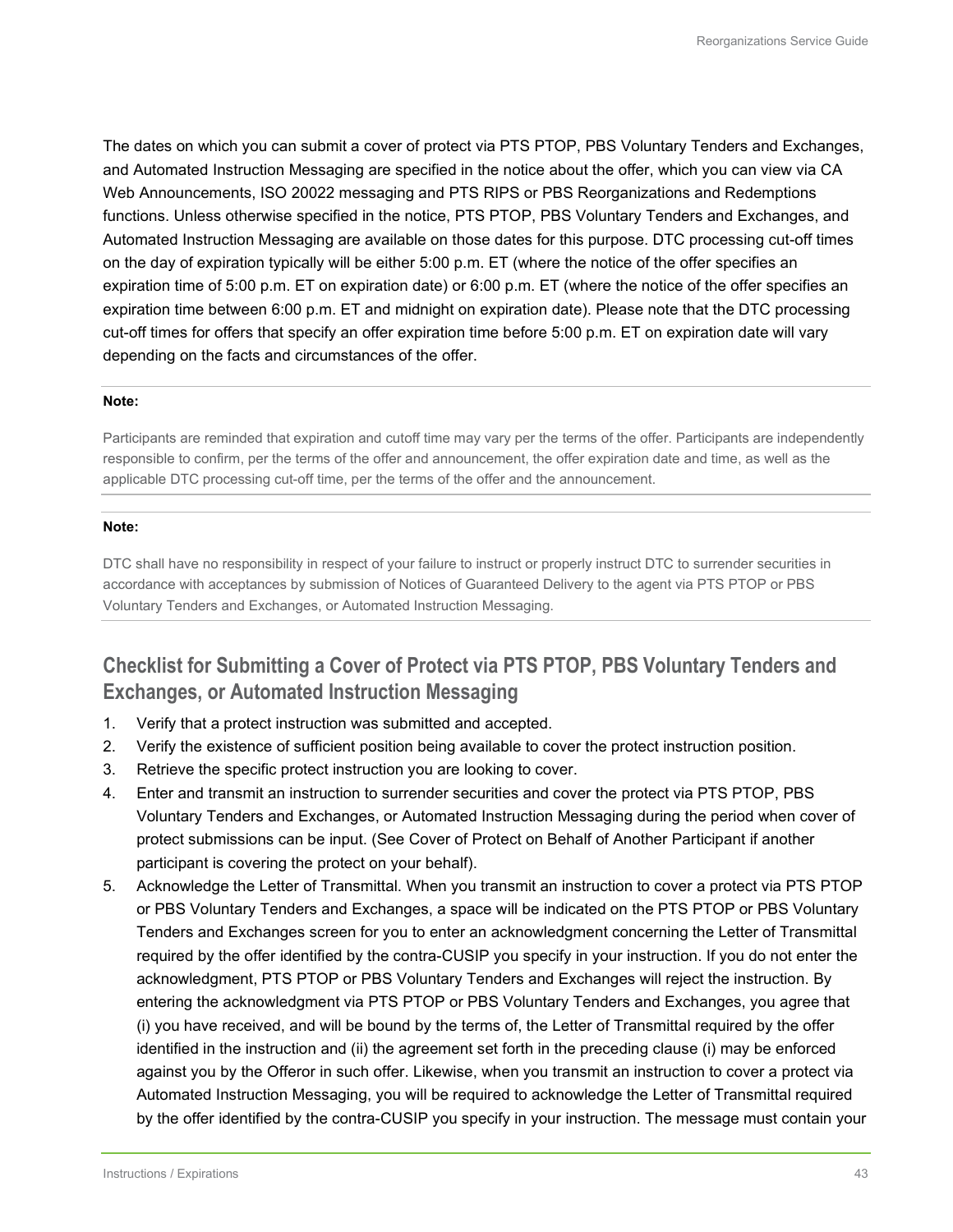The dates on which you can submit a cover of protect via PTS PTOP, PBS Voluntary Tenders and Exchanges, and Automated Instruction Messaging are specified in the notice about the offer, which you can view via CA Web Announcements, ISO 20022 messaging and PTS RIPS or PBS Reorganizations and Redemptions functions. Unless otherwise specified in the notice, PTS PTOP, PBS Voluntary Tenders and Exchanges, and Automated Instruction Messaging are available on those dates for this purpose. DTC processing cut-off times on the day of expiration typically will be either 5:00 p.m. ET (where the notice of the offer specifies an expiration time of 5:00 p.m. ET on expiration date) or 6:00 p.m. ET (where the notice of the offer specifies an expiration time between 6:00 p.m. ET and midnight on expiration date). Please note that the DTC processing cut-off times for offers that specify an offer expiration time before 5:00 p.m. ET on expiration date will vary depending on the facts and circumstances of the offer.

**Note:**

Participants are reminded that expiration and cutoff time may vary per the terms of the offer. Participants are independently responsible to confirm, per the terms of the offer and announcement, the offer expiration date and time, as well as the applicable DTC processing cut-off time, per the terms of the offer and the announcement.

**Note:**

DTC shall have no responsibility in respect of your failure to instruct or properly instruct DTC to surrender securities in accordance with acceptances by submission of Notices of Guaranteed Delivery to the agent via PTS PTOP or PBS Voluntary Tenders and Exchanges, or Automated Instruction Messaging.

## Checklist for Submitting a Cover of Protect via PTS PTOP, PBS Voluntary Tenders and Exchanges, or Automated Instruction Messaging

1. Verify that a protect instruction was submitted and accepted.
2. Verify the existence of sufficient position being available to cover the protect instruction position.
3. Retrieve the specific protect instruction you are looking to cover.
4. Enter and transmit an instruction to surrender securities and cover the protect via PTS PTOP, PBS Voluntary Tenders and Exchanges, or Automated Instruction Messaging during the period when cover of protect submissions can be input. (See Cover of Protect on Behalf of Another Participant if another participant is covering the protect on your behalf).
5. Acknowledge the Letter of Transmittal. When you transmit an instruction to cover a protect via PTS PTOP or PBS Voluntary Tenders and Exchanges, a space will be indicated on the PTS PTOP or PBS Voluntary Tenders and Exchanges screen for you to enter an acknowledgment concerning the Letter of Transmittal required by the offer identified by the contra-CUSIP you specify in your instruction. If you do not enter the acknowledgment, PTS PTOP or PBS Voluntary Tenders and Exchanges will reject the instruction. By entering the acknowledgment via PTS PTOP or PBS Voluntary Tenders and Exchanges, you agree that (i) you have received, and will be bound by the terms of, the Letter of Transmittal required by the offer identified in the instruction and (ii) the agreement set forth in the preceding clause (i) may be enforced against you by the Offeror in such offer. Likewise, when you transmit an instruction to cover a protect via Automated Instruction Messaging, you will be required to acknowledge the Letter of Transmittal required by the offer identified by the contra-CUSIP you specify in your instruction. The message must contain your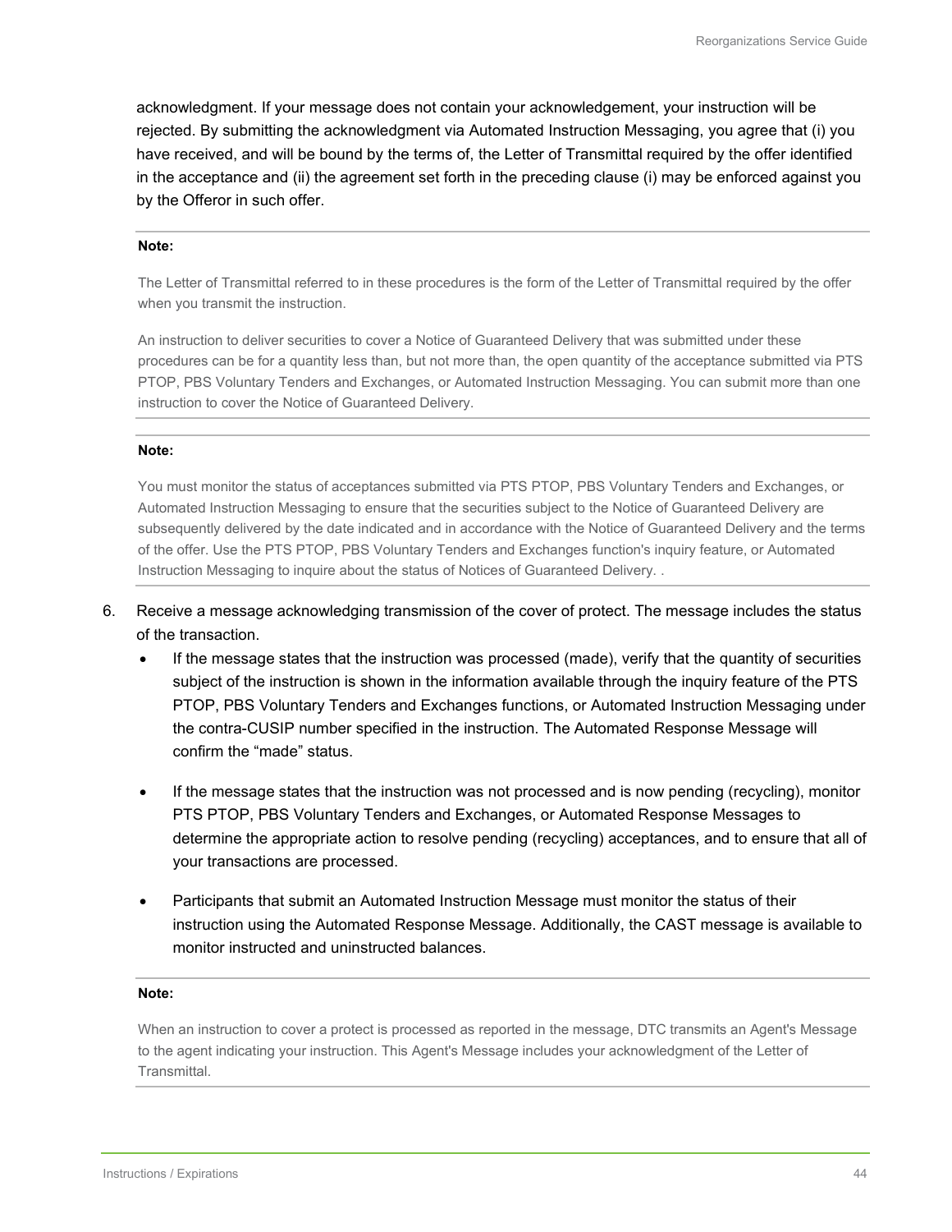acknowledgment. If your message does not contain your acknowledgement, your instruction will be rejected. By submitting the acknowledgment via Automated Instruction Messaging, you agree that (i) you have received, and will be bound by the terms of, the Letter of Transmittal required by the offer identified in the acceptance and (ii) the agreement set forth in the preceding clause (i) may be enforced against you by the Offeror in such offer.

---

**Note:**

The Letter of Transmittal referred to in these procedures is the form of the Letter of Transmittal required by the offer when you transmit the instruction.

An instruction to deliver securities to cover a Notice of Guaranteed Delivery that was submitted under these procedures can be for a quantity less than, but not more than, the open quantity of the acceptance submitted via PTS PTOP, PBS Voluntary Tenders and Exchanges, or Automated Instruction Messaging. You can submit more than one instruction to cover the Notice of Guaranteed Delivery.

---

**Note:**

You must monitor the status of acceptances submitted via PTS PTOP, PBS Voluntary Tenders and Exchanges, or Automated Instruction Messaging to ensure that the securities subject to the Notice of Guaranteed Delivery are subsequently delivered by the date indicated and in accordance with the Notice of Guaranteed Delivery and the terms of the offer. Use the PTS PTOP, PBS Voluntary Tenders and Exchanges function's inquiry feature, or Automated Instruction Messaging to inquire about the status of Notices of Guaranteed Delivery. .

---

6. Receive a message acknowledging transmission of the cover of protect. The message includes the status of the transaction.
   - If the message states that the instruction was processed (made), verify that the quantity of securities subject of the instruction is shown in the information available through the inquiry feature of the PTS PTOP, PBS Voluntary Tenders and Exchanges functions, or Automated Instruction Messaging under the contra-CUSIP number specified in the instruction. The Automated Response Message will confirm the "made" status.
   - If the message states that the instruction was not processed and is now pending (recycling), monitor PTS PTOP, PBS Voluntary Tenders and Exchanges, or Automated Response Messages to determine the appropriate action to resolve pending (recycling) acceptances, and to ensure that all of your transactions are processed.
   - Participants that submit an Automated Instruction Message must monitor the status of their instruction using the Automated Response Message. Additionally, the CAST message is available to monitor instructed and uninstructed balances.

---

**Note:**

When an instruction to cover a protect is processed as reported in the message, DTC transmits an Agent's Message to the agent indicating your instruction. This Agent's Message includes your acknowledgment of the Letter of Transmittal.

---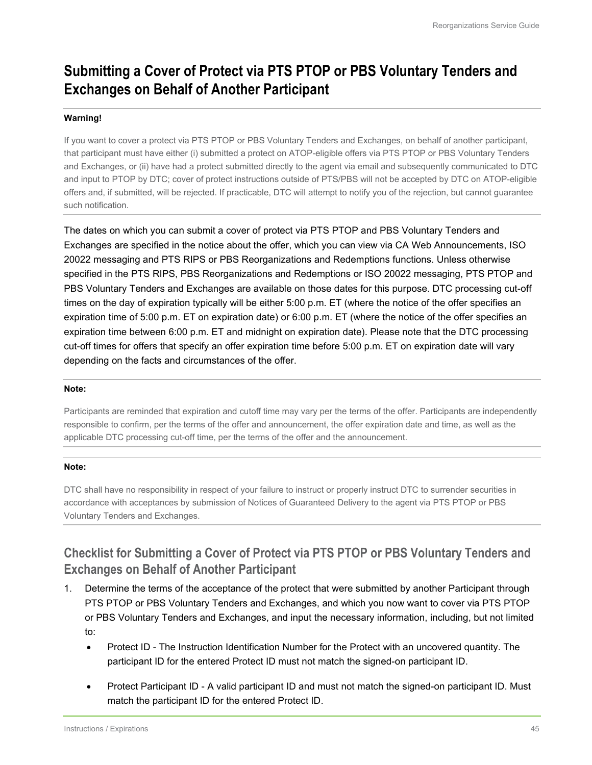# Submitting a Cover of Protect via PTS PTOP or PBS Voluntary Tenders and Exchanges on Behalf of Another Participant

**Warning!**

If you want to cover a protect via PTS PTOP or PBS Voluntary Tenders and Exchanges, on behalf of another participant, that participant must have either (i) submitted a protect on ATOP-eligible offers via PTS PTOP or PBS Voluntary Tenders and Exchanges, or (ii) have had a protect submitted directly to the agent via email and subsequently communicated to DTC and input to PTOP by DTC; cover of protect instructions outside of PTS/PBS will not be accepted by DTC on ATOP-eligible offers and, if submitted, will be rejected. If practicable, DTC will attempt to notify you of the rejection, but cannot guarantee such notification.

The dates on which you can submit a cover of protect via PTS PTOP and PBS Voluntary Tenders and Exchanges are specified in the notice about the offer, which you can view via CA Web Announcements, ISO 20022 messaging and PTS RIPS or PBS Reorganizations and Redemptions functions. Unless otherwise specified in the PTS RIPS, PBS Reorganizations and Redemptions or ISO 20022 messaging, PTS PTOP and PBS Voluntary Tenders and Exchanges are available on those dates for this purpose. DTC processing cut-off times on the day of expiration typically will be either 5:00 p.m. ET (where the notice of the offer specifies an expiration time of 5:00 p.m. ET on expiration date) or 6:00 p.m. ET (where the notice of the offer specifies an expiration time between 6:00 p.m. ET and midnight on expiration date). Please note that the DTC processing cut-off times for offers that specify an offer expiration time before 5:00 p.m. ET on expiration date will vary depending on the facts and circumstances of the offer.

**Note:**

Participants are reminded that expiration and cutoff time may vary per the terms of the offer. Participants are independently responsible to confirm, per the terms of the offer and announcement, the offer expiration date and time, as well as the applicable DTC processing cut-off time, per the terms of the offer and the announcement.

**Note:**

DTC shall have no responsibility in respect of your failure to instruct or properly instruct DTC to surrender securities in accordance with acceptances by submission of Notices of Guaranteed Delivery to the agent via PTS PTOP or PBS Voluntary Tenders and Exchanges.

## Checklist for Submitting a Cover of Protect via PTS PTOP or PBS Voluntary Tenders and Exchanges on Behalf of Another Participant

1. Determine the terms of the acceptance of the protect that were submitted by another Participant through PTS PTOP or PBS Voluntary Tenders and Exchanges, and which you now want to cover via PTS PTOP or PBS Voluntary Tenders and Exchanges, and input the necessary information, including, but not limited to:
   - Protect ID - The Instruction Identification Number for the Protect with an uncovered quantity. The participant ID for the entered Protect ID must not match the signed-on participant ID.
   - Protect Participant ID - A valid participant ID and must not match the signed-on participant ID. Must match the participant ID for the entered Protect ID.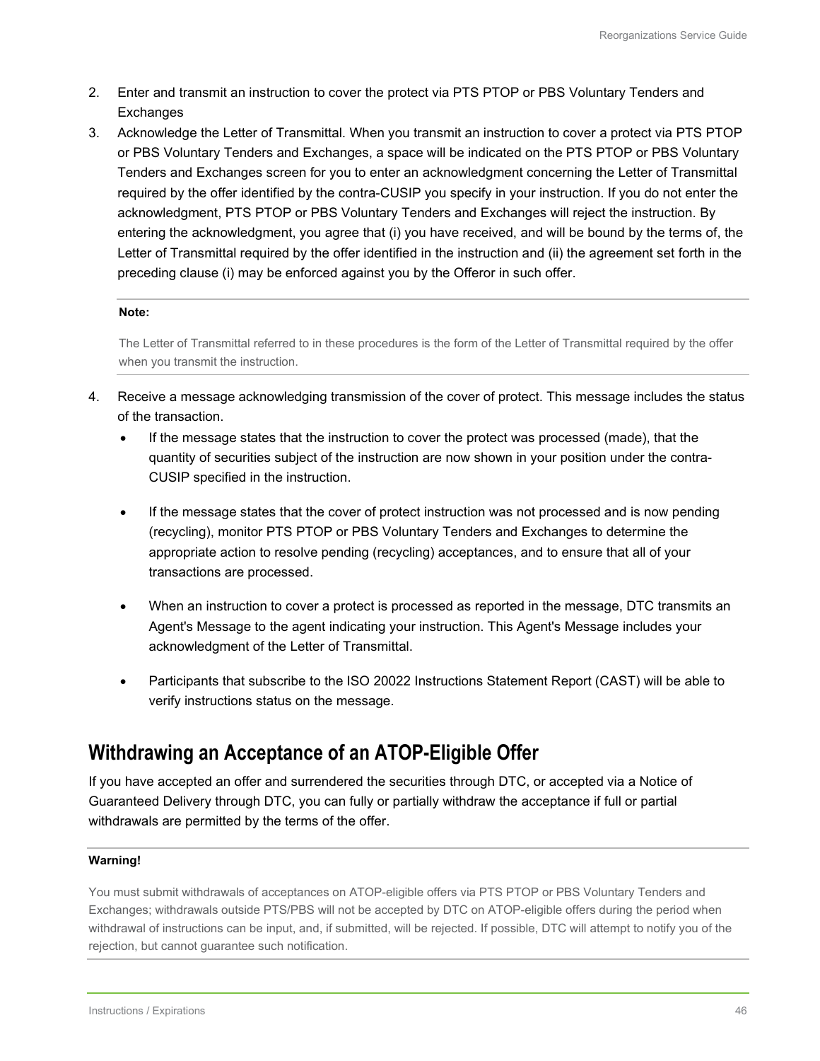2. Enter and transmit an instruction to cover the protect via PTS PTOP or PBS Voluntary Tenders and Exchanges
3. Acknowledge the Letter of Transmittal. When you transmit an instruction to cover a protect via PTS PTOP or PBS Voluntary Tenders and Exchanges, a space will be indicated on the PTS PTOP or PBS Voluntary Tenders and Exchanges screen for you to enter an acknowledgment concerning the Letter of Transmittal required by the offer identified by the contra-CUSIP you specify in your instruction. If you do not enter the acknowledgment, PTS PTOP or PBS Voluntary Tenders and Exchanges will reject the instruction. By entering the acknowledgment, you agree that (i) you have received, and will be bound by the terms of, the Letter of Transmittal required by the offer identified in the instruction and (ii) the agreement set forth in the preceding clause (i) may be enforced against you by the Offeror in such offer.

**Note:**

The Letter of Transmittal referred to in these procedures is the form of the Letter of Transmittal required by the offer when you transmit the instruction.

4. Receive a message acknowledging transmission of the cover of protect. This message includes the status of the transaction.
   - If the message states that the instruction to cover the protect was processed (made), that the quantity of securities subject of the instruction are now shown in your position under the contra-CUSIP specified in the instruction.
   - If the message states that the cover of protect instruction was not processed and is now pending (recycling), monitor PTS PTOP or PBS Voluntary Tenders and Exchanges to determine the appropriate action to resolve pending (recycling) acceptances, and to ensure that all of your transactions are processed.
   - When an instruction to cover a protect is processed as reported in the message, DTC transmits an Agent's Message to the agent indicating your instruction. This Agent's Message includes your acknowledgment of the Letter of Transmittal.
   - Participants that subscribe to the ISO 20022 Instructions Statement Report (CAST) will be able to verify instructions status on the message.

## Withdrawing an Acceptance of an ATOP-Eligible Offer

If you have accepted an offer and surrendered the securities through DTC, or accepted via a Notice of Guaranteed Delivery through DTC, you can fully or partially withdraw the acceptance if full or partial withdrawals are permitted by the terms of the offer.

**Warning!**

You must submit withdrawals of acceptances on ATOP-eligible offers via PTS PTOP or PBS Voluntary Tenders and Exchanges; withdrawals outside PTS/PBS will not be accepted by DTC on ATOP-eligible offers during the period when withdrawal of instructions can be input, and, if submitted, will be rejected. If possible, DTC will attempt to notify you of the rejection, but cannot guarantee such notification.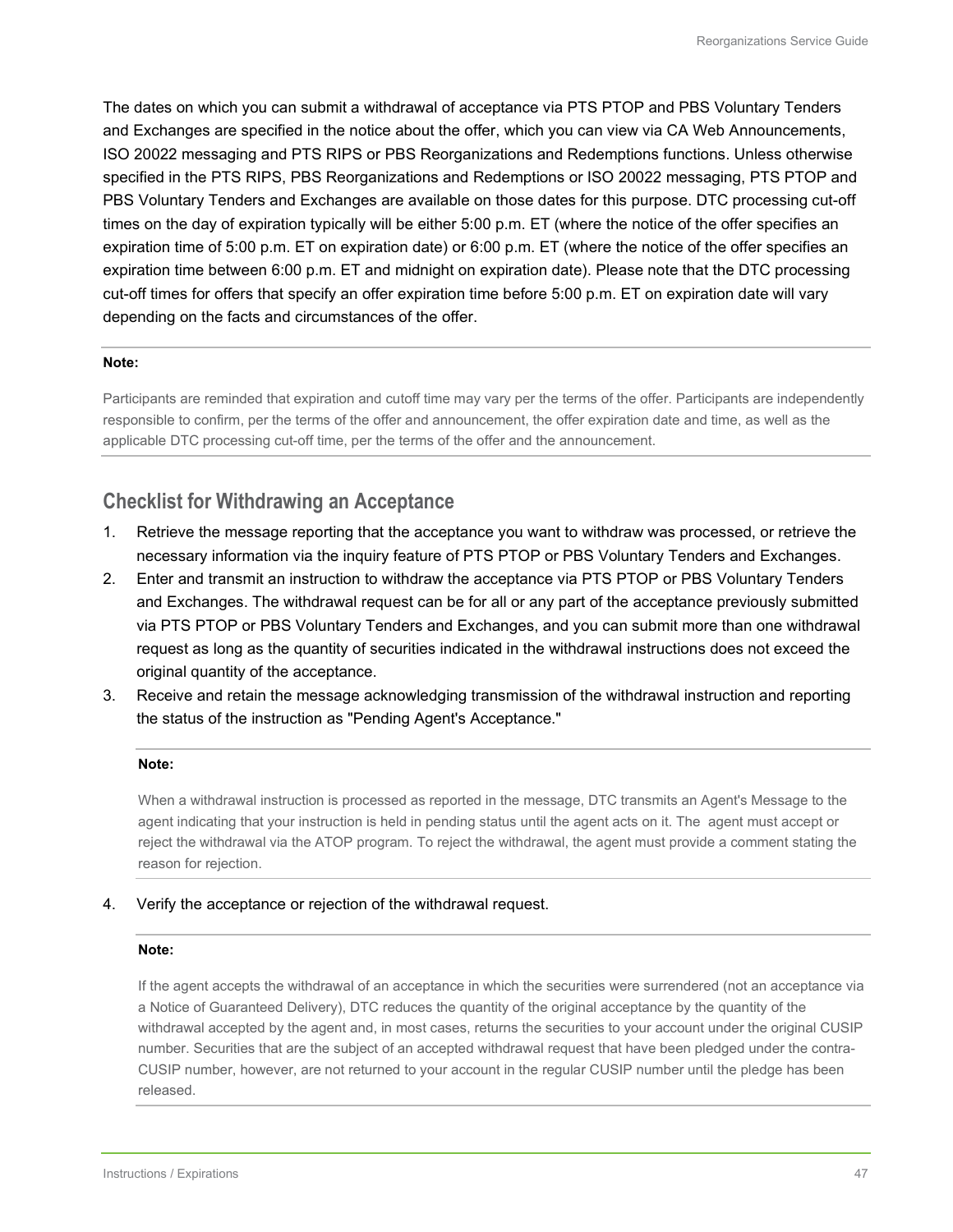The dates on which you can submit a withdrawal of acceptance via PTS PTOP and PBS Voluntary Tenders and Exchanges are specified in the notice about the offer, which you can view via CA Web Announcements, ISO 20022 messaging and PTS RIPS or PBS Reorganizations and Redemptions functions. Unless otherwise specified in the PTS RIPS, PBS Reorganizations and Redemptions or ISO 20022 messaging, PTS PTOP and PBS Voluntary Tenders and Exchanges are available on those dates for this purpose. DTC processing cut-off times on the day of expiration typically will be either 5:00 p.m. ET (where the notice of the offer specifies an expiration time of 5:00 p.m. ET on expiration date) or 6:00 p.m. ET (where the notice of the offer specifies an expiration time between 6:00 p.m. ET and midnight on expiration date). Please note that the DTC processing cut-off times for offers that specify an offer expiration time before 5:00 p.m. ET on expiration date will vary depending on the facts and circumstances of the offer.

**Note:**

Participants are reminded that expiration and cutoff time may vary per the terms of the offer. Participants are independently responsible to confirm, per the terms of the offer and announcement, the offer expiration date and time, as well as the applicable DTC processing cut-off time, per the terms of the offer and the announcement.

## Checklist for Withdrawing an Acceptance

1. Retrieve the message reporting that the acceptance you want to withdraw was processed, or retrieve the necessary information via the inquiry feature of PTS PTOP or PBS Voluntary Tenders and Exchanges.
2. Enter and transmit an instruction to withdraw the acceptance via PTS PTOP or PBS Voluntary Tenders and Exchanges. The withdrawal request can be for all or any part of the acceptance previously submitted via PTS PTOP or PBS Voluntary Tenders and Exchanges, and you can submit more than one withdrawal request as long as the quantity of securities indicated in the withdrawal instructions does not exceed the original quantity of the acceptance.
3. Receive and retain the message acknowledging transmission of the withdrawal instruction and reporting the status of the instruction as "Pending Agent's Acceptance."

   **Note:**

   When a withdrawal instruction is processed as reported in the message, DTC transmits an Agent's Message to the agent indicating that your instruction is held in pending status until the agent acts on it. The agent must accept or reject the withdrawal via the ATOP program. To reject the withdrawal, the agent must provide a comment stating the reason for rejection.

4. Verify the acceptance or rejection of the withdrawal request.

   **Note:**

   If the agent accepts the withdrawal of an acceptance in which the securities were surrendered (not an acceptance via a Notice of Guaranteed Delivery), DTC reduces the quantity of the original acceptance by the quantity of the withdrawal accepted by the agent and, in most cases, returns the securities to your account under the original CUSIP number. Securities that are the subject of an accepted withdrawal request that have been pledged under the contra-CUSIP number, however, are not returned to your account in the regular CUSIP number until the pledge has been released.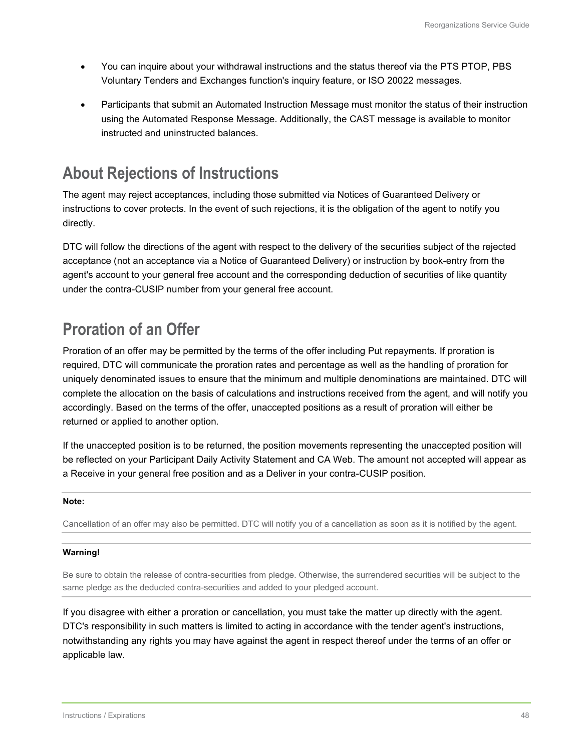- You can inquire about your withdrawal instructions and the status thereof via the PTS PTOP, PBS Voluntary Tenders and Exchanges function's inquiry feature, or ISO 20022 messages.
- Participants that submit an Automated Instruction Message must monitor the status of their instruction using the Automated Response Message. Additionally, the CAST message is available to monitor instructed and uninstructed balances.

## About Rejections of Instructions

The agent may reject acceptances, including those submitted via Notices of Guaranteed Delivery or instructions to cover protects. In the event of such rejections, it is the obligation of the agent to notify you directly.

DTC will follow the directions of the agent with respect to the delivery of the securities subject of the rejected acceptance (not an acceptance via a Notice of Guaranteed Delivery) or instruction by book-entry from the agent's account to your general free account and the corresponding deduction of securities of like quantity under the contra-CUSIP number from your general free account.

## Proration of an Offer

Proration of an offer may be permitted by the terms of the offer including Put repayments. If proration is required, DTC will communicate the proration rates and percentage as well as the handling of proration for uniquely denominated issues to ensure that the minimum and multiple denominations are maintained. DTC will complete the allocation on the basis of calculations and instructions received from the agent, and will notify you accordingly. Based on the terms of the offer, unaccepted positions as a result of proration will either be returned or applied to another option.

If the unaccepted position is to be returned, the position movements representing the unaccepted position will be reflected on your Participant Daily Activity Statement and CA Web. The amount not accepted will appear as a Receive in your general free position and as a Deliver in your contra-CUSIP position.

**Note:**

Cancellation of an offer may also be permitted. DTC will notify you of a cancellation as soon as it is notified by the agent.

**Warning!**

Be sure to obtain the release of contra-securities from pledge. Otherwise, the surrendered securities will be subject to the same pledge as the deducted contra-securities and added to your pledged account.

If you disagree with either a proration or cancellation, you must take the matter up directly with the agent. DTC's responsibility in such matters is limited to acting in accordance with the tender agent's instructions, notwithstanding any rights you may have against the agent in respect thereof under the terms of an offer or applicable law.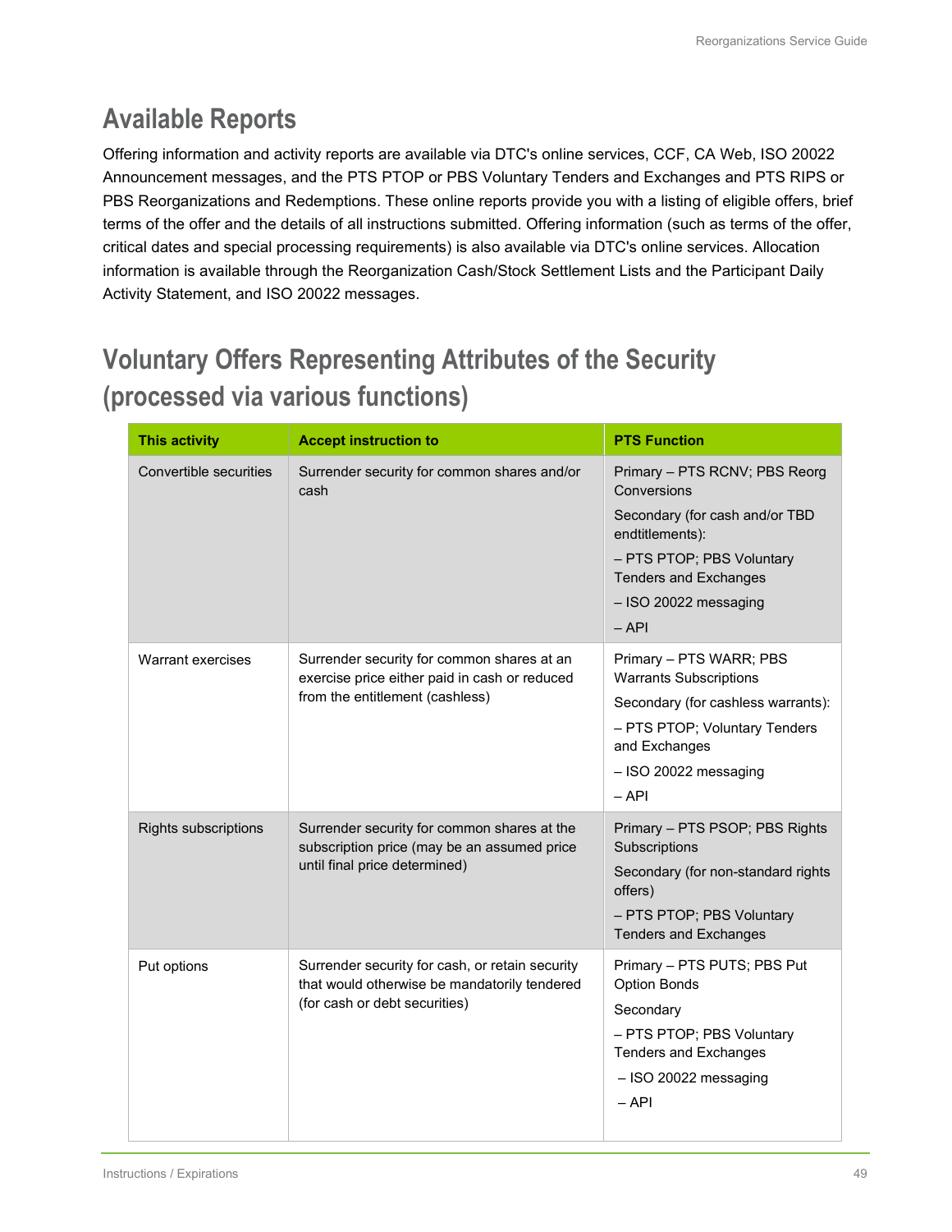## Available Reports

Offering information and activity reports are available via DTC's online services, CCF, CA Web, ISO 20022 Announcement messages, and the PTS PTOP or PBS Voluntary Tenders and Exchanges and PTS RIPS or PBS Reorganizations and Redemptions. These online reports provide you with a listing of eligible offers, brief terms of the offer and the details of all instructions submitted. Offering information (such as terms of the offer, critical dates and special processing requirements) is also available via DTC's online services. Allocation information is available through the Reorganization Cash/Stock Settlement Lists and the Participant Daily Activity Statement, and ISO 20022 messages.

## Voluntary Offers Representing Attributes of the Security (processed via various functions)

| This activity | Accept instruction to | PTS Function |
|---|---|---|
| Convertible securities | Surrender security for common shares and/or cash | Primary – PTS RCNV; PBS Reorg Conversions<br>Secondary (for cash and/or TBD endtitlements):<br>– PTS PTOP; PBS Voluntary Tenders and Exchanges<br>– ISO 20022 messaging<br>– API |
| Warrant exercises | Surrender security for common shares at an exercise price either paid in cash or reduced from the entitlement (cashless) | Primary – PTS WARR; PBS Warrants Subscriptions<br>Secondary (for cashless warrants):<br>– PTS PTOP; Voluntary Tenders and Exchanges<br>– ISO 20022 messaging<br>– API |
| Rights subscriptions | Surrender security for common shares at the subscription price (may be an assumed price until final price determined) | Primary – PTS PSOP; PBS Rights Subscriptions<br>Secondary (for non-standard rights offers)<br>– PTS PTOP; PBS Voluntary Tenders and Exchanges |
| Put options | Surrender security for cash, or retain security that would otherwise be mandatorily tendered (for cash or debt securities) | Primary – PTS PUTS; PBS Put Option Bonds<br>Secondary<br>– PTS PTOP; PBS Voluntary Tenders and Exchanges<br>– ISO 20022 messaging<br>– API |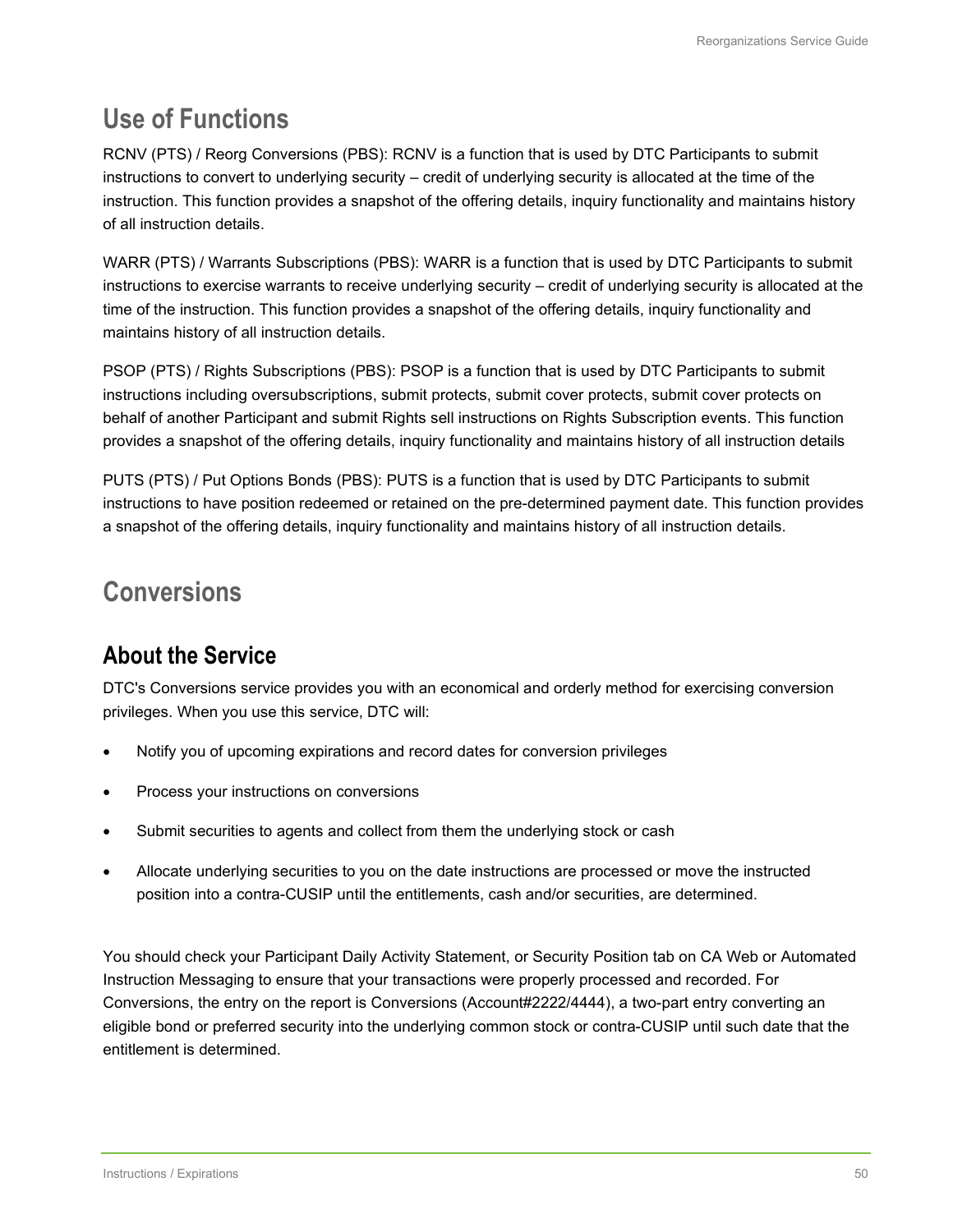## Use of Functions

RCNV (PTS) / Reorg Conversions (PBS): RCNV is a function that is used by DTC Participants to submit instructions to convert to underlying security – credit of underlying security is allocated at the time of the instruction. This function provides a snapshot of the offering details, inquiry functionality and maintains history of all instruction details.

WARR (PTS) / Warrants Subscriptions (PBS): WARR is a function that is used by DTC Participants to submit instructions to exercise warrants to receive underlying security – credit of underlying security is allocated at the time of the instruction. This function provides a snapshot of the offering details, inquiry functionality and maintains history of all instruction details.

PSOP (PTS) / Rights Subscriptions (PBS): PSOP is a function that is used by DTC Participants to submit instructions including oversubscriptions, submit protects, submit cover protects, submit cover protects on behalf of another Participant and submit Rights sell instructions on Rights Subscription events. This function provides a snapshot of the offering details, inquiry functionality and maintains history of all instruction details

PUTS (PTS) / Put Options Bonds (PBS): PUTS is a function that is used by DTC Participants to submit instructions to have position redeemed or retained on the pre-determined payment date. This function provides a snapshot of the offering details, inquiry functionality and maintains history of all instruction details.

## Conversions

### About the Service

DTC's Conversions service provides you with an economical and orderly method for exercising conversion privileges. When you use this service, DTC will:

- Notify you of upcoming expirations and record dates for conversion privileges
- Process your instructions on conversions
- Submit securities to agents and collect from them the underlying stock or cash
- Allocate underlying securities to you on the date instructions are processed or move the instructed position into a contra-CUSIP until the entitlements, cash and/or securities, are determined.

You should check your Participant Daily Activity Statement, or Security Position tab on CA Web or Automated Instruction Messaging to ensure that your transactions were properly processed and recorded. For Conversions, the entry on the report is Conversions (Account#2222/4444), a two-part entry converting an eligible bond or preferred security into the underlying common stock or contra-CUSIP until such date that the entitlement is determined.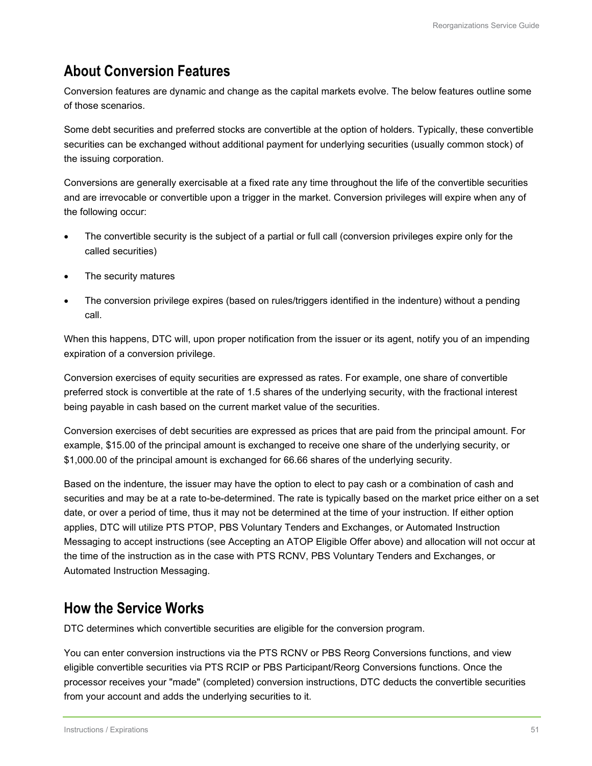## About Conversion Features

Conversion features are dynamic and change as the capital markets evolve. The below features outline some of those scenarios.

Some debt securities and preferred stocks are convertible at the option of holders. Typically, these convertible securities can be exchanged without additional payment for underlying securities (usually common stock) of the issuing corporation.

Conversions are generally exercisable at a fixed rate any time throughout the life of the convertible securities and are irrevocable or convertible upon a trigger in the market. Conversion privileges will expire when any of the following occur:

- The convertible security is the subject of a partial or full call (conversion privileges expire only for the called securities)
- The security matures
- The conversion privilege expires (based on rules/triggers identified in the indenture) without a pending call.

When this happens, DTC will, upon proper notification from the issuer or its agent, notify you of an impending expiration of a conversion privilege.

Conversion exercises of equity securities are expressed as rates. For example, one share of convertible preferred stock is convertible at the rate of 1.5 shares of the underlying security, with the fractional interest being payable in cash based on the current market value of the securities.

Conversion exercises of debt securities are expressed as prices that are paid from the principal amount. For example, $15.00 of the principal amount is exchanged to receive one share of the underlying security, or $1,000.00 of the principal amount is exchanged for 66.66 shares of the underlying security.

Based on the indenture, the issuer may have the option to elect to pay cash or a combination of cash and securities and may be at a rate to-be-determined. The rate is typically based on the market price either on a set date, or over a period of time, thus it may not be determined at the time of your instruction. If either option applies, DTC will utilize PTS PTOP, PBS Voluntary Tenders and Exchanges, or Automated Instruction Messaging to accept instructions (see Accepting an ATOP Eligible Offer above) and allocation will not occur at the time of the instruction as in the case with PTS RCNV, PBS Voluntary Tenders and Exchanges, or Automated Instruction Messaging.

## How the Service Works

DTC determines which convertible securities are eligible for the conversion program.

You can enter conversion instructions via the PTS RCNV or PBS Reorg Conversions functions, and view eligible convertible securities via PTS RCIP or PBS Participant/Reorg Conversions functions. Once the processor receives your "made" (completed) conversion instructions, DTC deducts the convertible securities from your account and adds the underlying securities to it.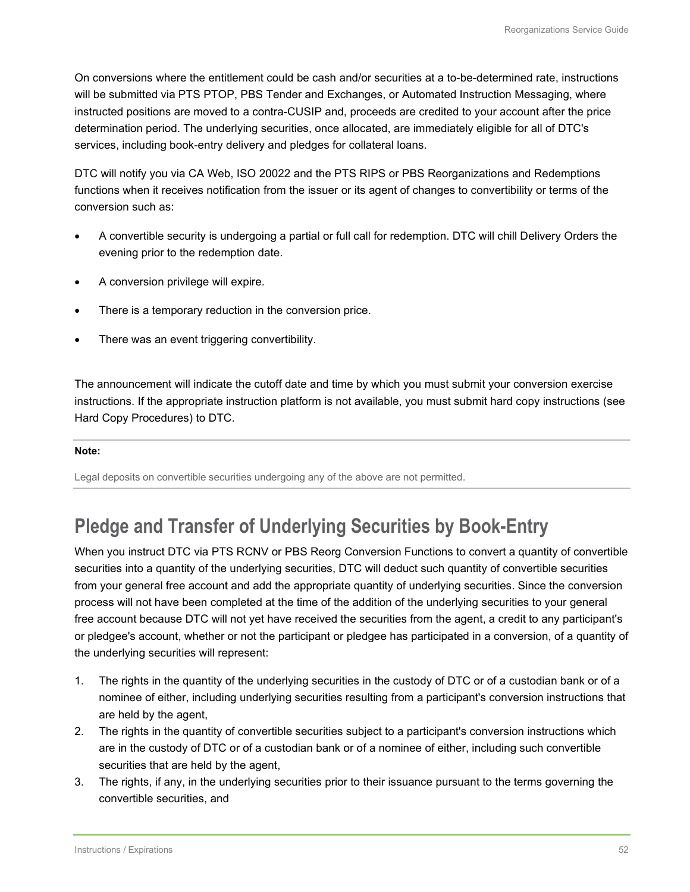On conversions where the entitlement could be cash and/or securities at a to-be-determined rate, instructions will be submitted via PTS PTOP, PBS Tender and Exchanges, or Automated Instruction Messaging, where instructed positions are moved to a contra-CUSIP and, proceeds are credited to your account after the price determination period. The underlying securities, once allocated, are immediately eligible for all of DTC's services, including book-entry delivery and pledges for collateral loans.

DTC will notify you via CA Web, ISO 20022 and the PTS RIPS or PBS Reorganizations and Redemptions functions when it receives notification from the issuer or its agent of changes to convertibility or terms of the conversion such as:

- A convertible security is undergoing a partial or full call for redemption. DTC will chill Delivery Orders the evening prior to the redemption date.
- A conversion privilege will expire.
- There is a temporary reduction in the conversion price.
- There was an event triggering convertibility.

The announcement will indicate the cutoff date and time by which you must submit your conversion exercise instructions. If the appropriate instruction platform is not available, you must submit hard copy instructions (see Hard Copy Procedures) to DTC.

**Note:**

Legal deposits on convertible securities undergoing any of the above are not permitted.

## Pledge and Transfer of Underlying Securities by Book-Entry

When you instruct DTC via PTS RCNV or PBS Reorg Conversion Functions to convert a quantity of convertible securities into a quantity of the underlying securities, DTC will deduct such quantity of convertible securities from your general free account and add the appropriate quantity of underlying securities. Since the conversion process will not have been completed at the time of the addition of the underlying securities to your general free account because DTC will not yet have received the securities from the agent, a credit to any participant's or pledgee's account, whether or not the participant or pledgee has participated in a conversion, of a quantity of the underlying securities will represent:

1. The rights in the quantity of the underlying securities in the custody of DTC or of a custodian bank or of a nominee of either, including underlying securities resulting from a participant's conversion instructions that are held by the agent,
2. The rights in the quantity of convertible securities subject to a participant's conversion instructions which are in the custody of DTC or of a custodian bank or of a nominee of either, including such convertible securities that are held by the agent,
3. The rights, if any, in the underlying securities prior to their issuance pursuant to the terms governing the convertible securities, and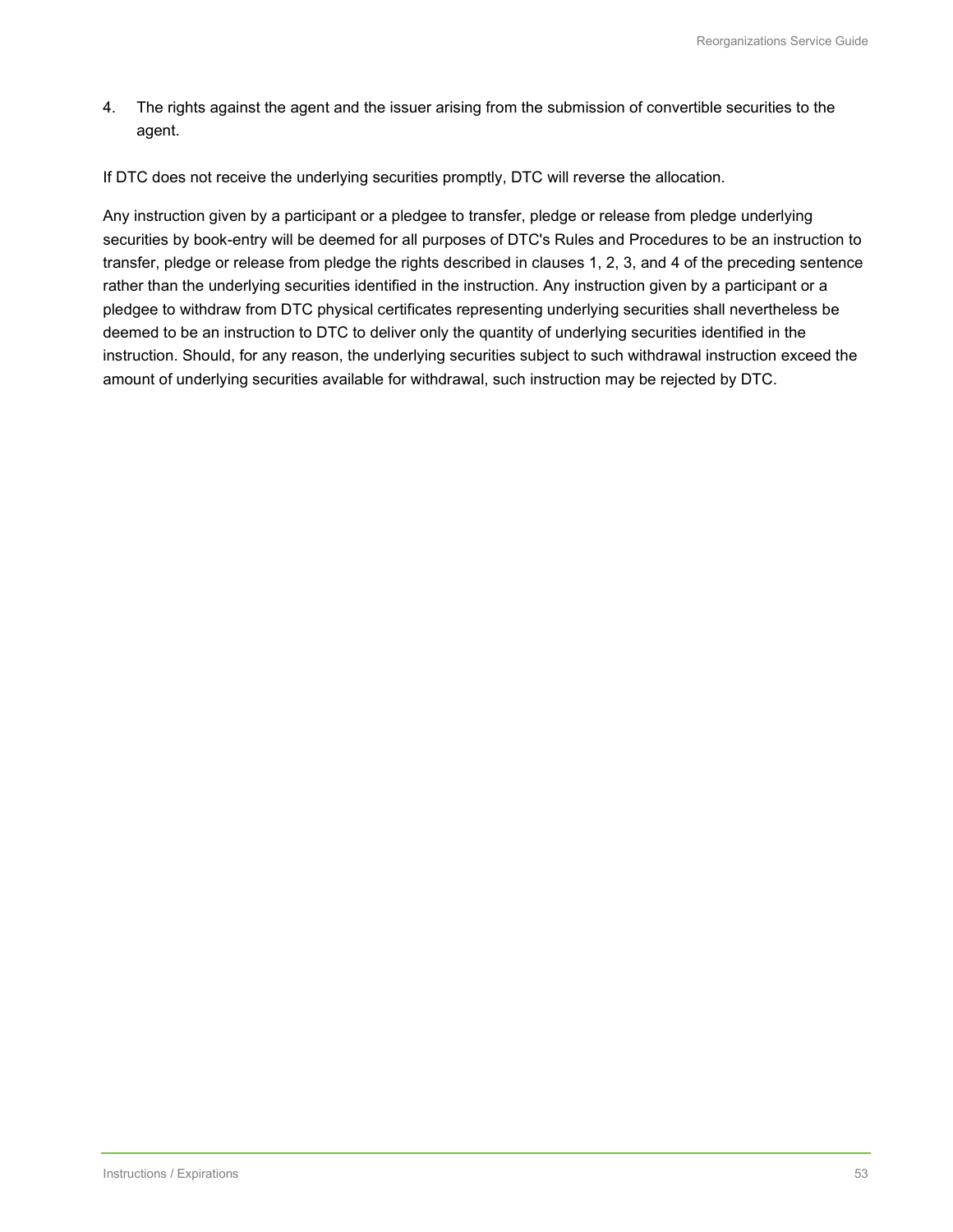4. The rights against the agent and the issuer arising from the submission of convertible securities to the agent.

If DTC does not receive the underlying securities promptly, DTC will reverse the allocation.

Any instruction given by a participant or a pledgee to transfer, pledge or release from pledge underlying securities by book-entry will be deemed for all purposes of DTC's Rules and Procedures to be an instruction to transfer, pledge or release from pledge the rights described in clauses 1, 2, 3, and 4 of the preceding sentence rather than the underlying securities identified in the instruction. Any instruction given by a participant or a pledgee to withdraw from DTC physical certificates representing underlying securities shall nevertheless be deemed to be an instruction to DTC to deliver only the quantity of underlying securities identified in the instruction. Should, for any reason, the underlying securities subject to such withdrawal instruction exceed the amount of underlying securities available for withdrawal, such instruction may be rejected by DTC.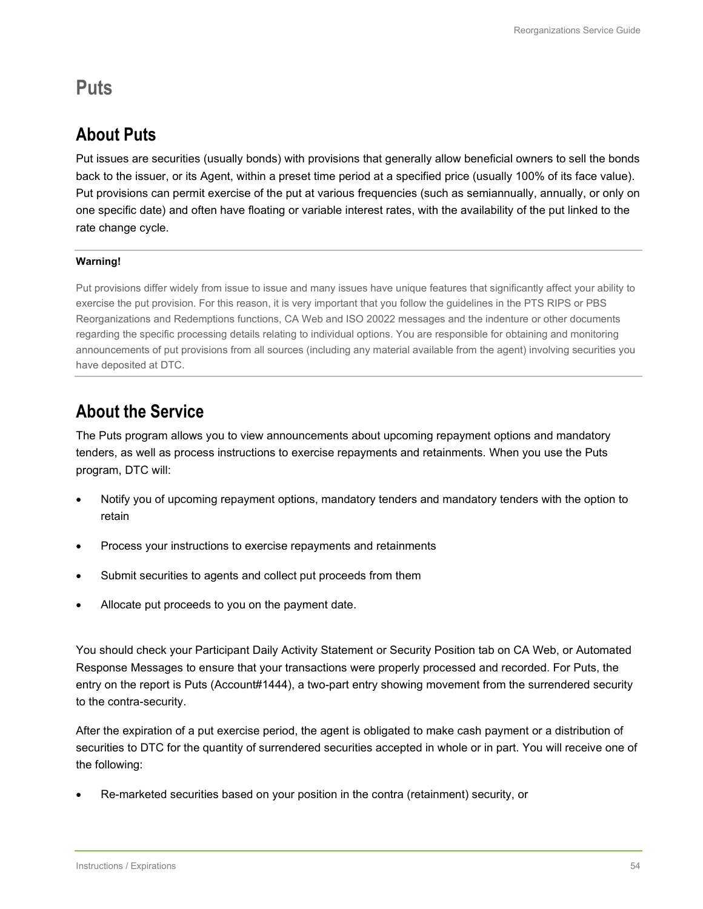# Puts

## About Puts

Put issues are securities (usually bonds) with provisions that generally allow beneficial owners to sell the bonds back to the issuer, or its Agent, within a preset time period at a specified price (usually 100% of its face value). Put provisions can permit exercise of the put at various frequencies (such as semiannually, annually, or only on one specific date) and often have floating or variable interest rates, with the availability of the put linked to the rate change cycle.

---

**Warning!**

Put provisions differ widely from issue to issue and many issues have unique features that significantly affect your ability to exercise the put provision. For this reason, it is very important that you follow the guidelines in the PTS RIPS or PBS Reorganizations and Redemptions functions, CA Web and ISO 20022 messages and the indenture or other documents regarding the specific processing details relating to individual options. You are responsible for obtaining and monitoring announcements of put provisions from all sources (including any material available from the agent) involving securities you have deposited at DTC.

---

## About the Service

The Puts program allows you to view announcements about upcoming repayment options and mandatory tenders, as well as process instructions to exercise repayments and retainments. When you use the Puts program, DTC will:

- Notify you of upcoming repayment options, mandatory tenders and mandatory tenders with the option to retain
- Process your instructions to exercise repayments and retainments
- Submit securities to agents and collect put proceeds from them
- Allocate put proceeds to you on the payment date.

You should check your Participant Daily Activity Statement or Security Position tab on CA Web, or Automated Response Messages to ensure that your transactions were properly processed and recorded. For Puts, the entry on the report is Puts (Account#1444), a two-part entry showing movement from the surrendered security to the contra-security.

After the expiration of a put exercise period, the agent is obligated to make cash payment or a distribution of securities to DTC for the quantity of surrendered securities accepted in whole or in part. You will receive one of the following:

- Re-marketed securities based on your position in the contra (retainment) security, or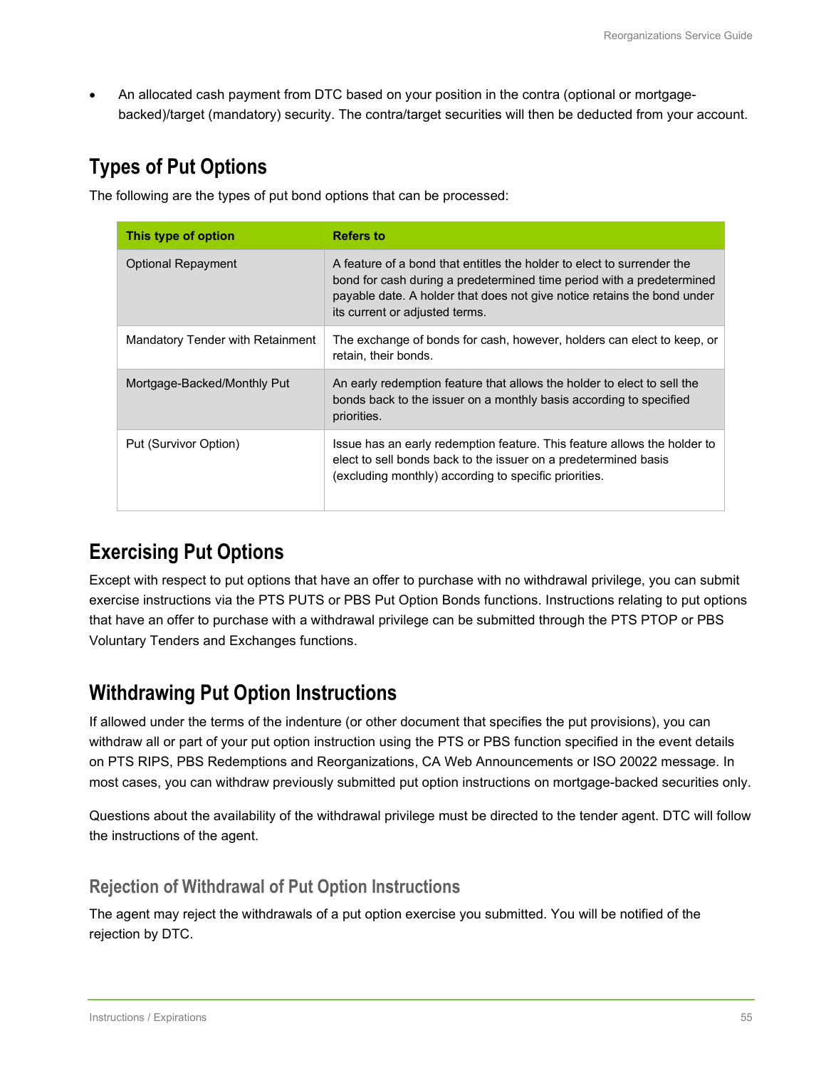- An allocated cash payment from DTC based on your position in the contra (optional or mortgage-backed)/target (mandatory) security. The contra/target securities will then be deducted from your account.

## Types of Put Options

The following are the types of put bond options that can be processed:

| This type of option | Refers to |
|---|---|
| Optional Repayment | A feature of a bond that entitles the holder to elect to surrender the bond for cash during a predetermined time period with a predetermined payable date. A holder that does not give notice retains the bond under its current or adjusted terms. |
| Mandatory Tender with Retainment | The exchange of bonds for cash, however, holders can elect to keep, or retain, their bonds. |
| Mortgage-Backed/Monthly Put | An early redemption feature that allows the holder to elect to sell the bonds back to the issuer on a monthly basis according to specified priorities. |
| Put (Survivor Option) | Issue has an early redemption feature. This feature allows the holder to elect to sell bonds back to the issuer on a predetermined basis (excluding monthly) according to specific priorities. |

## Exercising Put Options

Except with respect to put options that have an offer to purchase with no withdrawal privilege, you can submit exercise instructions via the PTS PUTS or PBS Put Option Bonds functions. Instructions relating to put options that have an offer to purchase with a withdrawal privilege can be submitted through the PTS PTOP or PBS Voluntary Tenders and Exchanges functions.

## Withdrawing Put Option Instructions

If allowed under the terms of the indenture (or other document that specifies the put provisions), you can withdraw all or part of your put option instruction using the PTS or PBS function specified in the event details on PTS RIPS, PBS Redemptions and Reorganizations, CA Web Announcements or ISO 20022 message. In most cases, you can withdraw previously submitted put option instructions on mortgage-backed securities only.

Questions about the availability of the withdrawal privilege must be directed to the tender agent. DTC will follow the instructions of the agent.

### Rejection of Withdrawal of Put Option Instructions

The agent may reject the withdrawals of a put option exercise you submitted. You will be notified of the rejection by DTC.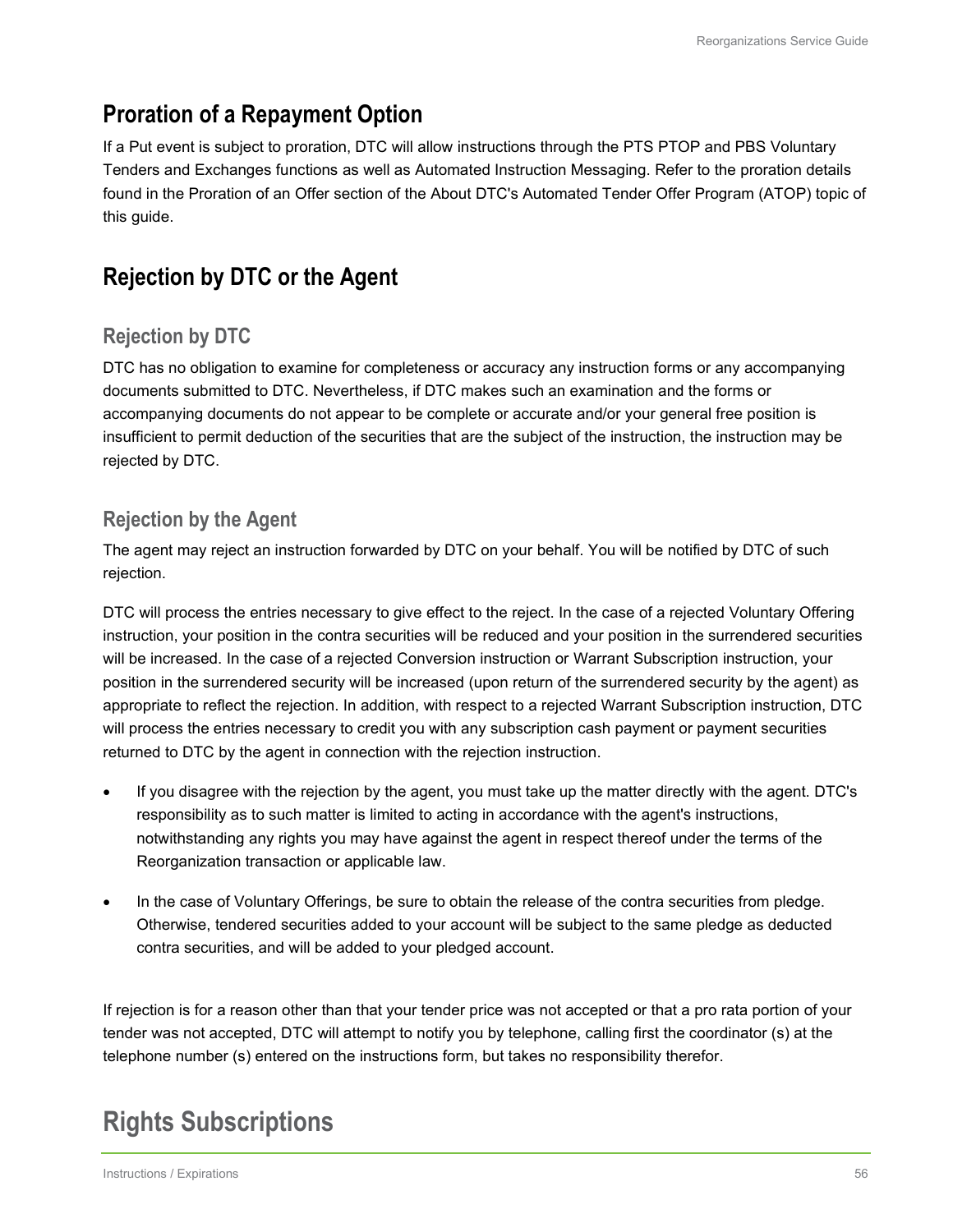## Proration of a Repayment Option

If a Put event is subject to proration, DTC will allow instructions through the PTS PTOP and PBS Voluntary Tenders and Exchanges functions as well as Automated Instruction Messaging. Refer to the proration details found in the Proration of an Offer section of the About DTC's Automated Tender Offer Program (ATOP) topic of this guide.

## Rejection by DTC or the Agent

### Rejection by DTC

DTC has no obligation to examine for completeness or accuracy any instruction forms or any accompanying documents submitted to DTC. Nevertheless, if DTC makes such an examination and the forms or accompanying documents do not appear to be complete or accurate and/or your general free position is insufficient to permit deduction of the securities that are the subject of the instruction, the instruction may be rejected by DTC.

### Rejection by the Agent

The agent may reject an instruction forwarded by DTC on your behalf. You will be notified by DTC of such rejection.

DTC will process the entries necessary to give effect to the reject. In the case of a rejected Voluntary Offering instruction, your position in the contra securities will be reduced and your position in the surrendered securities will be increased. In the case of a rejected Conversion instruction or Warrant Subscription instruction, your position in the surrendered security will be increased (upon return of the surrendered security by the agent) as appropriate to reflect the rejection. In addition, with respect to a rejected Warrant Subscription instruction, DTC will process the entries necessary to credit you with any subscription cash payment or payment securities returned to DTC by the agent in connection with the rejection instruction.

- If you disagree with the rejection by the agent, you must take up the matter directly with the agent. DTC's responsibility as to such matter is limited to acting in accordance with the agent's instructions, notwithstanding any rights you may have against the agent in respect thereof under the terms of the Reorganization transaction or applicable law.
- In the case of Voluntary Offerings, be sure to obtain the release of the contra securities from pledge. Otherwise, tendered securities added to your account will be subject to the same pledge as deducted contra securities, and will be added to your pledged account.

If rejection is for a reason other than that your tender price was not accepted or that a pro rata portion of your tender was not accepted, DTC will attempt to notify you by telephone, calling first the coordinator (s) at the telephone number (s) entered on the instructions form, but takes no responsibility therefor.

# Rights Subscriptions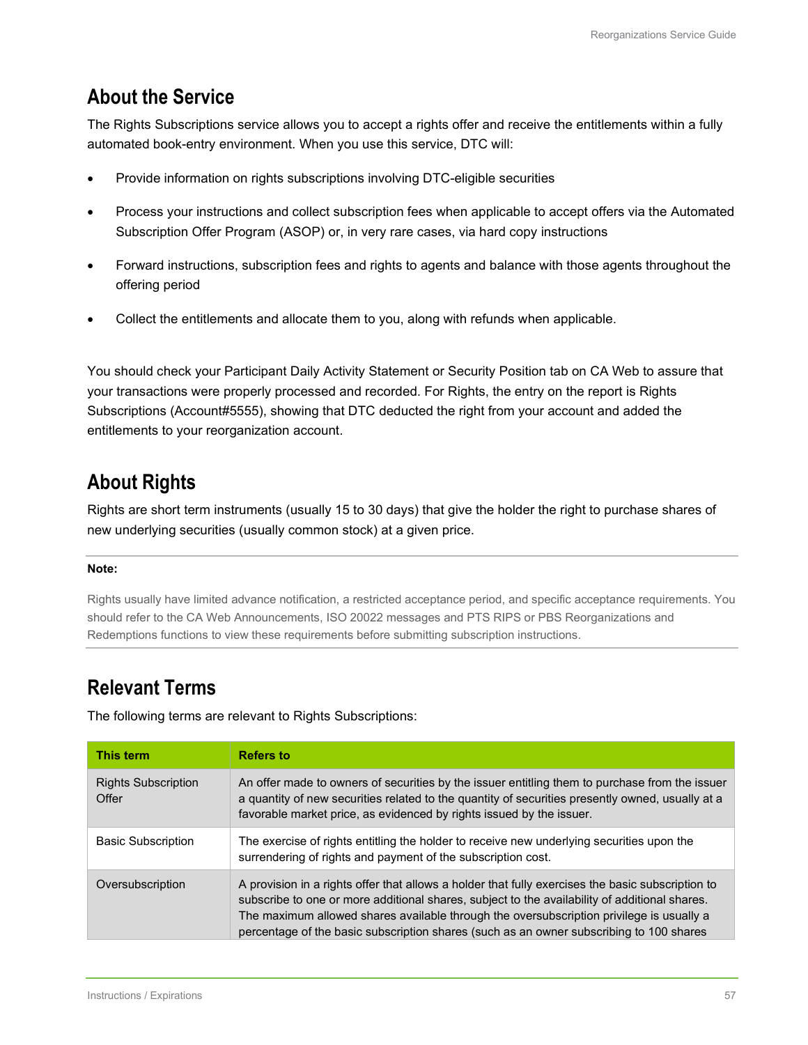## About the Service

The Rights Subscriptions service allows you to accept a rights offer and receive the entitlements within a fully automated book-entry environment. When you use this service, DTC will:

- Provide information on rights subscriptions involving DTC-eligible securities
- Process your instructions and collect subscription fees when applicable to accept offers via the Automated Subscription Offer Program (ASOP) or, in very rare cases, via hard copy instructions
- Forward instructions, subscription fees and rights to agents and balance with those agents throughout the offering period
- Collect the entitlements and allocate them to you, along with refunds when applicable.

You should check your Participant Daily Activity Statement or Security Position tab on CA Web to assure that your transactions were properly processed and recorded. For Rights, the entry on the report is Rights Subscriptions (Account#5555), showing that DTC deducted the right from your account and added the entitlements to your reorganization account.

## About Rights

Rights are short term instruments (usually 15 to 30 days) that give the holder the right to purchase shares of new underlying securities (usually common stock) at a given price.

**Note:**

Rights usually have limited advance notification, a restricted acceptance period, and specific acceptance requirements. You should refer to the CA Web Announcements, ISO 20022 messages and PTS RIPS or PBS Reorganizations and Redemptions functions to view these requirements before submitting subscription instructions.

## Relevant Terms

The following terms are relevant to Rights Subscriptions:

| This term | Refers to |
|---|---|
| Rights Subscription Offer | An offer made to owners of securities by the issuer entitling them to purchase from the issuer a quantity of new securities related to the quantity of securities presently owned, usually at a favorable market price, as evidenced by rights issued by the issuer. |
| Basic Subscription | The exercise of rights entitling the holder to receive new underlying securities upon the surrendering of rights and payment of the subscription cost. |
| Oversubscription | A provision in a rights offer that allows a holder that fully exercises the basic subscription to subscribe to one or more additional shares, subject to the availability of additional shares. The maximum allowed shares available through the oversubscription privilege is usually a percentage of the basic subscription shares (such as an owner subscribing to 100 shares |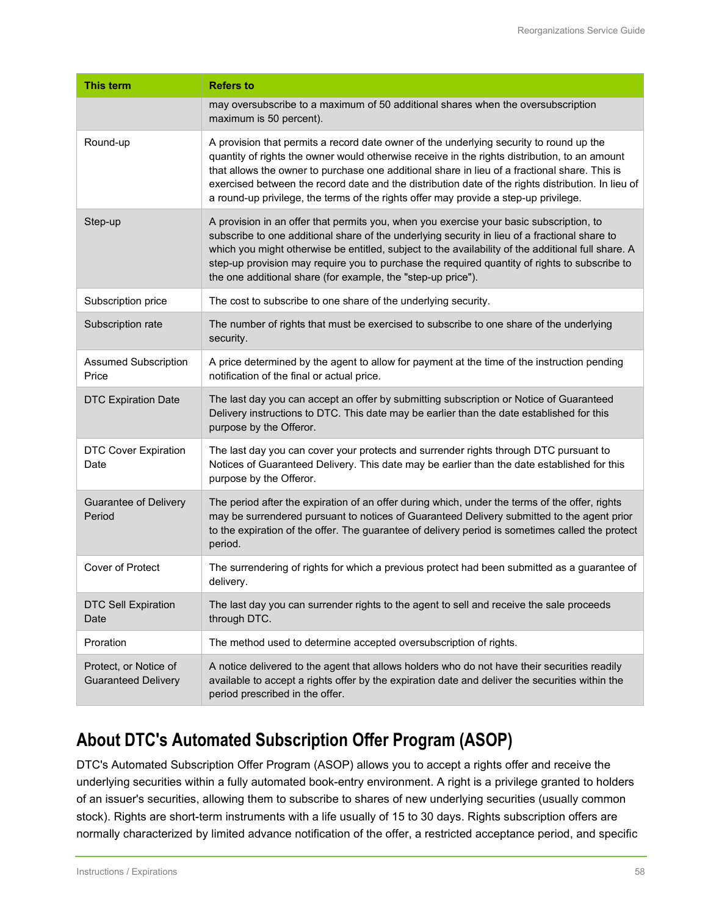| This term | Refers to |
|---|---|
| | may oversubscribe to a maximum of 50 additional shares when the oversubscription maximum is 50 percent). |
| Round-up | A provision that permits a record date owner of the underlying security to round up the quantity of rights the owner would otherwise receive in the rights distribution, to an amount that allows the owner to purchase one additional share in lieu of a fractional share. This is exercised between the record date and the distribution date of the rights distribution. In lieu of a round-up privilege, the terms of the rights offer may provide a step-up privilege. |
| Step-up | A provision in an offer that permits you, when you exercise your basic subscription, to subscribe to one additional share of the underlying security in lieu of a fractional share to which you might otherwise be entitled, subject to the availability of the additional full share. A step-up provision may require you to purchase the required quantity of rights to subscribe to the one additional share (for example, the "step-up price"). |
| Subscription price | The cost to subscribe to one share of the underlying security. |
| Subscription rate | The number of rights that must be exercised to subscribe to one share of the underlying security. |
| Assumed Subscription Price | A price determined by the agent to allow for payment at the time of the instruction pending notification of the final or actual price. |
| DTC Expiration Date | The last day you can accept an offer by submitting subscription or Notice of Guaranteed Delivery instructions to DTC. This date may be earlier than the date established for this purpose by the Offeror. |
| DTC Cover Expiration Date | The last day you can cover your protects and surrender rights through DTC pursuant to Notices of Guaranteed Delivery. This date may be earlier than the date established for this purpose by the Offeror. |
| Guarantee of Delivery Period | The period after the expiration of an offer during which, under the terms of the offer, rights may be surrendered pursuant to notices of Guaranteed Delivery submitted to the agent prior to the expiration of the offer. The guarantee of delivery period is sometimes called the protect period. |
| Cover of Protect | The surrendering of rights for which a previous protect had been submitted as a guarantee of delivery. |
| DTC Sell Expiration Date | The last day you can surrender rights to the agent to sell and receive the sale proceeds through DTC. |
| Proration | The method used to determine accepted oversubscription of rights. |
| Protect, or Notice of Guaranteed Delivery | A notice delivered to the agent that allows holders who do not have their securities readily available to accept a rights offer by the expiration date and deliver the securities within the period prescribed in the offer. |

## About DTC's Automated Subscription Offer Program (ASOP)

DTC's Automated Subscription Offer Program (ASOP) allows you to accept a rights offer and receive the underlying securities within a fully automated book-entry environment. A right is a privilege granted to holders of an issuer's securities, allowing them to subscribe to shares of new underlying securities (usually common stock). Rights are short-term instruments with a life usually of 15 to 30 days. Rights subscription offers are normally characterized by limited advance notification of the offer, a restricted acceptance period, and specific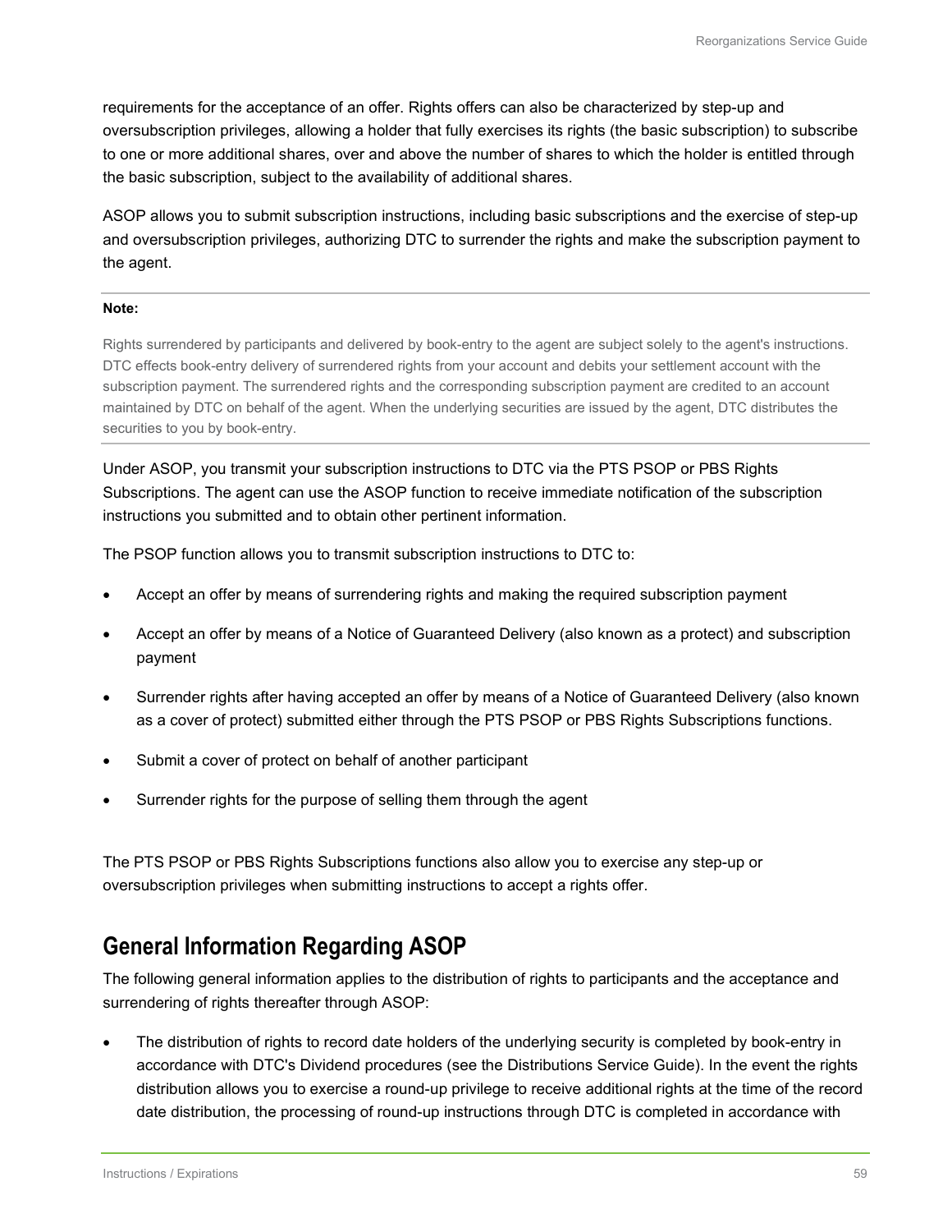requirements for the acceptance of an offer. Rights offers can also be characterized by step-up and oversubscription privileges, allowing a holder that fully exercises its rights (the basic subscription) to subscribe to one or more additional shares, over and above the number of shares to which the holder is entitled through the basic subscription, subject to the availability of additional shares.

ASOP allows you to submit subscription instructions, including basic subscriptions and the exercise of step-up and oversubscription privileges, authorizing DTC to surrender the rights and make the subscription payment to the agent.

---

**Note:**

Rights surrendered by participants and delivered by book-entry to the agent are subject solely to the agent's instructions. DTC effects book-entry delivery of surrendered rights from your account and debits your settlement account with the subscription payment. The surrendered rights and the corresponding subscription payment are credited to an account maintained by DTC on behalf of the agent. When the underlying securities are issued by the agent, DTC distributes the securities to you by book-entry.

---

Under ASOP, you transmit your subscription instructions to DTC via the PTS PSOP or PBS Rights Subscriptions. The agent can use the ASOP function to receive immediate notification of the subscription instructions you submitted and to obtain other pertinent information.

The PSOP function allows you to transmit subscription instructions to DTC to:

- Accept an offer by means of surrendering rights and making the required subscription payment
- Accept an offer by means of a Notice of Guaranteed Delivery (also known as a protect) and subscription payment
- Surrender rights after having accepted an offer by means of a Notice of Guaranteed Delivery (also known as a cover of protect) submitted either through the PTS PSOP or PBS Rights Subscriptions functions.
- Submit a cover of protect on behalf of another participant
- Surrender rights for the purpose of selling them through the agent

The PTS PSOP or PBS Rights Subscriptions functions also allow you to exercise any step-up or oversubscription privileges when submitting instructions to accept a rights offer.

## General Information Regarding ASOP

The following general information applies to the distribution of rights to participants and the acceptance and surrendering of rights thereafter through ASOP:

- The distribution of rights to record date holders of the underlying security is completed by book-entry in accordance with DTC's Dividend procedures (see the Distributions Service Guide). In the event the rights distribution allows you to exercise a round-up privilege to receive additional rights at the time of the record date distribution, the processing of round-up instructions through DTC is completed in accordance with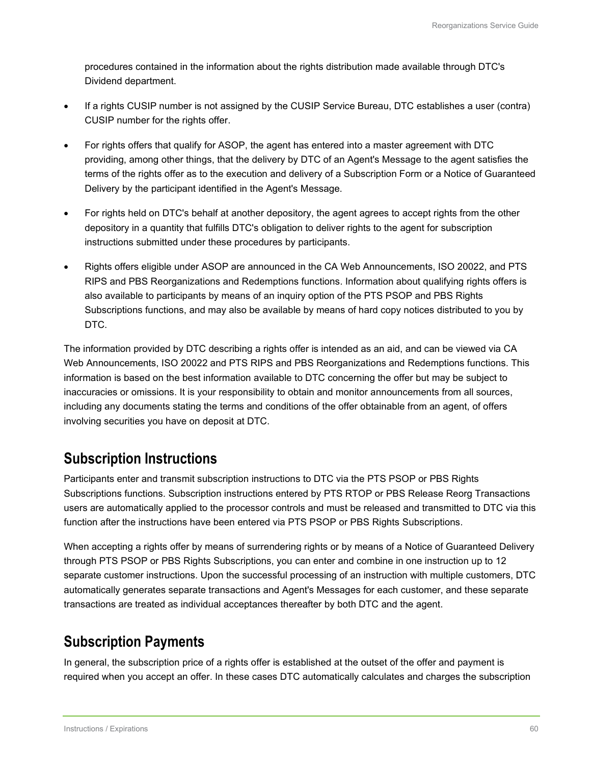procedures contained in the information about the rights distribution made available through DTC's Dividend department.

- If a rights CUSIP number is not assigned by the CUSIP Service Bureau, DTC establishes a user (contra) CUSIP number for the rights offer.
- For rights offers that qualify for ASOP, the agent has entered into a master agreement with DTC providing, among other things, that the delivery by DTC of an Agent's Message to the agent satisfies the terms of the rights offer as to the execution and delivery of a Subscription Form or a Notice of Guaranteed Delivery by the participant identified in the Agent's Message.
- For rights held on DTC's behalf at another depository, the agent agrees to accept rights from the other depository in a quantity that fulfills DTC's obligation to deliver rights to the agent for subscription instructions submitted under these procedures by participants.
- Rights offers eligible under ASOP are announced in the CA Web Announcements, ISO 20022, and PTS RIPS and PBS Reorganizations and Redemptions functions. Information about qualifying rights offers is also available to participants by means of an inquiry option of the PTS PSOP and PBS Rights Subscriptions functions, and may also be available by means of hard copy notices distributed to you by DTC.

The information provided by DTC describing a rights offer is intended as an aid, and can be viewed via CA Web Announcements, ISO 20022 and PTS RIPS and PBS Reorganizations and Redemptions functions. This information is based on the best information available to DTC concerning the offer but may be subject to inaccuracies or omissions. It is your responsibility to obtain and monitor announcements from all sources, including any documents stating the terms and conditions of the offer obtainable from an agent, of offers involving securities you have on deposit at DTC.

## Subscription Instructions

Participants enter and transmit subscription instructions to DTC via the PTS PSOP or PBS Rights Subscriptions functions. Subscription instructions entered by PTS RTOP or PBS Release Reorg Transactions users are automatically applied to the processor controls and must be released and transmitted to DTC via this function after the instructions have been entered via PTS PSOP or PBS Rights Subscriptions.

When accepting a rights offer by means of surrendering rights or by means of a Notice of Guaranteed Delivery through PTS PSOP or PBS Rights Subscriptions, you can enter and combine in one instruction up to 12 separate customer instructions. Upon the successful processing of an instruction with multiple customers, DTC automatically generates separate transactions and Agent's Messages for each customer, and these separate transactions are treated as individual acceptances thereafter by both DTC and the agent.

## Subscription Payments

In general, the subscription price of a rights offer is established at the outset of the offer and payment is required when you accept an offer. In these cases DTC automatically calculates and charges the subscription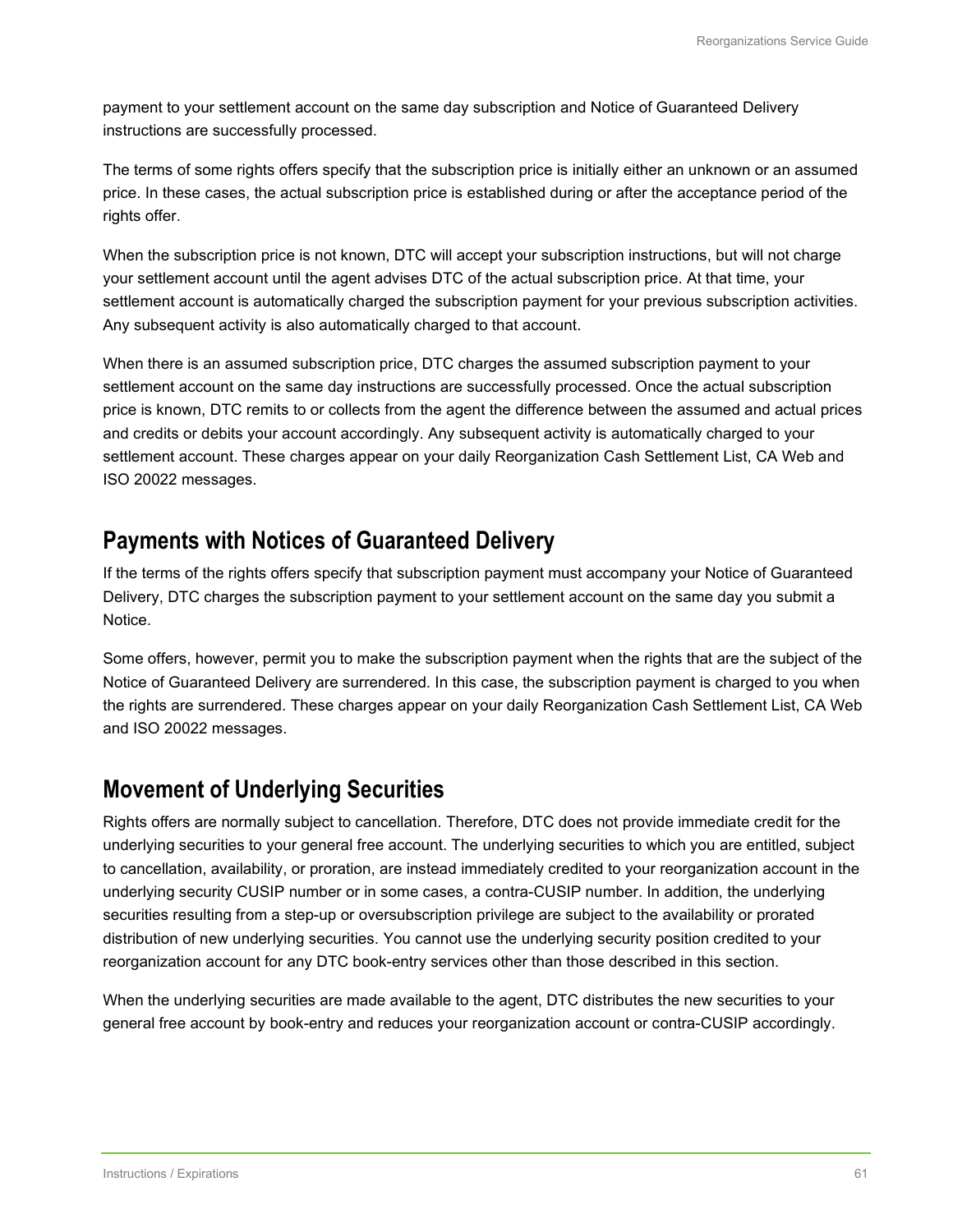payment to your settlement account on the same day subscription and Notice of Guaranteed Delivery instructions are successfully processed.

The terms of some rights offers specify that the subscription price is initially either an unknown or an assumed price. In these cases, the actual subscription price is established during or after the acceptance period of the rights offer.

When the subscription price is not known, DTC will accept your subscription instructions, but will not charge your settlement account until the agent advises DTC of the actual subscription price. At that time, your settlement account is automatically charged the subscription payment for your previous subscription activities. Any subsequent activity is also automatically charged to that account.

When there is an assumed subscription price, DTC charges the assumed subscription payment to your settlement account on the same day instructions are successfully processed. Once the actual subscription price is known, DTC remits to or collects from the agent the difference between the assumed and actual prices and credits or debits your account accordingly. Any subsequent activity is automatically charged to your settlement account. These charges appear on your daily Reorganization Cash Settlement List, CA Web and ISO 20022 messages.

## Payments with Notices of Guaranteed Delivery

If the terms of the rights offers specify that subscription payment must accompany your Notice of Guaranteed Delivery, DTC charges the subscription payment to your settlement account on the same day you submit a Notice.

Some offers, however, permit you to make the subscription payment when the rights that are the subject of the Notice of Guaranteed Delivery are surrendered. In this case, the subscription payment is charged to you when the rights are surrendered. These charges appear on your daily Reorganization Cash Settlement List, CA Web and ISO 20022 messages.

## Movement of Underlying Securities

Rights offers are normally subject to cancellation. Therefore, DTC does not provide immediate credit for the underlying securities to your general free account. The underlying securities to which you are entitled, subject to cancellation, availability, or proration, are instead immediately credited to your reorganization account in the underlying security CUSIP number or in some cases, a contra-CUSIP number. In addition, the underlying securities resulting from a step-up or oversubscription privilege are subject to the availability or prorated distribution of new underlying securities. You cannot use the underlying security position credited to your reorganization account for any DTC book-entry services other than those described in this section.

When the underlying securities are made available to the agent, DTC distributes the new securities to your general free account by book-entry and reduces your reorganization account or contra-CUSIP accordingly.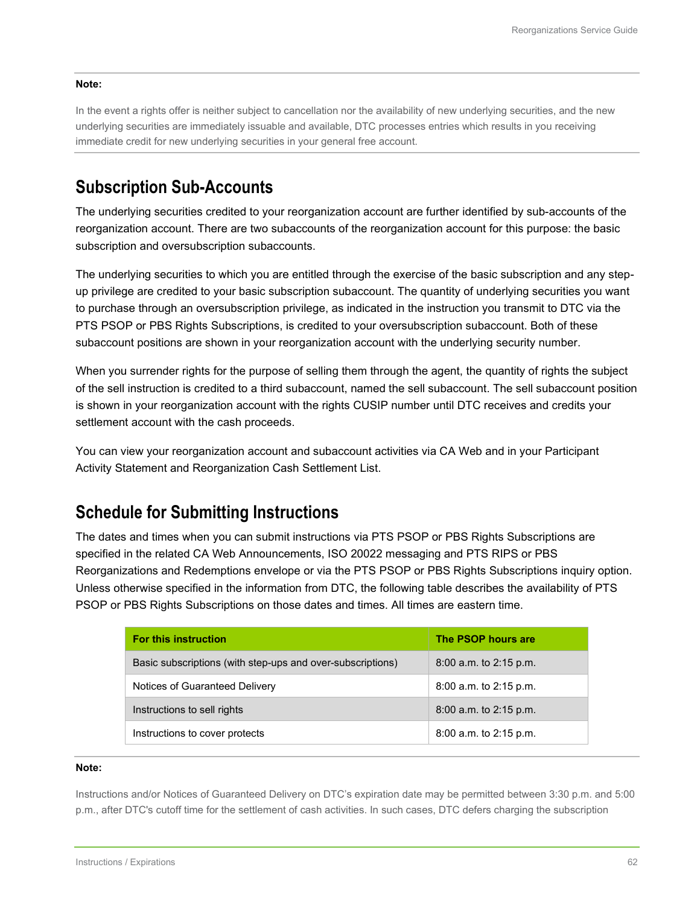**Note:**

In the event a rights offer is neither subject to cancellation nor the availability of new underlying securities, and the new underlying securities are immediately issuable and available, DTC processes entries which results in you receiving immediate credit for new underlying securities in your general free account.

## Subscription Sub-Accounts

The underlying securities credited to your reorganization account are further identified by sub-accounts of the reorganization account. There are two subaccounts of the reorganization account for this purpose: the basic subscription and oversubscription subaccounts.

The underlying securities to which you are entitled through the exercise of the basic subscription and any step-up privilege are credited to your basic subscription subaccount. The quantity of underlying securities you want to purchase through an oversubscription privilege, as indicated in the instruction you transmit to DTC via the PTS PSOP or PBS Rights Subscriptions, is credited to your oversubscription subaccount. Both of these subaccount positions are shown in your reorganization account with the underlying security number.

When you surrender rights for the purpose of selling them through the agent, the quantity of rights the subject of the sell instruction is credited to a third subaccount, named the sell subaccount. The sell subaccount position is shown in your reorganization account with the rights CUSIP number until DTC receives and credits your settlement account with the cash proceeds.

You can view your reorganization account and subaccount activities via CA Web and in your Participant Activity Statement and Reorganization Cash Settlement List.

## Schedule for Submitting Instructions

The dates and times when you can submit instructions via PTS PSOP or PBS Rights Subscriptions are specified in the related CA Web Announcements, ISO 20022 messaging and PTS RIPS or PBS Reorganizations and Redemptions envelope or via the PTS PSOP or PBS Rights Subscriptions inquiry option. Unless otherwise specified in the information from DTC, the following table describes the availability of PTS PSOP or PBS Rights Subscriptions on those dates and times. All times are eastern time.

| For this instruction | The PSOP hours are |
|---|---|
| Basic subscriptions (with step-ups and over-subscriptions) | 8:00 a.m. to 2:15 p.m. |
| Notices of Guaranteed Delivery | 8:00 a.m. to 2:15 p.m. |
| Instructions to sell rights | 8:00 a.m. to 2:15 p.m. |
| Instructions to cover protects | 8:00 a.m. to 2:15 p.m. |

**Note:**

Instructions and/or Notices of Guaranteed Delivery on DTC's expiration date may be permitted between 3:30 p.m. and 5:00 p.m., after DTC's cutoff time for the settlement of cash activities. In such cases, DTC defers charging the subscription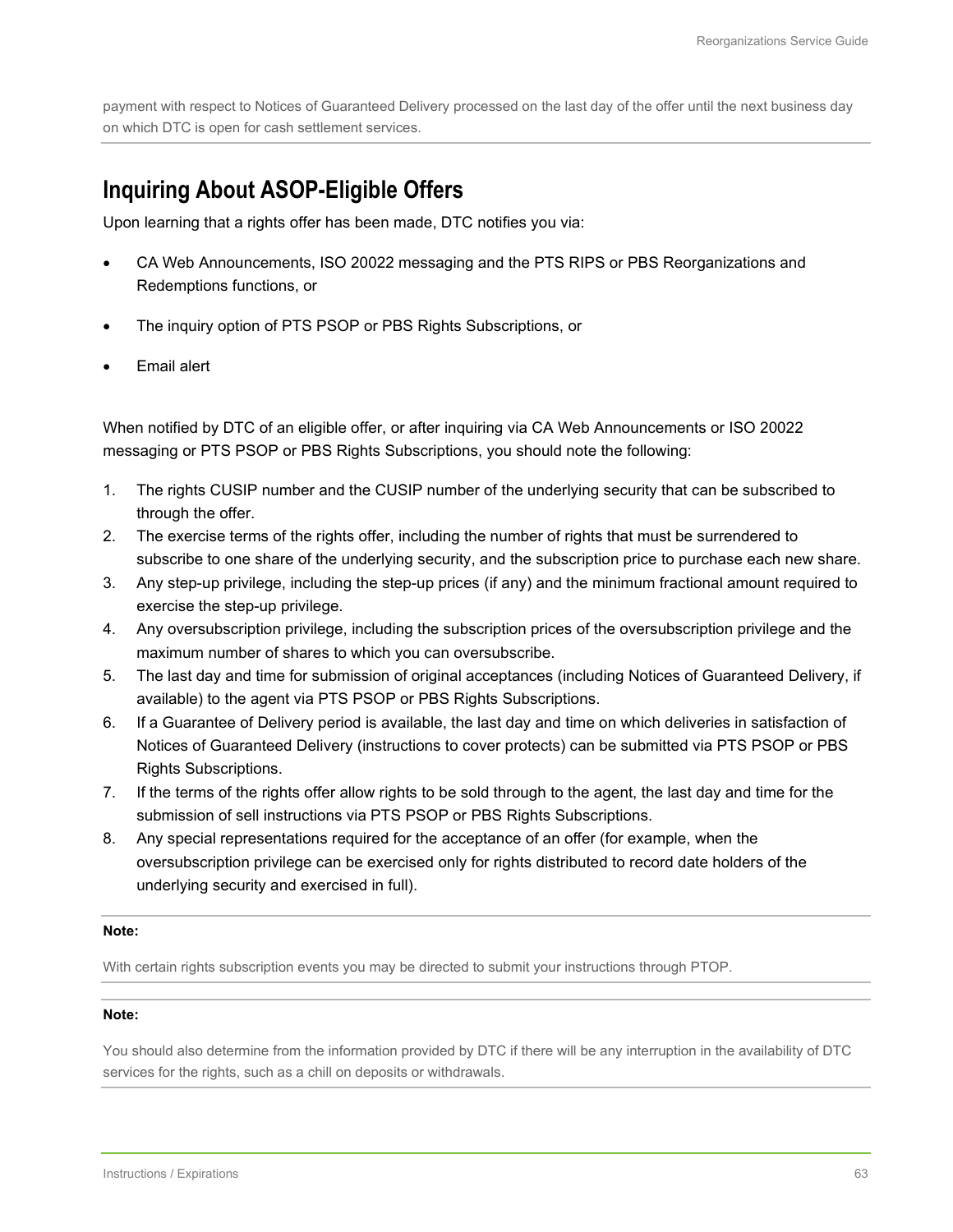payment with respect to Notices of Guaranteed Delivery processed on the last day of the offer until the next business day on which DTC is open for cash settlement services.

## Inquiring About ASOP-Eligible Offers

Upon learning that a rights offer has been made, DTC notifies you via:

- CA Web Announcements, ISO 20022 messaging and the PTS RIPS or PBS Reorganizations and Redemptions functions, or
- The inquiry option of PTS PSOP or PBS Rights Subscriptions, or
- Email alert

When notified by DTC of an eligible offer, or after inquiring via CA Web Announcements or ISO 20022 messaging or PTS PSOP or PBS Rights Subscriptions, you should note the following:

1. The rights CUSIP number and the CUSIP number of the underlying security that can be subscribed to through the offer.
2. The exercise terms of the rights offer, including the number of rights that must be surrendered to subscribe to one share of the underlying security, and the subscription price to purchase each new share.
3. Any step-up privilege, including the step-up prices (if any) and the minimum fractional amount required to exercise the step-up privilege.
4. Any oversubscription privilege, including the subscription prices of the oversubscription privilege and the maximum number of shares to which you can oversubscribe.
5. The last day and time for submission of original acceptances (including Notices of Guaranteed Delivery, if available) to the agent via PTS PSOP or PBS Rights Subscriptions.
6. If a Guarantee of Delivery period is available, the last day and time on which deliveries in satisfaction of Notices of Guaranteed Delivery (instructions to cover protects) can be submitted via PTS PSOP or PBS Rights Subscriptions.
7. If the terms of the rights offer allow rights to be sold through to the agent, the last day and time for the submission of sell instructions via PTS PSOP or PBS Rights Subscriptions.
8. Any special representations required for the acceptance of an offer (for example, when the oversubscription privilege can be exercised only for rights distributed to record date holders of the underlying security and exercised in full).

**Note:**

With certain rights subscription events you may be directed to submit your instructions through PTOP.

**Note:**

You should also determine from the information provided by DTC if there will be any interruption in the availability of DTC services for the rights, such as a chill on deposits or withdrawals.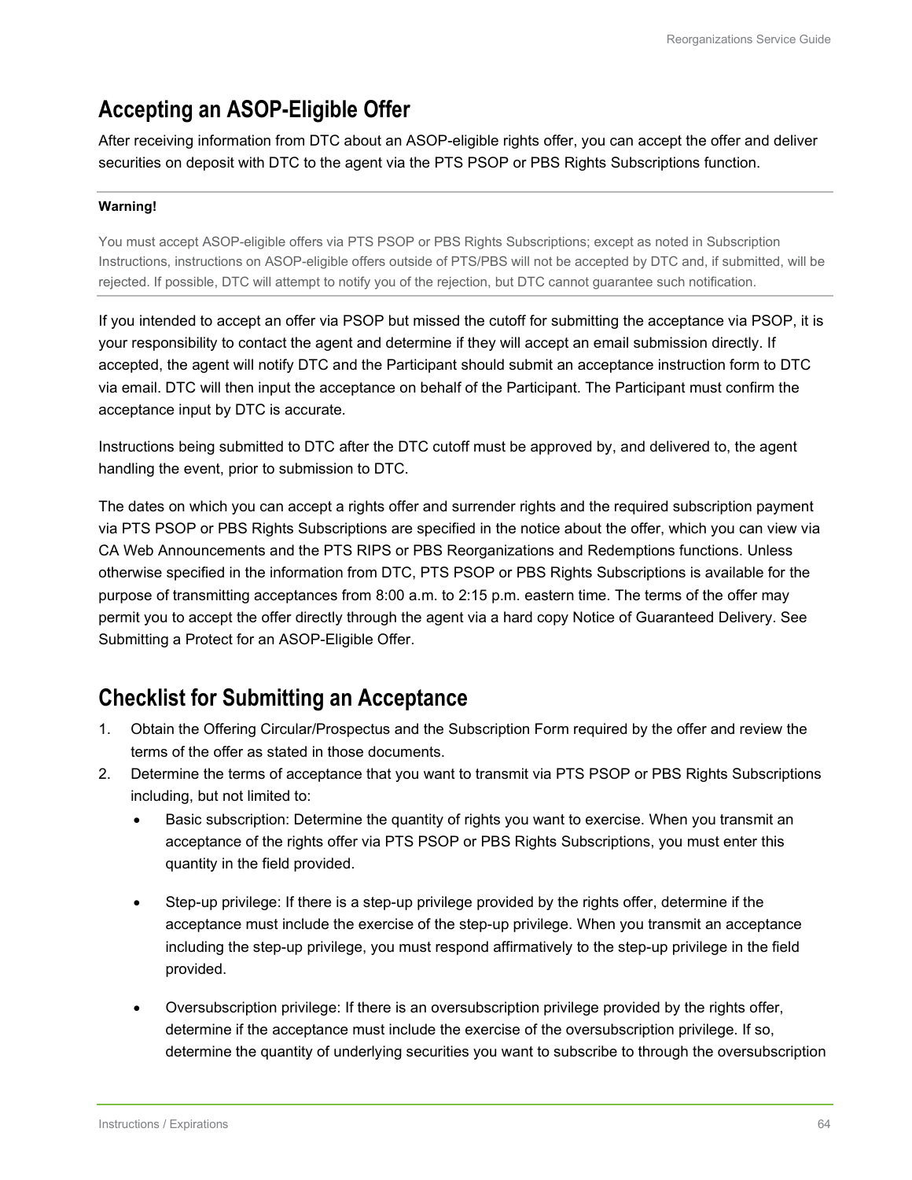## Accepting an ASOP-Eligible Offer

After receiving information from DTC about an ASOP-eligible rights offer, you can accept the offer and deliver securities on deposit with DTC to the agent via the PTS PSOP or PBS Rights Subscriptions function.

**Warning!**

You must accept ASOP-eligible offers via PTS PSOP or PBS Rights Subscriptions; except as noted in Subscription Instructions, instructions on ASOP-eligible offers outside of PTS/PBS will not be accepted by DTC and, if submitted, will be rejected. If possible, DTC will attempt to notify you of the rejection, but DTC cannot guarantee such notification.

If you intended to accept an offer via PSOP but missed the cutoff for submitting the acceptance via PSOP, it is your responsibility to contact the agent and determine if they will accept an email submission directly. If accepted, the agent will notify DTC and the Participant should submit an acceptance instruction form to DTC via email. DTC will then input the acceptance on behalf of the Participant. The Participant must confirm the acceptance input by DTC is accurate.

Instructions being submitted to DTC after the DTC cutoff must be approved by, and delivered to, the agent handling the event, prior to submission to DTC.

The dates on which you can accept a rights offer and surrender rights and the required subscription payment via PTS PSOP or PBS Rights Subscriptions are specified in the notice about the offer, which you can view via CA Web Announcements and the PTS RIPS or PBS Reorganizations and Redemptions functions. Unless otherwise specified in the information from DTC, PTS PSOP or PBS Rights Subscriptions is available for the purpose of transmitting acceptances from 8:00 a.m. to 2:15 p.m. eastern time. The terms of the offer may permit you to accept the offer directly through the agent via a hard copy Notice of Guaranteed Delivery. See Submitting a Protect for an ASOP-Eligible Offer.

## Checklist for Submitting an Acceptance

1. Obtain the Offering Circular/Prospectus and the Subscription Form required by the offer and review the terms of the offer as stated in those documents.
2. Determine the terms of acceptance that you want to transmit via PTS PSOP or PBS Rights Subscriptions including, but not limited to:
   - Basic subscription: Determine the quantity of rights you want to exercise. When you transmit an acceptance of the rights offer via PTS PSOP or PBS Rights Subscriptions, you must enter this quantity in the field provided.
   - Step-up privilege: If there is a step-up privilege provided by the rights offer, determine if the acceptance must include the exercise of the step-up privilege. When you transmit an acceptance including the step-up privilege, you must respond affirmatively to the step-up privilege in the field provided.
   - Oversubscription privilege: If there is an oversubscription privilege provided by the rights offer, determine if the acceptance must include the exercise of the oversubscription privilege. If so, determine the quantity of underlying securities you want to subscribe to through the oversubscription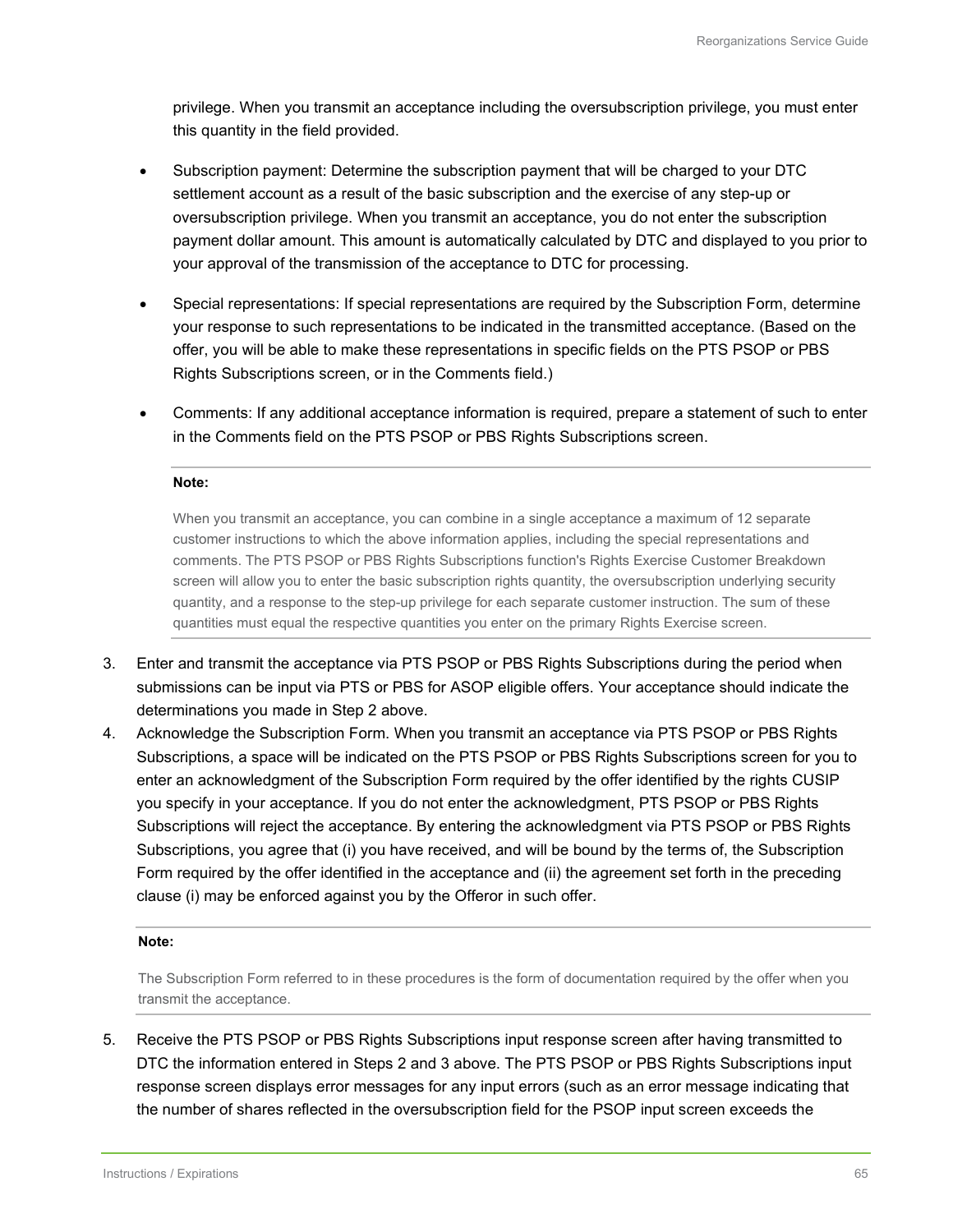privilege. When you transmit an acceptance including the oversubscription privilege, you must enter this quantity in the field provided.

- Subscription payment: Determine the subscription payment that will be charged to your DTC settlement account as a result of the basic subscription and the exercise of any step-up or oversubscription privilege. When you transmit an acceptance, you do not enter the subscription payment dollar amount. This amount is automatically calculated by DTC and displayed to you prior to your approval of the transmission of the acceptance to DTC for processing.
- Special representations: If special representations are required by the Subscription Form, determine your response to such representations to be indicated in the transmitted acceptance. (Based on the offer, you will be able to make these representations in specific fields on the PTS PSOP or PBS Rights Subscriptions screen, or in the Comments field.)
- Comments: If any additional acceptance information is required, prepare a statement of such to enter in the Comments field on the PTS PSOP or PBS Rights Subscriptions screen.

**Note:**

When you transmit an acceptance, you can combine in a single acceptance a maximum of 12 separate customer instructions to which the above information applies, including the special representations and comments. The PTS PSOP or PBS Rights Subscriptions function's Rights Exercise Customer Breakdown screen will allow you to enter the basic subscription rights quantity, the oversubscription underlying security quantity, and a response to the step-up privilege for each separate customer instruction. The sum of these quantities must equal the respective quantities you enter on the primary Rights Exercise screen.

3. Enter and transmit the acceptance via PTS PSOP or PBS Rights Subscriptions during the period when submissions can be input via PTS or PBS for ASOP eligible offers. Your acceptance should indicate the determinations you made in Step 2 above.
4. Acknowledge the Subscription Form. When you transmit an acceptance via PTS PSOP or PBS Rights Subscriptions, a space will be indicated on the PTS PSOP or PBS Rights Subscriptions screen for you to enter an acknowledgment of the Subscription Form required by the offer identified by the rights CUSIP you specify in your acceptance. If you do not enter the acknowledgment, PTS PSOP or PBS Rights Subscriptions will reject the acceptance. By entering the acknowledgment via PTS PSOP or PBS Rights Subscriptions, you agree that (i) you have received, and will be bound by the terms of, the Subscription Form required by the offer identified in the acceptance and (ii) the agreement set forth in the preceding clause (i) may be enforced against you by the Offeror in such offer.

**Note:**

The Subscription Form referred to in these procedures is the form of documentation required by the offer when you transmit the acceptance.

5. Receive the PTS PSOP or PBS Rights Subscriptions input response screen after having transmitted to DTC the information entered in Steps 2 and 3 above. The PTS PSOP or PBS Rights Subscriptions input response screen displays error messages for any input errors (such as an error message indicating that the number of shares reflected in the oversubscription field for the PSOP input screen exceeds the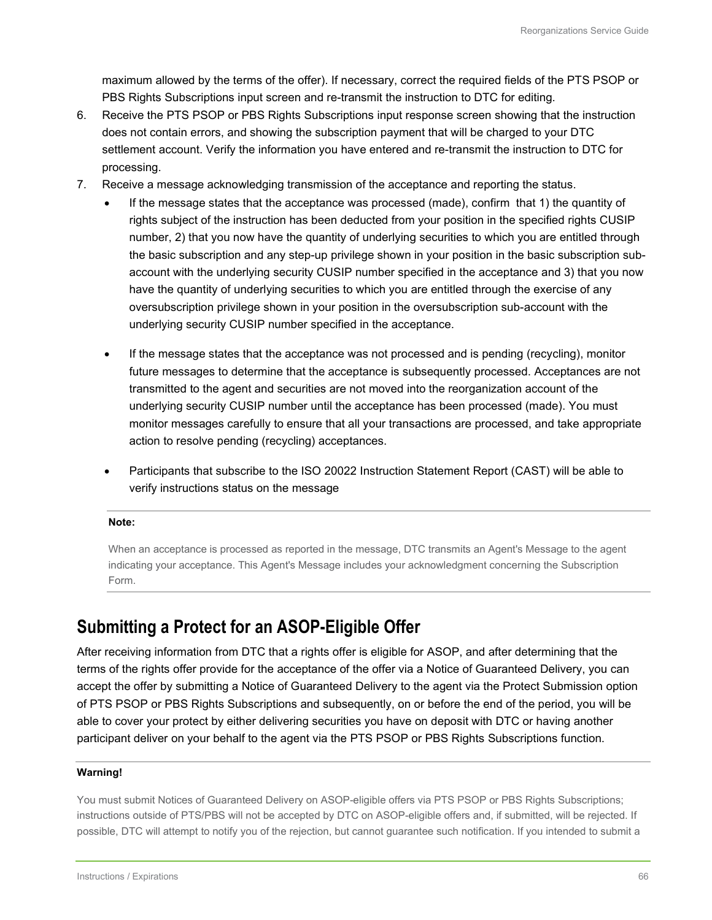maximum allowed by the terms of the offer). If necessary, correct the required fields of the PTS PSOP or PBS Rights Subscriptions input screen and re-transmit the instruction to DTC for editing.

6. Receive the PTS PSOP or PBS Rights Subscriptions input response screen showing that the instruction does not contain errors, and showing the subscription payment that will be charged to your DTC settlement account. Verify the information you have entered and re-transmit the instruction to DTC for processing.
7. Receive a message acknowledging transmission of the acceptance and reporting the status.
   - If the message states that the acceptance was processed (made), confirm that 1) the quantity of rights subject of the instruction has been deducted from your position in the specified rights CUSIP number, 2) that you now have the quantity of underlying securities to which you are entitled through the basic subscription and any step-up privilege shown in your position in the basic subscription sub-account with the underlying security CUSIP number specified in the acceptance and 3) that you now have the quantity of underlying securities to which you are entitled through the exercise of any oversubscription privilege shown in your position in the oversubscription sub-account with the underlying security CUSIP number specified in the acceptance.
   - If the message states that the acceptance was not processed and is pending (recycling), monitor future messages to determine that the acceptance is subsequently processed. Acceptances are not transmitted to the agent and securities are not moved into the reorganization account of the underlying security CUSIP number until the acceptance has been processed (made). You must monitor messages carefully to ensure that all your transactions are processed, and take appropriate action to resolve pending (recycling) acceptances.
   - Participants that subscribe to the ISO 20022 Instruction Statement Report (CAST) will be able to verify instructions status on the message

**Note:**

When an acceptance is processed as reported in the message, DTC transmits an Agent's Message to the agent indicating your acceptance. This Agent's Message includes your acknowledgment concerning the Subscription Form.

## Submitting a Protect for an ASOP-Eligible Offer

After receiving information from DTC that a rights offer is eligible for ASOP, and after determining that the terms of the rights offer provide for the acceptance of the offer via a Notice of Guaranteed Delivery, you can accept the offer by submitting a Notice of Guaranteed Delivery to the agent via the Protect Submission option of PTS PSOP or PBS Rights Subscriptions and subsequently, on or before the end of the period, you will be able to cover your protect by either delivering securities you have on deposit with DTC or having another participant deliver on your behalf to the agent via the PTS PSOP or PBS Rights Subscriptions function.

**Warning!**

You must submit Notices of Guaranteed Delivery on ASOP-eligible offers via PTS PSOP or PBS Rights Subscriptions; instructions outside of PTS/PBS will not be accepted by DTC on ASOP-eligible offers and, if submitted, will be rejected. If possible, DTC will attempt to notify you of the rejection, but cannot guarantee such notification. If you intended to submit a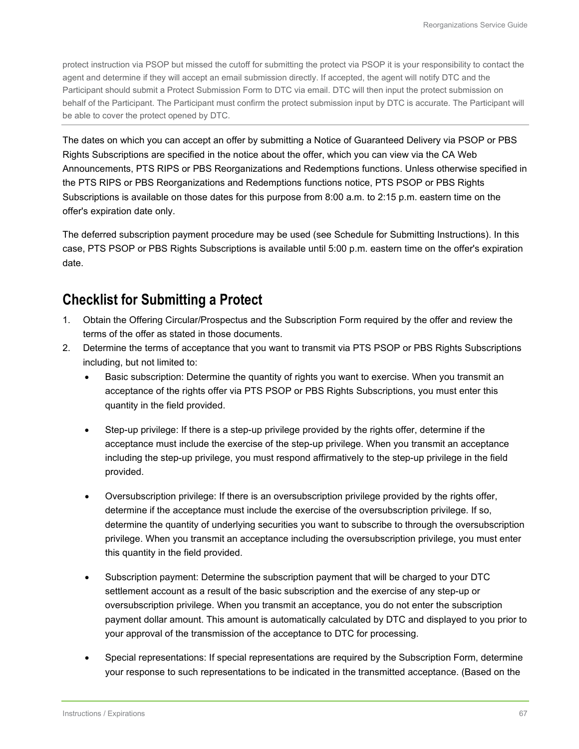protect instruction via PSOP but missed the cutoff for submitting the protect via PSOP it is your responsibility to contact the agent and determine if they will accept an email submission directly. If accepted, the agent will notify DTC and the Participant should submit a Protect Submission Form to DTC via email. DTC will then input the protect submission on behalf of the Participant. The Participant must confirm the protect submission input by DTC is accurate. The Participant will be able to cover the protect opened by DTC.

The dates on which you can accept an offer by submitting a Notice of Guaranteed Delivery via PSOP or PBS Rights Subscriptions are specified in the notice about the offer, which you can view via the CA Web Announcements, PTS RIPS or PBS Reorganizations and Redemptions functions. Unless otherwise specified in the PTS RIPS or PBS Reorganizations and Redemptions functions notice, PTS PSOP or PBS Rights Subscriptions is available on those dates for this purpose from 8:00 a.m. to 2:15 p.m. eastern time on the offer's expiration date only.

The deferred subscription payment procedure may be used (see Schedule for Submitting Instructions). In this case, PTS PSOP or PBS Rights Subscriptions is available until 5:00 p.m. eastern time on the offer's expiration date.

## Checklist for Submitting a Protect

1. Obtain the Offering Circular/Prospectus and the Subscription Form required by the offer and review the terms of the offer as stated in those documents.
2. Determine the terms of acceptance that you want to transmit via PTS PSOP or PBS Rights Subscriptions including, but not limited to:
   - Basic subscription: Determine the quantity of rights you want to exercise. When you transmit an acceptance of the rights offer via PTS PSOP or PBS Rights Subscriptions, you must enter this quantity in the field provided.
   - Step-up privilege: If there is a step-up privilege provided by the rights offer, determine if the acceptance must include the exercise of the step-up privilege. When you transmit an acceptance including the step-up privilege, you must respond affirmatively to the step-up privilege in the field provided.
   - Oversubscription privilege: If there is an oversubscription privilege provided by the rights offer, determine if the acceptance must include the exercise of the oversubscription privilege. If so, determine the quantity of underlying securities you want to subscribe to through the oversubscription privilege. When you transmit an acceptance including the oversubscription privilege, you must enter this quantity in the field provided.
   - Subscription payment: Determine the subscription payment that will be charged to your DTC settlement account as a result of the basic subscription and the exercise of any step-up or oversubscription privilege. When you transmit an acceptance, you do not enter the subscription payment dollar amount. This amount is automatically calculated by DTC and displayed to you prior to your approval of the transmission of the acceptance to DTC for processing.
   - Special representations: If special representations are required by the Subscription Form, determine your response to such representations to be indicated in the transmitted acceptance. (Based on the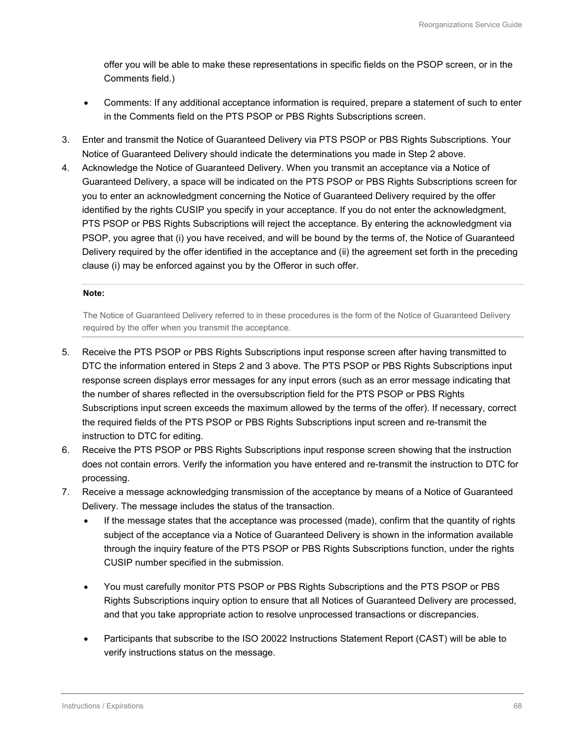offer you will be able to make these representations in specific fields on the PSOP screen, or in the Comments field.)

- Comments: If any additional acceptance information is required, prepare a statement of such to enter in the Comments field on the PTS PSOP or PBS Rights Subscriptions screen.

3. Enter and transmit the Notice of Guaranteed Delivery via PTS PSOP or PBS Rights Subscriptions. Your Notice of Guaranteed Delivery should indicate the determinations you made in Step 2 above.
4. Acknowledge the Notice of Guaranteed Delivery. When you transmit an acceptance via a Notice of Guaranteed Delivery, a space will be indicated on the PTS PSOP or PBS Rights Subscriptions screen for you to enter an acknowledgment concerning the Notice of Guaranteed Delivery required by the offer identified by the rights CUSIP you specify in your acceptance. If you do not enter the acknowledgment, PTS PSOP or PBS Rights Subscriptions will reject the acceptance. By entering the acknowledgment via PSOP, you agree that (i) you have received, and will be bound by the terms of, the Notice of Guaranteed Delivery required by the offer identified in the acceptance and (ii) the agreement set forth in the preceding clause (i) may be enforced against you by the Offeror in such offer.

**Note:**

The Notice of Guaranteed Delivery referred to in these procedures is the form of the Notice of Guaranteed Delivery required by the offer when you transmit the acceptance.

5. Receive the PTS PSOP or PBS Rights Subscriptions input response screen after having transmitted to DTC the information entered in Steps 2 and 3 above. The PTS PSOP or PBS Rights Subscriptions input response screen displays error messages for any input errors (such as an error message indicating that the number of shares reflected in the oversubscription field for the PTS PSOP or PBS Rights Subscriptions input screen exceeds the maximum allowed by the terms of the offer). If necessary, correct the required fields of the PTS PSOP or PBS Rights Subscriptions input screen and re-transmit the instruction to DTC for editing.
6. Receive the PTS PSOP or PBS Rights Subscriptions input response screen showing that the instruction does not contain errors. Verify the information you have entered and re-transmit the instruction to DTC for processing.
7. Receive a message acknowledging transmission of the acceptance by means of a Notice of Guaranteed Delivery. The message includes the status of the transaction.
   - If the message states that the acceptance was processed (made), confirm that the quantity of rights subject of the acceptance via a Notice of Guaranteed Delivery is shown in the information available through the inquiry feature of the PTS PSOP or PBS Rights Subscriptions function, under the rights CUSIP number specified in the submission.
   - You must carefully monitor PTS PSOP or PBS Rights Subscriptions and the PTS PSOP or PBS Rights Subscriptions inquiry option to ensure that all Notices of Guaranteed Delivery are processed, and that you take appropriate action to resolve unprocessed transactions or discrepancies.
   - Participants that subscribe to the ISO 20022 Instructions Statement Report (CAST) will be able to verify instructions status on the message.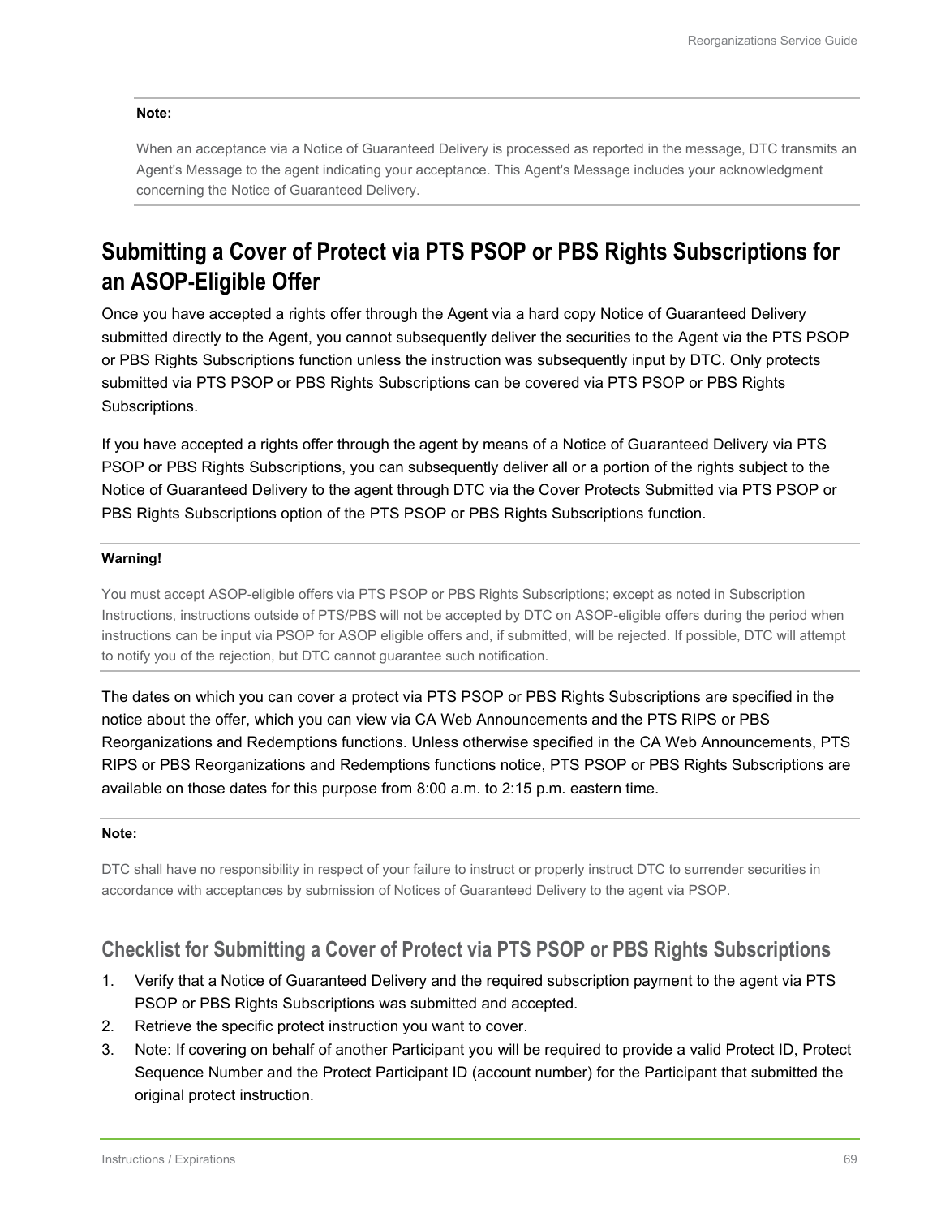**Note:**

When an acceptance via a Notice of Guaranteed Delivery is processed as reported in the message, DTC transmits an Agent's Message to the agent indicating your acceptance. This Agent's Message includes your acknowledgment concerning the Notice of Guaranteed Delivery.

## Submitting a Cover of Protect via PTS PSOP or PBS Rights Subscriptions for an ASOP-Eligible Offer

Once you have accepted a rights offer through the Agent via a hard copy Notice of Guaranteed Delivery submitted directly to the Agent, you cannot subsequently deliver the securities to the Agent via the PTS PSOP or PBS Rights Subscriptions function unless the instruction was subsequently input by DTC. Only protects submitted via PTS PSOP or PBS Rights Subscriptions can be covered via PTS PSOP or PBS Rights Subscriptions.

If you have accepted a rights offer through the agent by means of a Notice of Guaranteed Delivery via PTS PSOP or PBS Rights Subscriptions, you can subsequently deliver all or a portion of the rights subject to the Notice of Guaranteed Delivery to the agent through DTC via the Cover Protects Submitted via PTS PSOP or PBS Rights Subscriptions option of the PTS PSOP or PBS Rights Subscriptions function.

**Warning!**

You must accept ASOP-eligible offers via PTS PSOP or PBS Rights Subscriptions; except as noted in Subscription Instructions, instructions outside of PTS/PBS will not be accepted by DTC on ASOP-eligible offers during the period when instructions can be input via PSOP for ASOP eligible offers and, if submitted, will be rejected. If possible, DTC will attempt to notify you of the rejection, but DTC cannot guarantee such notification.

The dates on which you can cover a protect via PTS PSOP or PBS Rights Subscriptions are specified in the notice about the offer, which you can view via CA Web Announcements and the PTS RIPS or PBS Reorganizations and Redemptions functions. Unless otherwise specified in the CA Web Announcements, PTS RIPS or PBS Reorganizations and Redemptions functions notice, PTS PSOP or PBS Rights Subscriptions are available on those dates for this purpose from 8:00 a.m. to 2:15 p.m. eastern time.

**Note:**

DTC shall have no responsibility in respect of your failure to instruct or properly instruct DTC to surrender securities in accordance with acceptances by submission of Notices of Guaranteed Delivery to the agent via PSOP.

### Checklist for Submitting a Cover of Protect via PTS PSOP or PBS Rights Subscriptions

1. Verify that a Notice of Guaranteed Delivery and the required subscription payment to the agent via PTS PSOP or PBS Rights Subscriptions was submitted and accepted.
2. Retrieve the specific protect instruction you want to cover.
3. Note: If covering on behalf of another Participant you will be required to provide a valid Protect ID, Protect Sequence Number and the Protect Participant ID (account number) for the Participant that submitted the original protect instruction.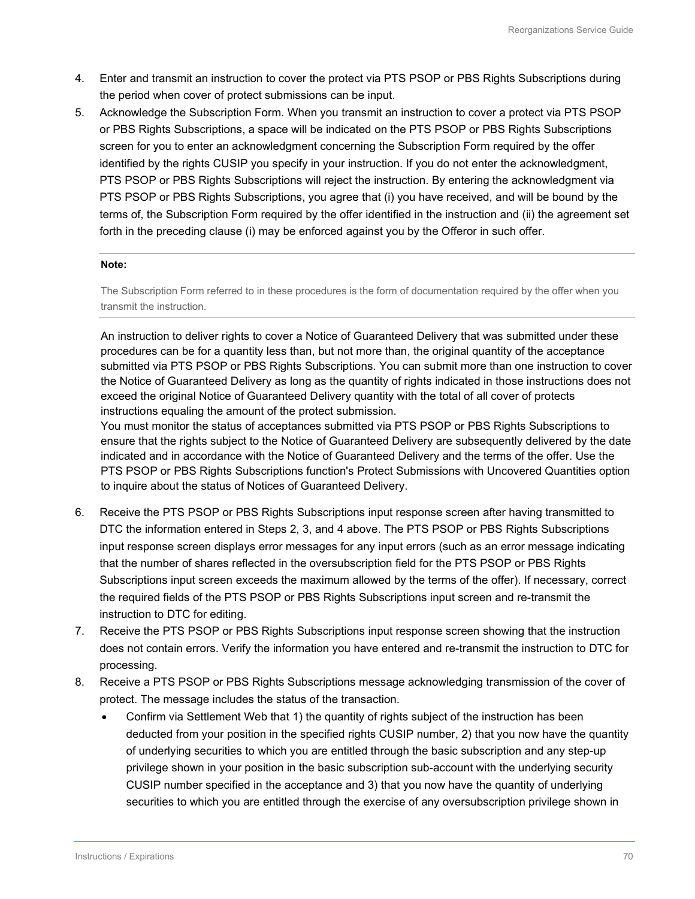4. Enter and transmit an instruction to cover the protect via PTS PSOP or PBS Rights Subscriptions during the period when cover of protect submissions can be input.
5. Acknowledge the Subscription Form. When you transmit an instruction to cover a protect via PTS PSOP or PBS Rights Subscriptions, a space will be indicated on the PTS PSOP or PBS Rights Subscriptions screen for you to enter an acknowledgment concerning the Subscription Form required by the offer identified by the rights CUSIP you specify in your instruction. If you do not enter the acknowledgment, PTS PSOP or PBS Rights Subscriptions will reject the instruction. By entering the acknowledgment via PTS PSOP or PBS Rights Subscriptions, you agree that (i) you have received, and will be bound by the terms of, the Subscription Form required by the offer identified in the instruction and (ii) the agreement set forth in the preceding clause (i) may be enforced against you by the Offeror in such offer.

   ---

   **Note:**

   The Subscription Form referred to in these procedures is the form of documentation required by the offer when you transmit the instruction.

   ---

   An instruction to deliver rights to cover a Notice of Guaranteed Delivery that was submitted under these procedures can be for a quantity less than, but not more than, the original quantity of the acceptance submitted via PTS PSOP or PBS Rights Subscriptions. You can submit more than one instruction to cover the Notice of Guaranteed Delivery as long as the quantity of rights indicated in those instructions does not exceed the original Notice of Guaranteed Delivery quantity with the total of all cover of protects instructions equaling the amount of the protect submission.

   You must monitor the status of acceptances submitted via PTS PSOP or PBS Rights Subscriptions to ensure that the rights subject to the Notice of Guaranteed Delivery are subsequently delivered by the date indicated and in accordance with the Notice of Guaranteed Delivery and the terms of the offer. Use the PTS PSOP or PBS Rights Subscriptions function's Protect Submissions with Uncovered Quantities option to inquire about the status of Notices of Guaranteed Delivery.

6. Receive the PTS PSOP or PBS Rights Subscriptions input response screen after having transmitted to DTC the information entered in Steps 2, 3, and 4 above. The PTS PSOP or PBS Rights Subscriptions input response screen displays error messages for any input errors (such as an error message indicating that the number of shares reflected in the oversubscription field for the PTS PSOP or PBS Rights Subscriptions input screen exceeds the maximum allowed by the terms of the offer). If necessary, correct the required fields of the PTS PSOP or PBS Rights Subscriptions input screen and re-transmit the instruction to DTC for editing.
7. Receive the PTS PSOP or PBS Rights Subscriptions input response screen showing that the instruction does not contain errors. Verify the information you have entered and re-transmit the instruction to DTC for processing.
8. Receive a PTS PSOP or PBS Rights Subscriptions message acknowledging transmission of the cover of protect. The message includes the status of the transaction.
   - Confirm via Settlement Web that 1) the quantity of rights subject of the instruction has been deducted from your position in the specified rights CUSIP number, 2) that you now have the quantity of underlying securities to which you are entitled through the basic subscription and any step-up privilege shown in your position in the basic subscription sub-account with the underlying security CUSIP number specified in the acceptance and 3) that you now have the quantity of underlying securities to which you are entitled through the exercise of any oversubscription privilege shown in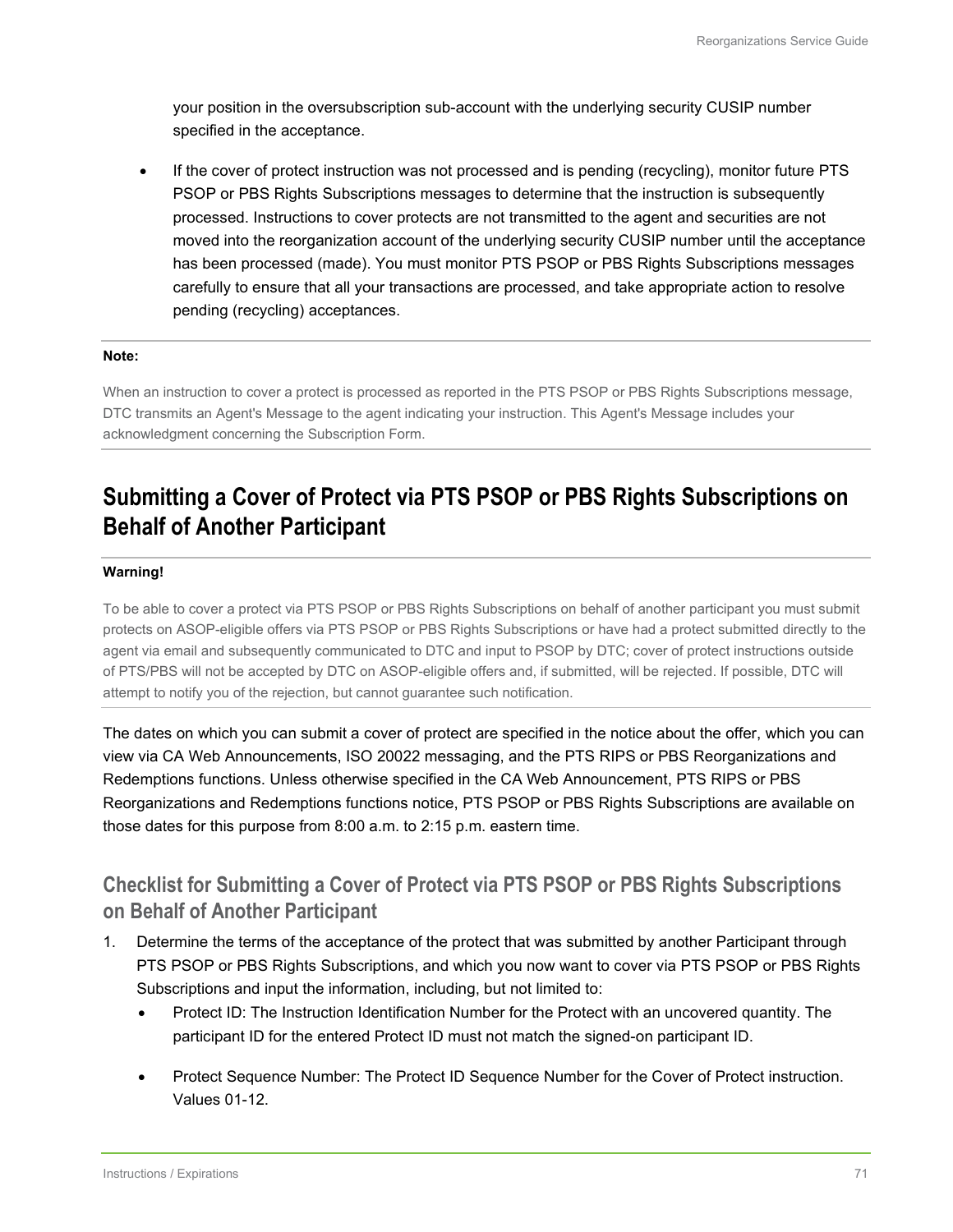your position in the oversubscription sub-account with the underlying security CUSIP number specified in the acceptance.

- If the cover of protect instruction was not processed and is pending (recycling), monitor future PTS PSOP or PBS Rights Subscriptions messages to determine that the instruction is subsequently processed. Instructions to cover protects are not transmitted to the agent and securities are not moved into the reorganization account of the underlying security CUSIP number until the acceptance has been processed (made). You must monitor PTS PSOP or PBS Rights Subscriptions messages carefully to ensure that all your transactions are processed, and take appropriate action to resolve pending (recycling) acceptances.

**Note:**

When an instruction to cover a protect is processed as reported in the PTS PSOP or PBS Rights Subscriptions message, DTC transmits an Agent's Message to the agent indicating your instruction. This Agent's Message includes your acknowledgment concerning the Subscription Form.

## Submitting a Cover of Protect via PTS PSOP or PBS Rights Subscriptions on Behalf of Another Participant

**Warning!**

To be able to cover a protect via PTS PSOP or PBS Rights Subscriptions on behalf of another participant you must submit protects on ASOP-eligible offers via PTS PSOP or PBS Rights Subscriptions or have had a protect submitted directly to the agent via email and subsequently communicated to DTC and input to PSOP by DTC; cover of protect instructions outside of PTS/PBS will not be accepted by DTC on ASOP-eligible offers and, if submitted, will be rejected. If possible, DTC will attempt to notify you of the rejection, but cannot guarantee such notification.

The dates on which you can submit a cover of protect are specified in the notice about the offer, which you can view via CA Web Announcements, ISO 20022 messaging, and the PTS RIPS or PBS Reorganizations and Redemptions functions. Unless otherwise specified in the CA Web Announcement, PTS RIPS or PBS Reorganizations and Redemptions functions notice, PTS PSOP or PBS Rights Subscriptions are available on those dates for this purpose from 8:00 a.m. to 2:15 p.m. eastern time.

### Checklist for Submitting a Cover of Protect via PTS PSOP or PBS Rights Subscriptions on Behalf of Another Participant

1. Determine the terms of the acceptance of the protect that was submitted by another Participant through PTS PSOP or PBS Rights Subscriptions, and which you now want to cover via PTS PSOP or PBS Rights Subscriptions and input the information, including, but not limited to:
   - Protect ID: The Instruction Identification Number for the Protect with an uncovered quantity. The participant ID for the entered Protect ID must not match the signed-on participant ID.
   - Protect Sequence Number: The Protect ID Sequence Number for the Cover of Protect instruction. Values 01-12.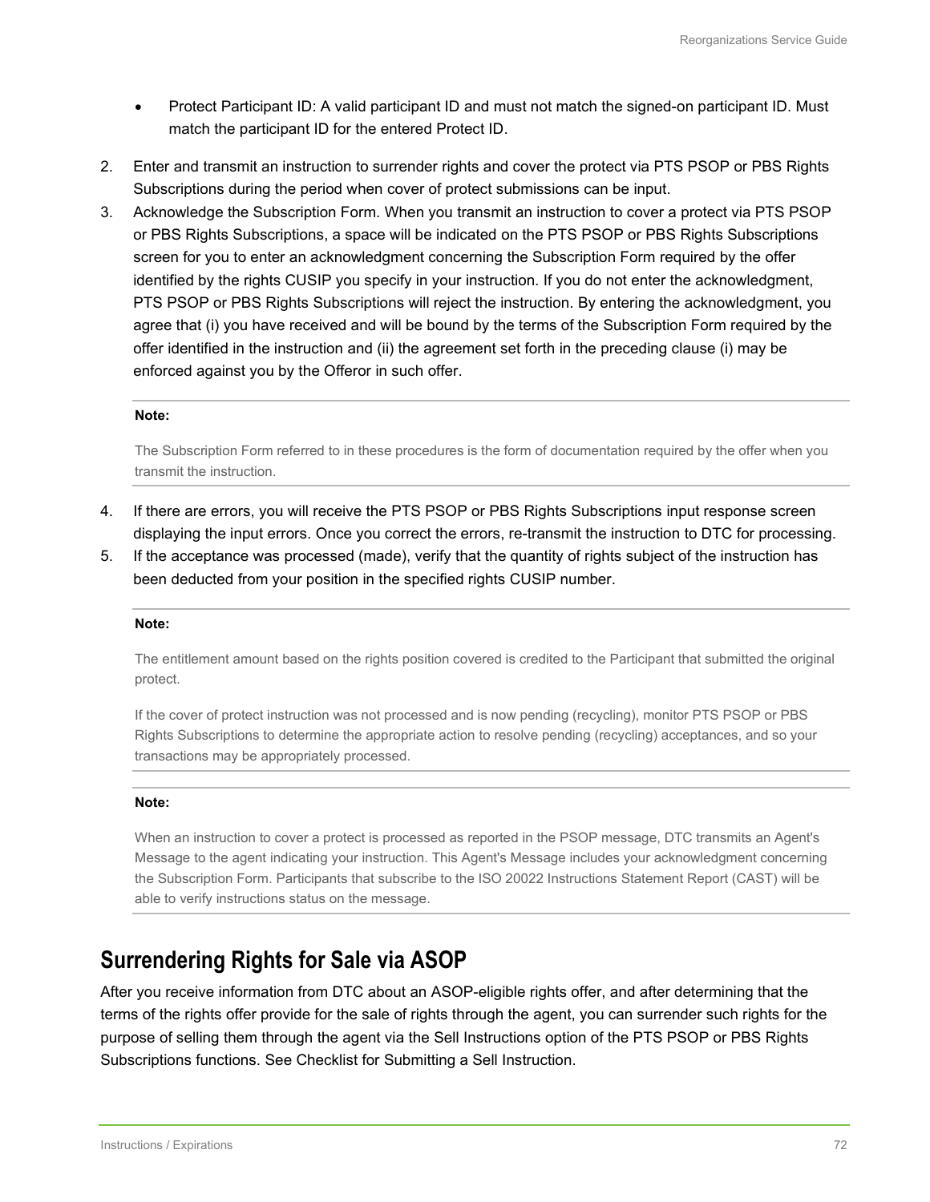- Protect Participant ID: A valid participant ID and must not match the signed-on participant ID. Must match the participant ID for the entered Protect ID.

2. Enter and transmit an instruction to surrender rights and cover the protect via PTS PSOP or PBS Rights Subscriptions during the period when cover of protect submissions can be input.
3. Acknowledge the Subscription Form. When you transmit an instruction to cover a protect via PTS PSOP or PBS Rights Subscriptions, a space will be indicated on the PTS PSOP or PBS Rights Subscriptions screen for you to enter an acknowledgment concerning the Subscription Form required by the offer identified by the rights CUSIP you specify in your instruction. If you do not enter the acknowledgment, PTS PSOP or PBS Rights Subscriptions will reject the instruction. By entering the acknowledgment, you agree that (i) you have received and will be bound by the terms of the Subscription Form required by the offer identified in the instruction and (ii) the agreement set forth in the preceding clause (i) may be enforced against you by the Offeror in such offer.

**Note:**

The Subscription Form referred to in these procedures is the form of documentation required by the offer when you transmit the instruction.

4. If there are errors, you will receive the PTS PSOP or PBS Rights Subscriptions input response screen displaying the input errors. Once you correct the errors, re-transmit the instruction to DTC for processing.
5. If the acceptance was processed (made), verify that the quantity of rights subject of the instruction has been deducted from your position in the specified rights CUSIP number.

**Note:**

The entitlement amount based on the rights position covered is credited to the Participant that submitted the original protect.

If the cover of protect instruction was not processed and is now pending (recycling), monitor PTS PSOP or PBS Rights Subscriptions to determine the appropriate action to resolve pending (recycling) acceptances, and so your transactions may be appropriately processed.

**Note:**

When an instruction to cover a protect is processed as reported in the PSOP message, DTC transmits an Agent's Message to the agent indicating your instruction. This Agent's Message includes your acknowledgment concerning the Subscription Form. Participants that subscribe to the ISO 20022 Instructions Statement Report (CAST) will be able to verify instructions status on the message.

## Surrendering Rights for Sale via ASOP

After you receive information from DTC about an ASOP-eligible rights offer, and after determining that the terms of the rights offer provide for the sale of rights through the agent, you can surrender such rights for the purpose of selling them through the agent via the Sell Instructions option of the PTS PSOP or PBS Rights Subscriptions functions. See Checklist for Submitting a Sell Instruction.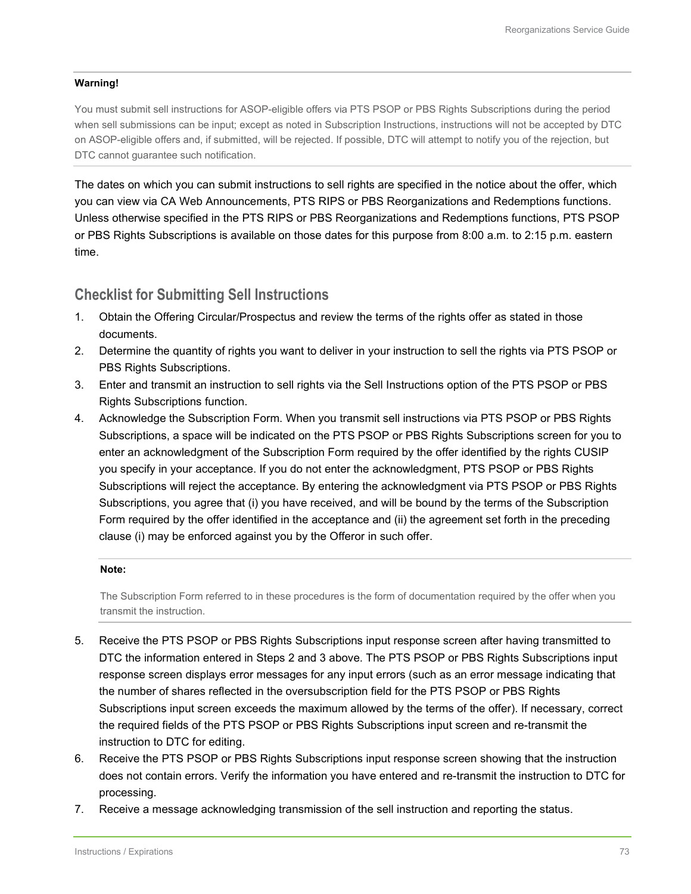**Warning!**

You must submit sell instructions for ASOP-eligible offers via PTS PSOP or PBS Rights Subscriptions during the period when sell submissions can be input; except as noted in Subscription Instructions, instructions will not be accepted by DTC on ASOP-eligible offers and, if submitted, will be rejected. If possible, DTC will attempt to notify you of the rejection, but DTC cannot guarantee such notification.

The dates on which you can submit instructions to sell rights are specified in the notice about the offer, which you can view via CA Web Announcements, PTS RIPS or PBS Reorganizations and Redemptions functions. Unless otherwise specified in the PTS RIPS or PBS Reorganizations and Redemptions functions, PTS PSOP or PBS Rights Subscriptions is available on those dates for this purpose from 8:00 a.m. to 2:15 p.m. eastern time.

## Checklist for Submitting Sell Instructions

1. Obtain the Offering Circular/Prospectus and review the terms of the rights offer as stated in those documents.
2. Determine the quantity of rights you want to deliver in your instruction to sell the rights via PTS PSOP or PBS Rights Subscriptions.
3. Enter and transmit an instruction to sell rights via the Sell Instructions option of the PTS PSOP or PBS Rights Subscriptions function.
4. Acknowledge the Subscription Form. When you transmit sell instructions via PTS PSOP or PBS Rights Subscriptions, a space will be indicated on the PTS PSOP or PBS Rights Subscriptions screen for you to enter an acknowledgment of the Subscription Form required by the offer identified by the rights CUSIP you specify in your acceptance. If you do not enter the acknowledgment, PTS PSOP or PBS Rights Subscriptions will reject the acceptance. By entering the acknowledgment via PTS PSOP or PBS Rights Subscriptions, you agree that (i) you have received, and will be bound by the terms of the Subscription Form required by the offer identified in the acceptance and (ii) the agreement set forth in the preceding clause (i) may be enforced against you by the Offeror in such offer.

   **Note:**

   The Subscription Form referred to in these procedures is the form of documentation required by the offer when you transmit the instruction.

5. Receive the PTS PSOP or PBS Rights Subscriptions input response screen after having transmitted to DTC the information entered in Steps 2 and 3 above. The PTS PSOP or PBS Rights Subscriptions input response screen displays error messages for any input errors (such as an error message indicating that the number of shares reflected in the oversubscription field for the PTS PSOP or PBS Rights Subscriptions input screen exceeds the maximum allowed by the terms of the offer). If necessary, correct the required fields of the PTS PSOP or PBS Rights Subscriptions input screen and re-transmit the instruction to DTC for editing.
6. Receive the PTS PSOP or PBS Rights Subscriptions input response screen showing that the instruction does not contain errors. Verify the information you have entered and re-transmit the instruction to DTC for processing.
7. Receive a message acknowledging transmission of the sell instruction and reporting the status.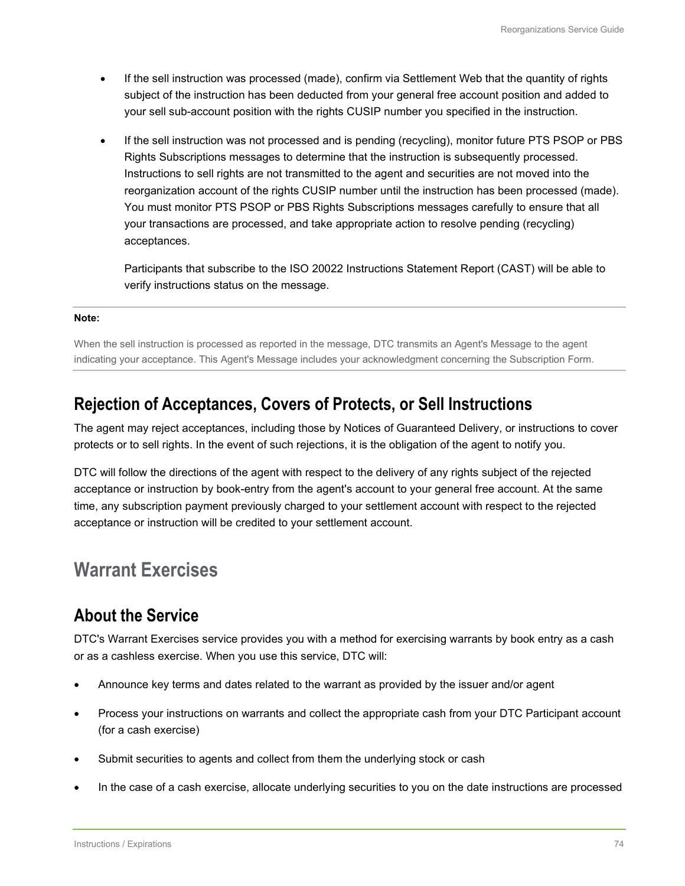- If the sell instruction was processed (made), confirm via Settlement Web that the quantity of rights subject of the instruction has been deducted from your general free account position and added to your sell sub-account position with the rights CUSIP number you specified in the instruction.

- If the sell instruction was not processed and is pending (recycling), monitor future PTS PSOP or PBS Rights Subscriptions messages to determine that the instruction is subsequently processed. Instructions to sell rights are not transmitted to the agent and securities are not moved into the reorganization account of the rights CUSIP number until the instruction has been processed (made). You must monitor PTS PSOP or PBS Rights Subscriptions messages carefully to ensure that all your transactions are processed, and take appropriate action to resolve pending (recycling) acceptances.

  Participants that subscribe to the ISO 20022 Instructions Statement Report (CAST) will be able to verify instructions status on the message.

**Note:**

When the sell instruction is processed as reported in the message, DTC transmits an Agent's Message to the agent indicating your acceptance. This Agent's Message includes your acknowledgment concerning the Subscription Form.

## Rejection of Acceptances, Covers of Protects, or Sell Instructions

The agent may reject acceptances, including those by Notices of Guaranteed Delivery, or instructions to cover protects or to sell rights. In the event of such rejections, it is the obligation of the agent to notify you.

DTC will follow the directions of the agent with respect to the delivery of any rights subject of the rejected acceptance or instruction by book-entry from the agent's account to your general free account. At the same time, any subscription payment previously charged to your settlement account with respect to the rejected acceptance or instruction will be credited to your settlement account.

# Warrant Exercises

## About the Service

DTC's Warrant Exercises service provides you with a method for exercising warrants by book entry as a cash or as a cashless exercise. When you use this service, DTC will:

- Announce key terms and dates related to the warrant as provided by the issuer and/or agent
- Process your instructions on warrants and collect the appropriate cash from your DTC Participant account (for a cash exercise)
- Submit securities to agents and collect from them the underlying stock or cash
- In the case of a cash exercise, allocate underlying securities to you on the date instructions are processed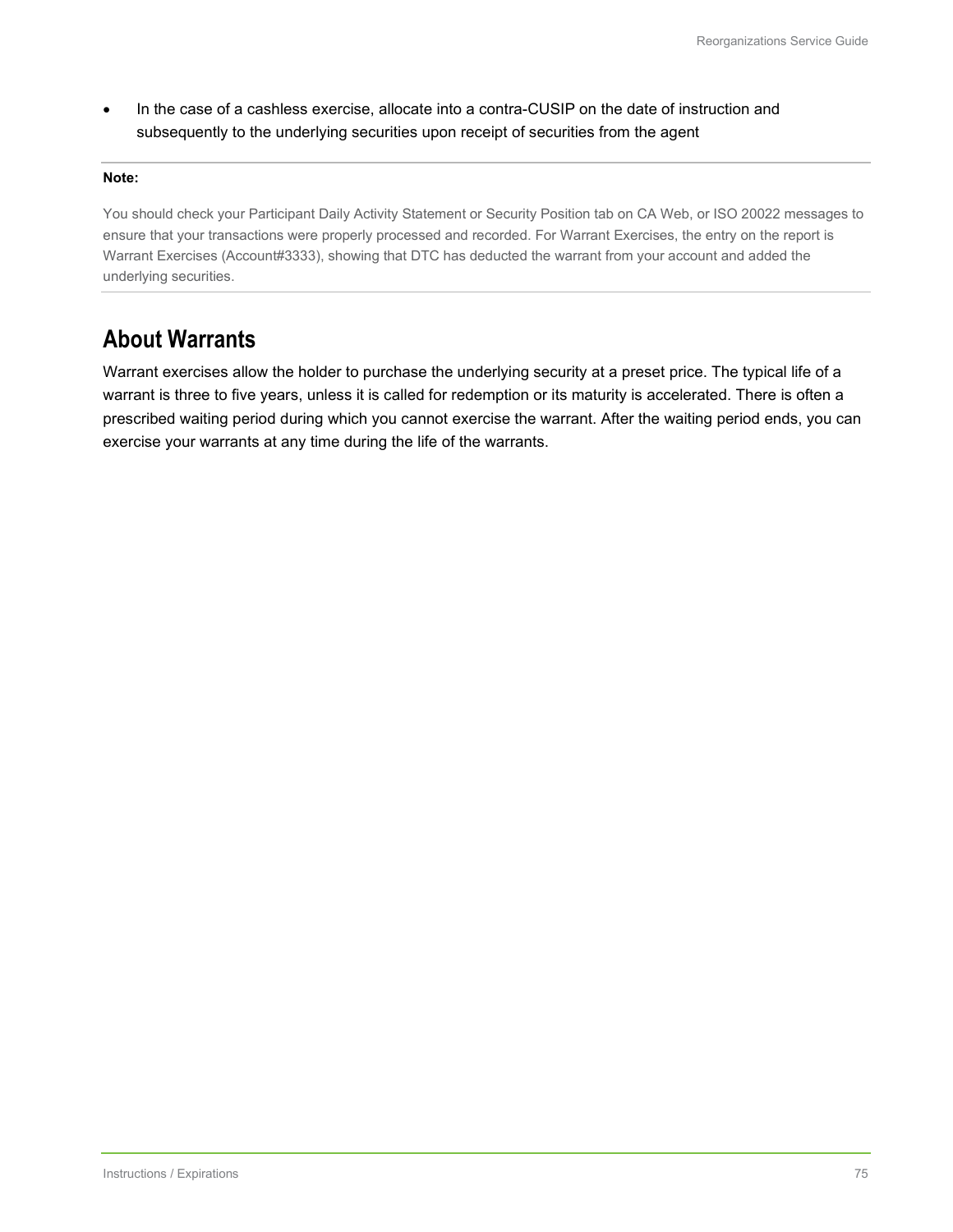- In the case of a cashless exercise, allocate into a contra-CUSIP on the date of instruction and subsequently to the underlying securities upon receipt of securities from the agent

**Note:**

You should check your Participant Daily Activity Statement or Security Position tab on CA Web, or ISO 20022 messages to ensure that your transactions were properly processed and recorded. For Warrant Exercises, the entry on the report is Warrant Exercises (Account#3333), showing that DTC has deducted the warrant from your account and added the underlying securities.

## About Warrants

Warrant exercises allow the holder to purchase the underlying security at a preset price. The typical life of a warrant is three to five years, unless it is called for redemption or its maturity is accelerated. There is often a prescribed waiting period during which you cannot exercise the warrant. After the waiting period ends, you can exercise your warrants at any time during the life of the warrants.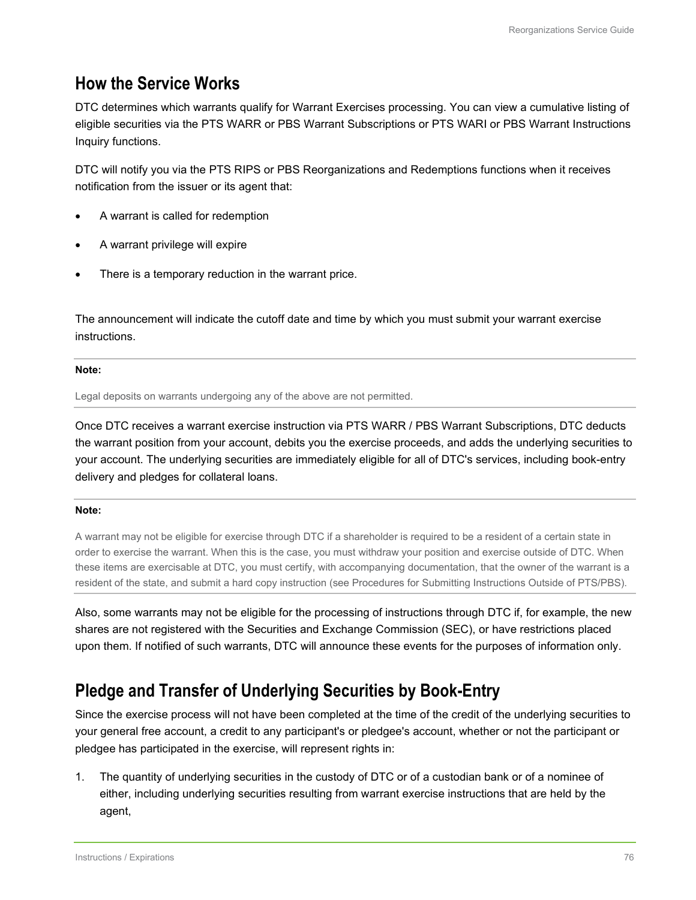## How the Service Works

DTC determines which warrants qualify for Warrant Exercises processing. You can view a cumulative listing of eligible securities via the PTS WARR or PBS Warrant Subscriptions or PTS WARI or PBS Warrant Instructions Inquiry functions.

DTC will notify you via the PTS RIPS or PBS Reorganizations and Redemptions functions when it receives notification from the issuer or its agent that:

- A warrant is called for redemption
- A warrant privilege will expire
- There is a temporary reduction in the warrant price.

The announcement will indicate the cutoff date and time by which you must submit your warrant exercise instructions.

**Note:**

Legal deposits on warrants undergoing any of the above are not permitted.

Once DTC receives a warrant exercise instruction via PTS WARR / PBS Warrant Subscriptions, DTC deducts the warrant position from your account, debits you the exercise proceeds, and adds the underlying securities to your account. The underlying securities are immediately eligible for all of DTC's services, including book-entry delivery and pledges for collateral loans.

**Note:**

A warrant may not be eligible for exercise through DTC if a shareholder is required to be a resident of a certain state in order to exercise the warrant. When this is the case, you must withdraw your position and exercise outside of DTC. When these items are exercisable at DTC, you must certify, with accompanying documentation, that the owner of the warrant is a resident of the state, and submit a hard copy instruction (see Procedures for Submitting Instructions Outside of PTS/PBS).

Also, some warrants may not be eligible for the processing of instructions through DTC if, for example, the new shares are not registered with the Securities and Exchange Commission (SEC), or have restrictions placed upon them. If notified of such warrants, DTC will announce these events for the purposes of information only.

## Pledge and Transfer of Underlying Securities by Book-Entry

Since the exercise process will not have been completed at the time of the credit of the underlying securities to your general free account, a credit to any participant's or pledgee's account, whether or not the participant or pledgee has participated in the exercise, will represent rights in:

1. The quantity of underlying securities in the custody of DTC or of a custodian bank or of a nominee of either, including underlying securities resulting from warrant exercise instructions that are held by the agent,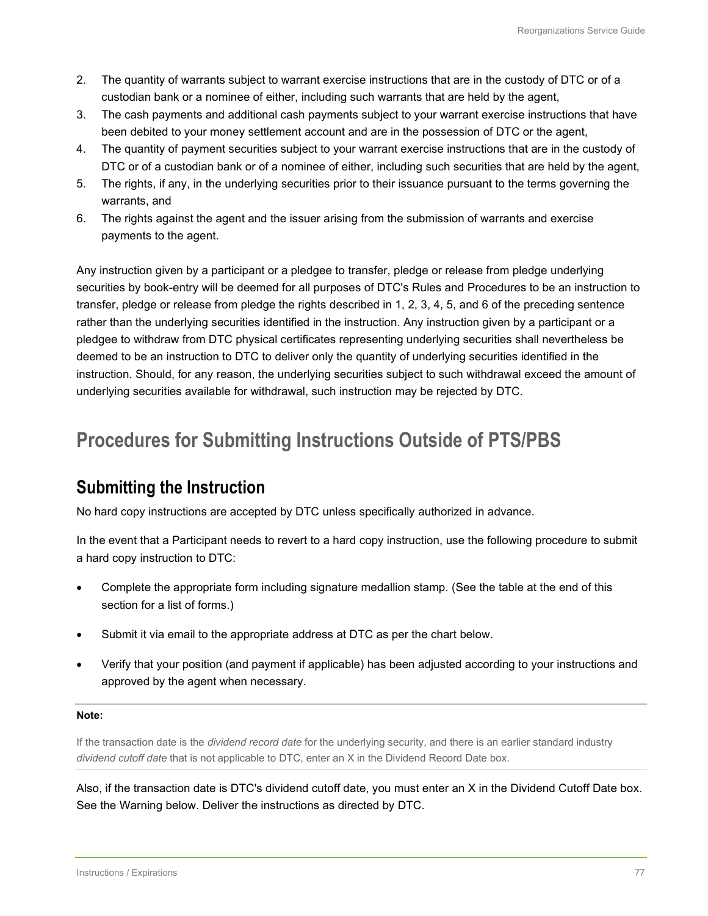2. The quantity of warrants subject to warrant exercise instructions that are in the custody of DTC or of a custodian bank or a nominee of either, including such warrants that are held by the agent,
3. The cash payments and additional cash payments subject to your warrant exercise instructions that have been debited to your money settlement account and are in the possession of DTC or the agent,
4. The quantity of payment securities subject to your warrant exercise instructions that are in the custody of DTC or of a custodian bank or of a nominee of either, including such securities that are held by the agent,
5. The rights, if any, in the underlying securities prior to their issuance pursuant to the terms governing the warrants, and
6. The rights against the agent and the issuer arising from the submission of warrants and exercise payments to the agent.

Any instruction given by a participant or a pledgee to transfer, pledge or release from pledge underlying securities by book-entry will be deemed for all purposes of DTC's Rules and Procedures to be an instruction to transfer, pledge or release from pledge the rights described in 1, 2, 3, 4, 5, and 6 of the preceding sentence rather than the underlying securities identified in the instruction. Any instruction given by a participant or a pledgee to withdraw from DTC physical certificates representing underlying securities shall nevertheless be deemed to be an instruction to DTC to deliver only the quantity of underlying securities identified in the instruction. Should, for any reason, the underlying securities subject to such withdrawal exceed the amount of underlying securities available for withdrawal, such instruction may be rejected by DTC.

# Procedures for Submitting Instructions Outside of PTS/PBS

## Submitting the Instruction

No hard copy instructions are accepted by DTC unless specifically authorized in advance.

In the event that a Participant needs to revert to a hard copy instruction, use the following procedure to submit a hard copy instruction to DTC:

- Complete the appropriate form including signature medallion stamp. (See the table at the end of this section for a list of forms.)
- Submit it via email to the appropriate address at DTC as per the chart below.
- Verify that your position (and payment if applicable) has been adjusted according to your instructions and approved by the agent when necessary.

**Note:**

If the transaction date is the *dividend record date* for the underlying security, and there is an earlier standard industry *dividend cutoff date* that is not applicable to DTC, enter an X in the Dividend Record Date box.

Also, if the transaction date is DTC's dividend cutoff date, you must enter an X in the Dividend Cutoff Date box. See the Warning below. Deliver the instructions as directed by DTC.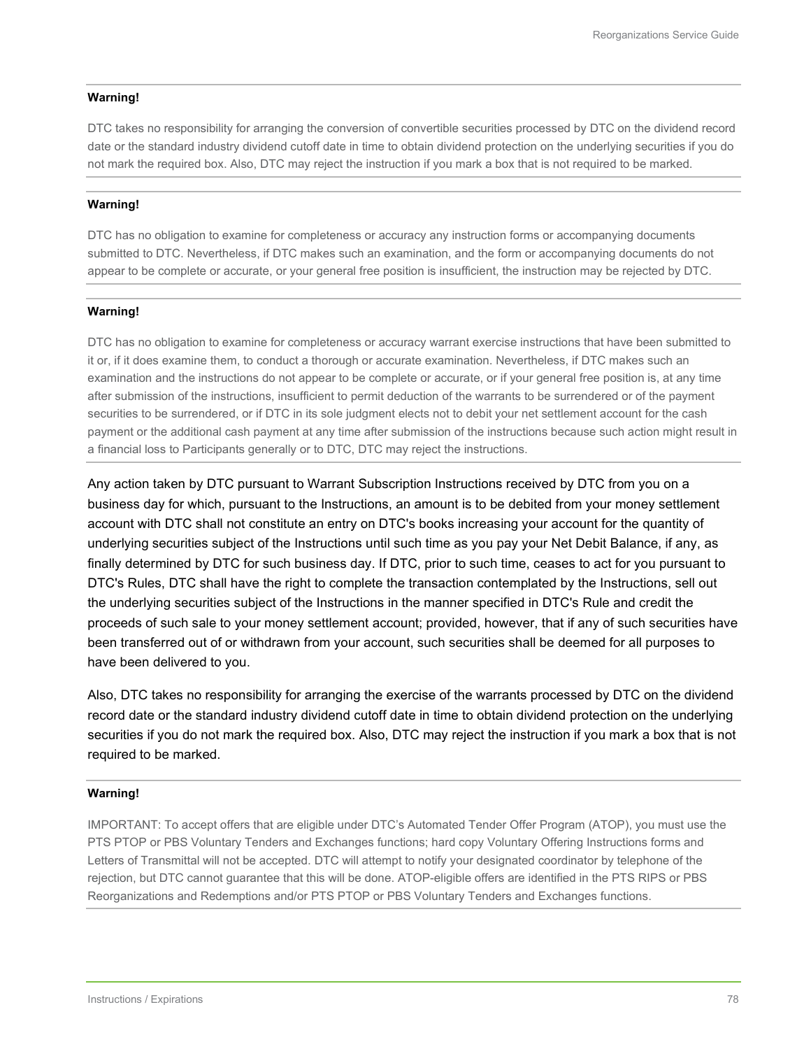**Warning!**

DTC takes no responsibility for arranging the conversion of convertible securities processed by DTC on the dividend record date or the standard industry dividend cutoff date in time to obtain dividend protection on the underlying securities if you do not mark the required box. Also, DTC may reject the instruction if you mark a box that is not required to be marked.

**Warning!**

DTC has no obligation to examine for completeness or accuracy any instruction forms or accompanying documents submitted to DTC. Nevertheless, if DTC makes such an examination, and the form or accompanying documents do not appear to be complete or accurate, or your general free position is insufficient, the instruction may be rejected by DTC.

**Warning!**

DTC has no obligation to examine for completeness or accuracy warrant exercise instructions that have been submitted to it or, if it does examine them, to conduct a thorough or accurate examination. Nevertheless, if DTC makes such an examination and the instructions do not appear to be complete or accurate, or if your general free position is, at any time after submission of the instructions, insufficient to permit deduction of the warrants to be surrendered or of the payment securities to be surrendered, or if DTC in its sole judgment elects not to debit your net settlement account for the cash payment or the additional cash payment at any time after submission of the instructions because such action might result in a financial loss to Participants generally or to DTC, DTC may reject the instructions.

Any action taken by DTC pursuant to Warrant Subscription Instructions received by DTC from you on a business day for which, pursuant to the Instructions, an amount is to be debited from your money settlement account with DTC shall not constitute an entry on DTC's books increasing your account for the quantity of underlying securities subject of the Instructions until such time as you pay your Net Debit Balance, if any, as finally determined by DTC for such business day. If DTC, prior to such time, ceases to act for you pursuant to DTC's Rules, DTC shall have the right to complete the transaction contemplated by the Instructions, sell out the underlying securities subject of the Instructions in the manner specified in DTC's Rule and credit the proceeds of such sale to your money settlement account; provided, however, that if any of such securities have been transferred out of or withdrawn from your account, such securities shall be deemed for all purposes to have been delivered to you.

Also, DTC takes no responsibility for arranging the exercise of the warrants processed by DTC on the dividend record date or the standard industry dividend cutoff date in time to obtain dividend protection on the underlying securities if you do not mark the required box. Also, DTC may reject the instruction if you mark a box that is not required to be marked.

**Warning!**

IMPORTANT: To accept offers that are eligible under DTC's Automated Tender Offer Program (ATOP), you must use the PTS PTOP or PBS Voluntary Tenders and Exchanges functions; hard copy Voluntary Offering Instructions forms and Letters of Transmittal will not be accepted. DTC will attempt to notify your designated coordinator by telephone of the rejection, but DTC cannot guarantee that this will be done. ATOP-eligible offers are identified in the PTS RIPS or PBS Reorganizations and Redemptions and/or PTS PTOP or PBS Voluntary Tenders and Exchanges functions.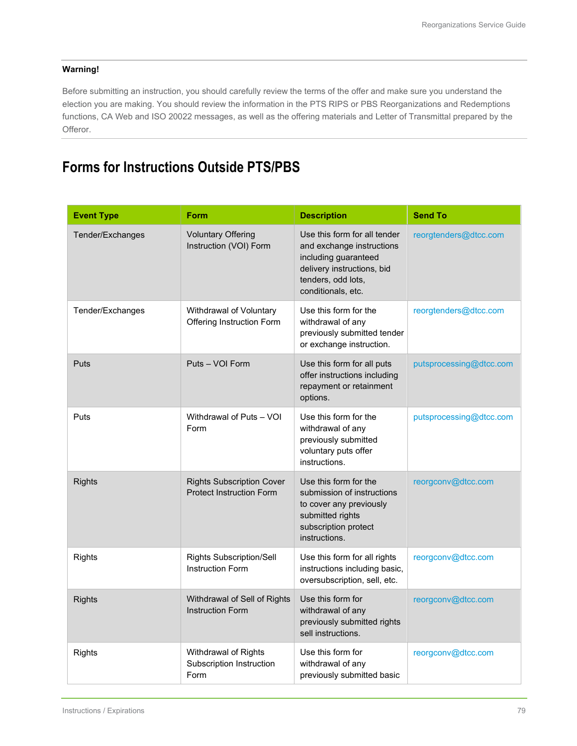**Warning!**

Before submitting an instruction, you should carefully review the terms of the offer and make sure you understand the election you are making. You should review the information in the PTS RIPS or PBS Reorganizations and Redemptions functions, CA Web and ISO 20022 messages, as well as the offering materials and Letter of Transmittal prepared by the Offeror.

# Forms for Instructions Outside PTS/PBS

| Event Type | Form | Description | Send To |
|---|---|---|---|
| Tender/Exchanges | Voluntary Offering Instruction (VOI) Form | Use this form for all tender and exchange instructions including guaranteed delivery instructions, bid tenders, odd lots, conditionals, etc. | reorgtenders@dtcc.com |
| Tender/Exchanges | Withdrawal of Voluntary Offering Instruction Form | Use this form for the withdrawal of any previously submitted tender or exchange instruction. | reorgtenders@dtcc.com |
| Puts | Puts – VOI Form | Use this form for all puts offer instructions including repayment or retainment options. | putsprocessing@dtcc.com |
| Puts | Withdrawal of Puts – VOI Form | Use this form for the withdrawal of any previously submitted voluntary puts offer instructions. | putsprocessing@dtcc.com |
| Rights | Rights Subscription Cover Protect Instruction Form | Use this form for the submission of instructions to cover any previously submitted rights subscription protect instructions. | reorgconv@dtcc.com |
| Rights | Rights Subscription/Sell Instruction Form | Use this form for all rights instructions including basic, oversubscription, sell, etc. | reorgconv@dtcc.com |
| Rights | Withdrawal of Sell of Rights Instruction Form | Use this form for withdrawal of any previously submitted rights sell instructions. | reorgconv@dtcc.com |
| Rights | Withdrawal of Rights Subscription Instruction Form | Use this form for withdrawal of any previously submitted basic | reorgconv@dtcc.com |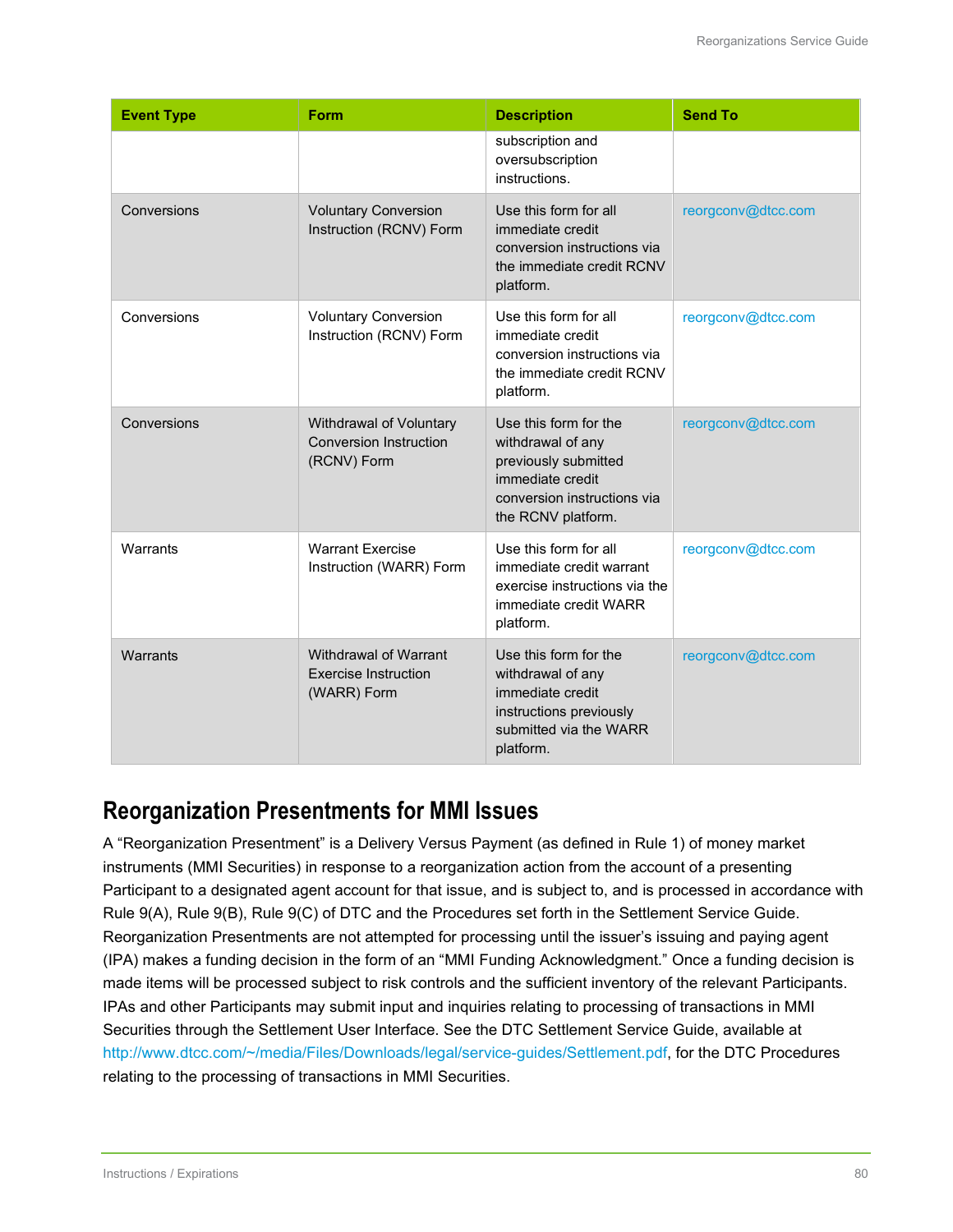| Event Type | Form | Description | Send To |
|---|---|---|---|
| | | subscription and oversubscription instructions. | |
| Conversions | Voluntary Conversion Instruction (RCNV) Form | Use this form for all immediate credit conversion instructions via the immediate credit RCNV platform. | reorgconv@dtcc.com |
| Conversions | Voluntary Conversion Instruction (RCNV) Form | Use this form for all immediate credit conversion instructions via the immediate credit RCNV platform. | reorgconv@dtcc.com |
| Conversions | Withdrawal of Voluntary Conversion Instruction (RCNV) Form | Use this form for the withdrawal of any previously submitted immediate credit conversion instructions via the RCNV platform. | reorgconv@dtcc.com |
| Warrants | Warrant Exercise Instruction (WARR) Form | Use this form for all immediate credit warrant exercise instructions via the immediate credit WARR platform. | reorgconv@dtcc.com |
| Warrants | Withdrawal of Warrant Exercise Instruction (WARR) Form | Use this form for the withdrawal of any immediate credit instructions previously submitted via the WARR platform. | reorgconv@dtcc.com |

## Reorganization Presentments for MMI Issues

A “Reorganization Presentment” is a Delivery Versus Payment (as defined in Rule 1) of money market instruments (MMI Securities) in response to a reorganization action from the account of a presenting Participant to a designated agent account for that issue, and is subject to, and is processed in accordance with Rule 9(A), Rule 9(B), Rule 9(C) of DTC and the Procedures set forth in the Settlement Service Guide. Reorganization Presentments are not attempted for processing until the issuer’s issuing and paying agent (IPA) makes a funding decision in the form of an “MMI Funding Acknowledgment.” Once a funding decision is made items will be processed subject to risk controls and the sufficient inventory of the relevant Participants. IPAs and other Participants may submit input and inquiries relating to processing of transactions in MMI Securities through the Settlement User Interface. See the DTC Settlement Service Guide, available at http://www.dtcc.com/~/media/Files/Downloads/legal/service-guides/Settlement.pdf, for the DTC Procedures relating to the processing of transactions in MMI Securities.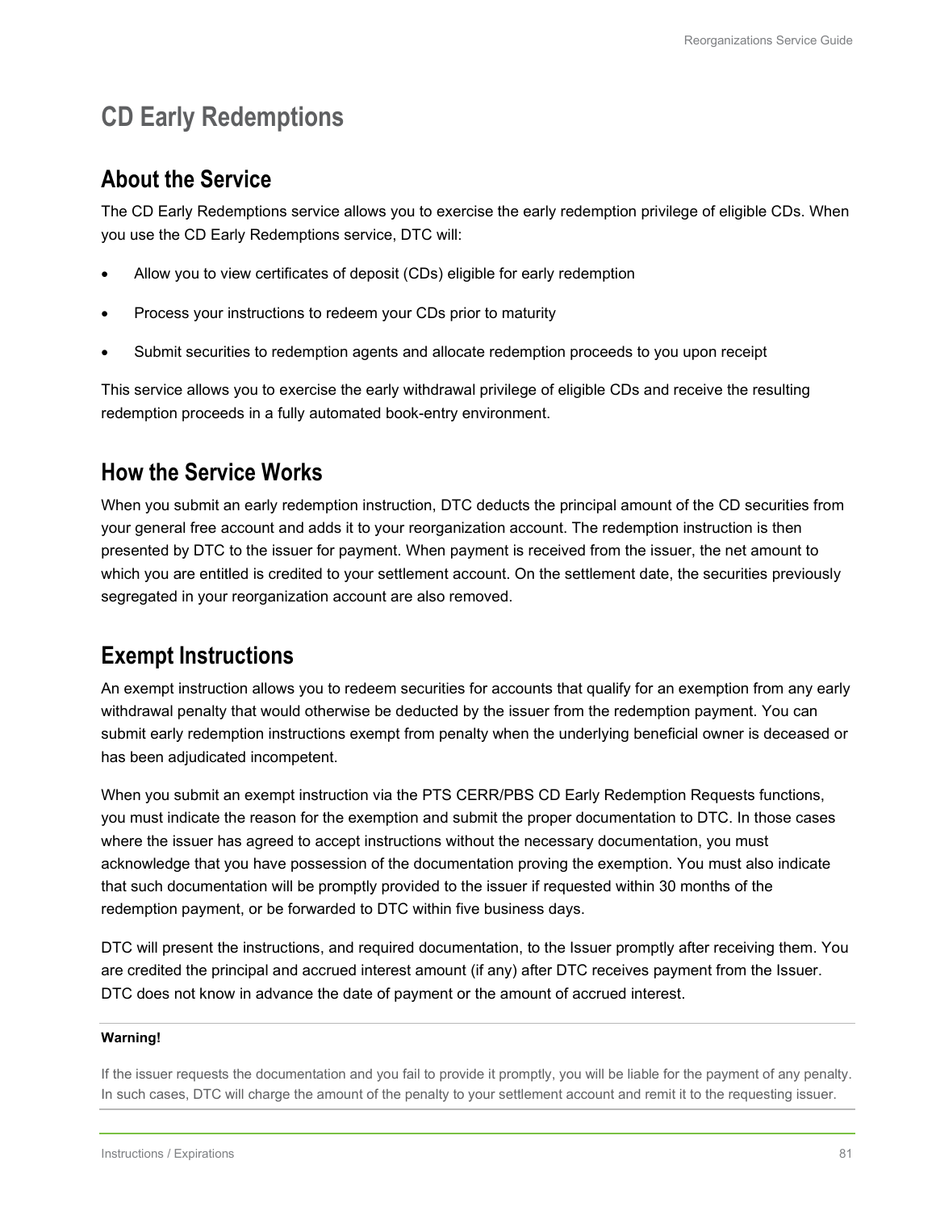# CD Early Redemptions

## About the Service

The CD Early Redemptions service allows you to exercise the early redemption privilege of eligible CDs. When you use the CD Early Redemptions service, DTC will:

- Allow you to view certificates of deposit (CDs) eligible for early redemption
- Process your instructions to redeem your CDs prior to maturity
- Submit securities to redemption agents and allocate redemption proceeds to you upon receipt

This service allows you to exercise the early withdrawal privilege of eligible CDs and receive the resulting redemption proceeds in a fully automated book-entry environment.

## How the Service Works

When you submit an early redemption instruction, DTC deducts the principal amount of the CD securities from your general free account and adds it to your reorganization account. The redemption instruction is then presented by DTC to the issuer for payment. When payment is received from the issuer, the net amount to which you are entitled is credited to your settlement account. On the settlement date, the securities previously segregated in your reorganization account are also removed.

## Exempt Instructions

An exempt instruction allows you to redeem securities for accounts that qualify for an exemption from any early withdrawal penalty that would otherwise be deducted by the issuer from the redemption payment. You can submit early redemption instructions exempt from penalty when the underlying beneficial owner is deceased or has been adjudicated incompetent.

When you submit an exempt instruction via the PTS CERR/PBS CD Early Redemption Requests functions, you must indicate the reason for the exemption and submit the proper documentation to DTC. In those cases where the issuer has agreed to accept instructions without the necessary documentation, you must acknowledge that you have possession of the documentation proving the exemption. You must also indicate that such documentation will be promptly provided to the issuer if requested within 30 months of the redemption payment, or be forwarded to DTC within five business days.

DTC will present the instructions, and required documentation, to the Issuer promptly after receiving them. You are credited the principal and accrued interest amount (if any) after DTC receives payment from the Issuer. DTC does not know in advance the date of payment or the amount of accrued interest.

**Warning!**

If the issuer requests the documentation and you fail to provide it promptly, you will be liable for the payment of any penalty. In such cases, DTC will charge the amount of the penalty to your settlement account and remit it to the requesting issuer.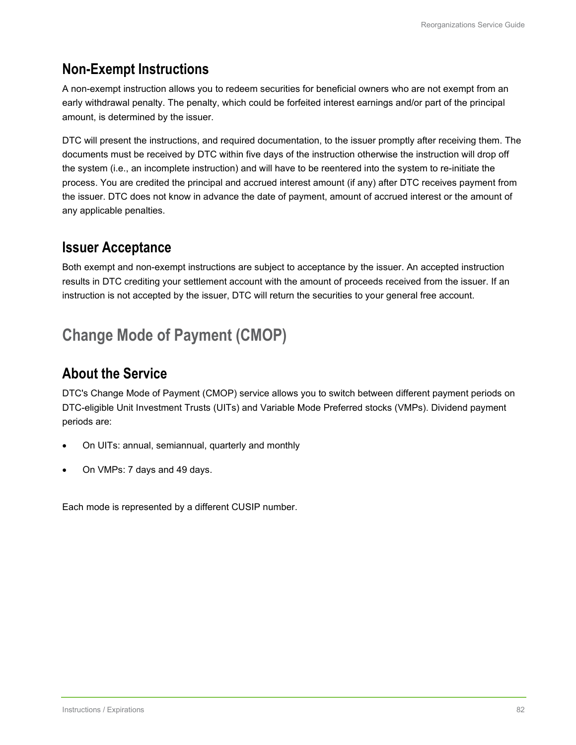## Non-Exempt Instructions

A non-exempt instruction allows you to redeem securities for beneficial owners who are not exempt from an early withdrawal penalty. The penalty, which could be forfeited interest earnings and/or part of the principal amount, is determined by the issuer.

DTC will present the instructions, and required documentation, to the issuer promptly after receiving them. The documents must be received by DTC within five days of the instruction otherwise the instruction will drop off the system (i.e., an incomplete instruction) and will have to be reentered into the system to re-initiate the process. You are credited the principal and accrued interest amount (if any) after DTC receives payment from the issuer. DTC does not know in advance the date of payment, amount of accrued interest or the amount of any applicable penalties.

## Issuer Acceptance

Both exempt and non-exempt instructions are subject to acceptance by the issuer. An accepted instruction results in DTC crediting your settlement account with the amount of proceeds received from the issuer. If an instruction is not accepted by the issuer, DTC will return the securities to your general free account.

# Change Mode of Payment (CMOP)

## About the Service

DTC's Change Mode of Payment (CMOP) service allows you to switch between different payment periods on DTC-eligible Unit Investment Trusts (UITs) and Variable Mode Preferred stocks (VMPs). Dividend payment periods are:

- On UITs: annual, semiannual, quarterly and monthly
- On VMPs: 7 days and 49 days.

Each mode is represented by a different CUSIP number.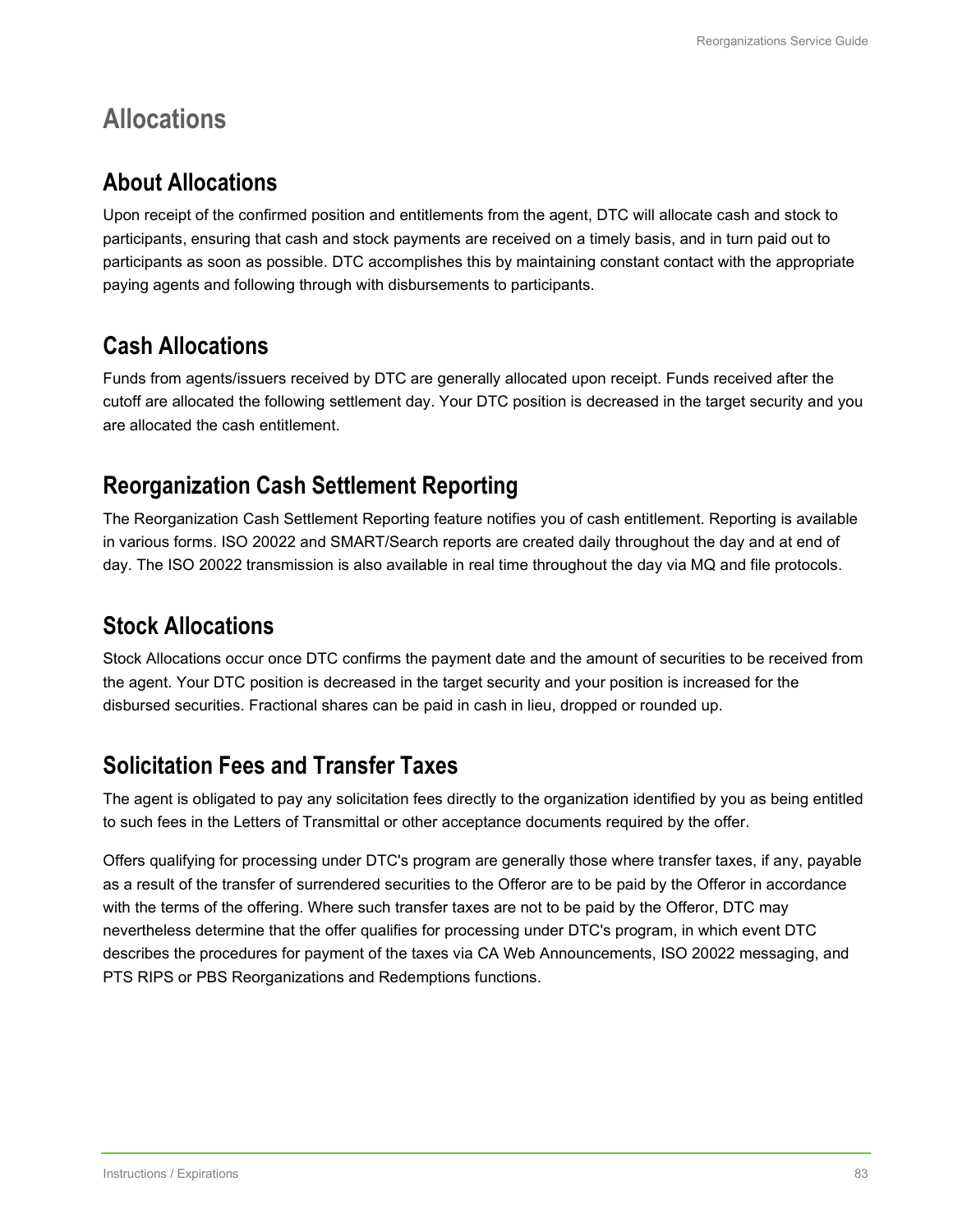# Allocations

## About Allocations

Upon receipt of the confirmed position and entitlements from the agent, DTC will allocate cash and stock to participants, ensuring that cash and stock payments are received on a timely basis, and in turn paid out to participants as soon as possible. DTC accomplishes this by maintaining constant contact with the appropriate paying agents and following through with disbursements to participants.

## Cash Allocations

Funds from agents/issuers received by DTC are generally allocated upon receipt. Funds received after the cutoff are allocated the following settlement day. Your DTC position is decreased in the target security and you are allocated the cash entitlement.

## Reorganization Cash Settlement Reporting

The Reorganization Cash Settlement Reporting feature notifies you of cash entitlement. Reporting is available in various forms. ISO 20022 and SMART/Search reports are created daily throughout the day and at end of day. The ISO 20022 transmission is also available in real time throughout the day via MQ and file protocols.

## Stock Allocations

Stock Allocations occur once DTC confirms the payment date and the amount of securities to be received from the agent. Your DTC position is decreased in the target security and your position is increased for the disbursed securities. Fractional shares can be paid in cash in lieu, dropped or rounded up.

## Solicitation Fees and Transfer Taxes

The agent is obligated to pay any solicitation fees directly to the organization identified by you as being entitled to such fees in the Letters of Transmittal or other acceptance documents required by the offer.

Offers qualifying for processing under DTC's program are generally those where transfer taxes, if any, payable as a result of the transfer of surrendered securities to the Offeror are to be paid by the Offeror in accordance with the terms of the offering. Where such transfer taxes are not to be paid by the Offeror, DTC may nevertheless determine that the offer qualifies for processing under DTC's program, in which event DTC describes the procedures for payment of the taxes via CA Web Announcements, ISO 20022 messaging, and PTS RIPS or PBS Reorganizations and Redemptions functions.